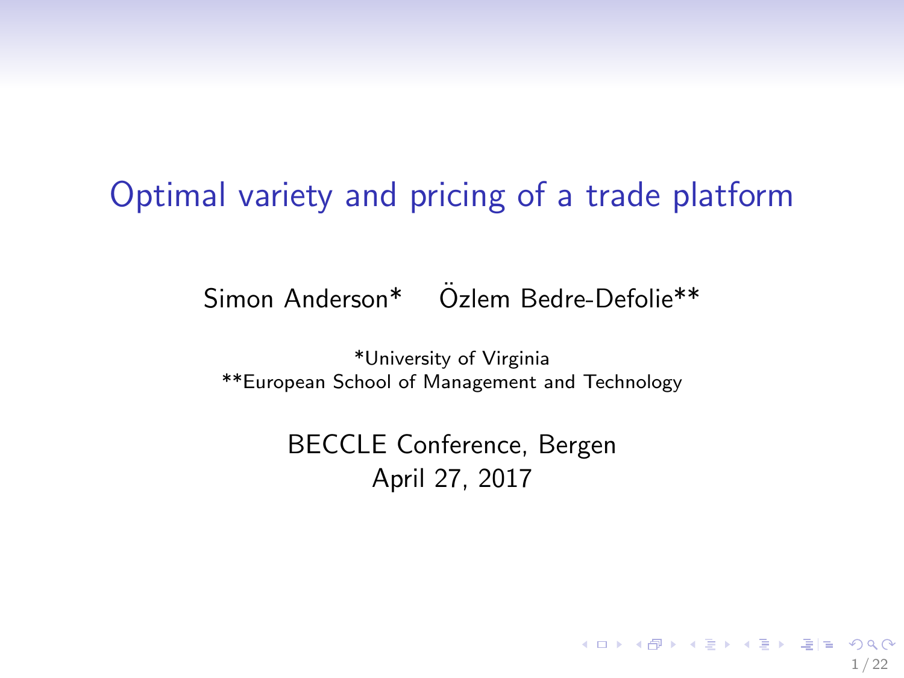# Optimal variety and pricing of a trade platform

Simon Anderson* Özlem Bedre-Defolie**

*University of Virginia

**European School of Management and Technology

BECCLE Conference, Bergen

April 27, 2017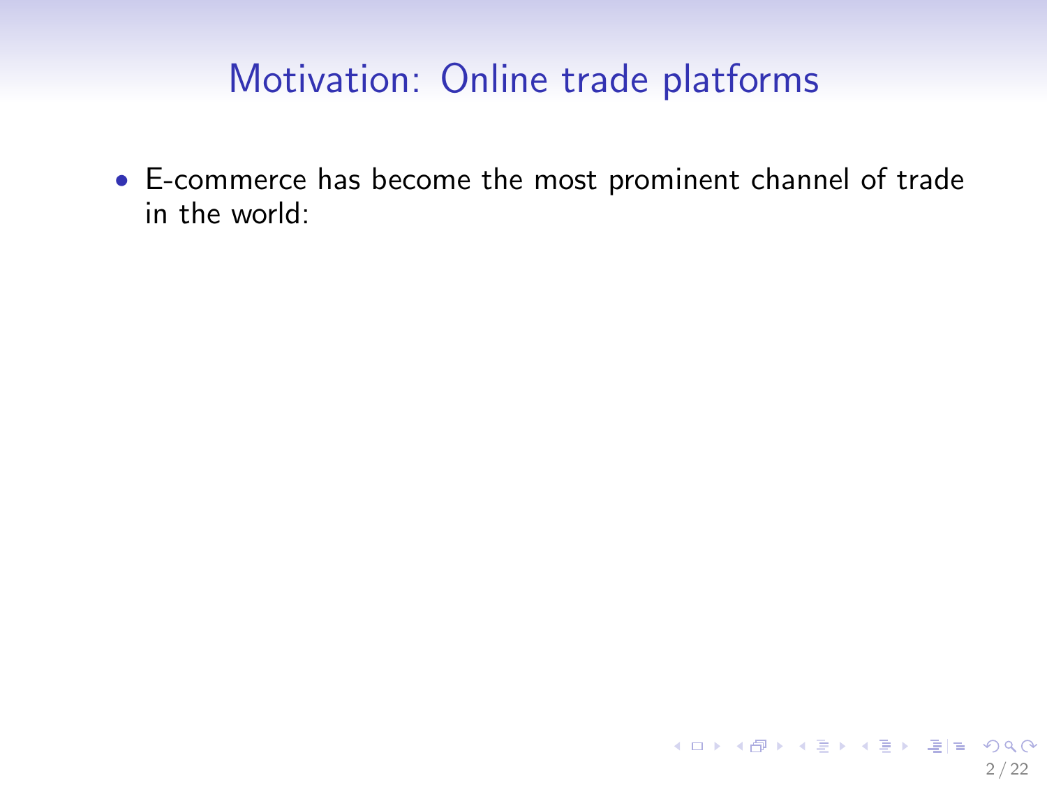## Motivation: Online trade platforms

- E-commerce has become the most prominent channel of trade in the world: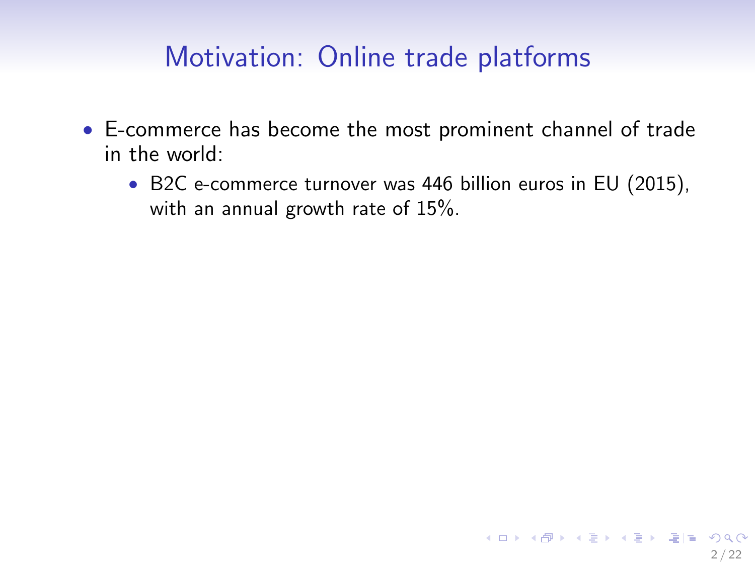# Motivation: Online trade platforms

- E-commerce has become the most prominent channel of trade in the world:
  - B2C e-commerce turnover was 446 billion euros in EU (2015), with an annual growth rate of 15%.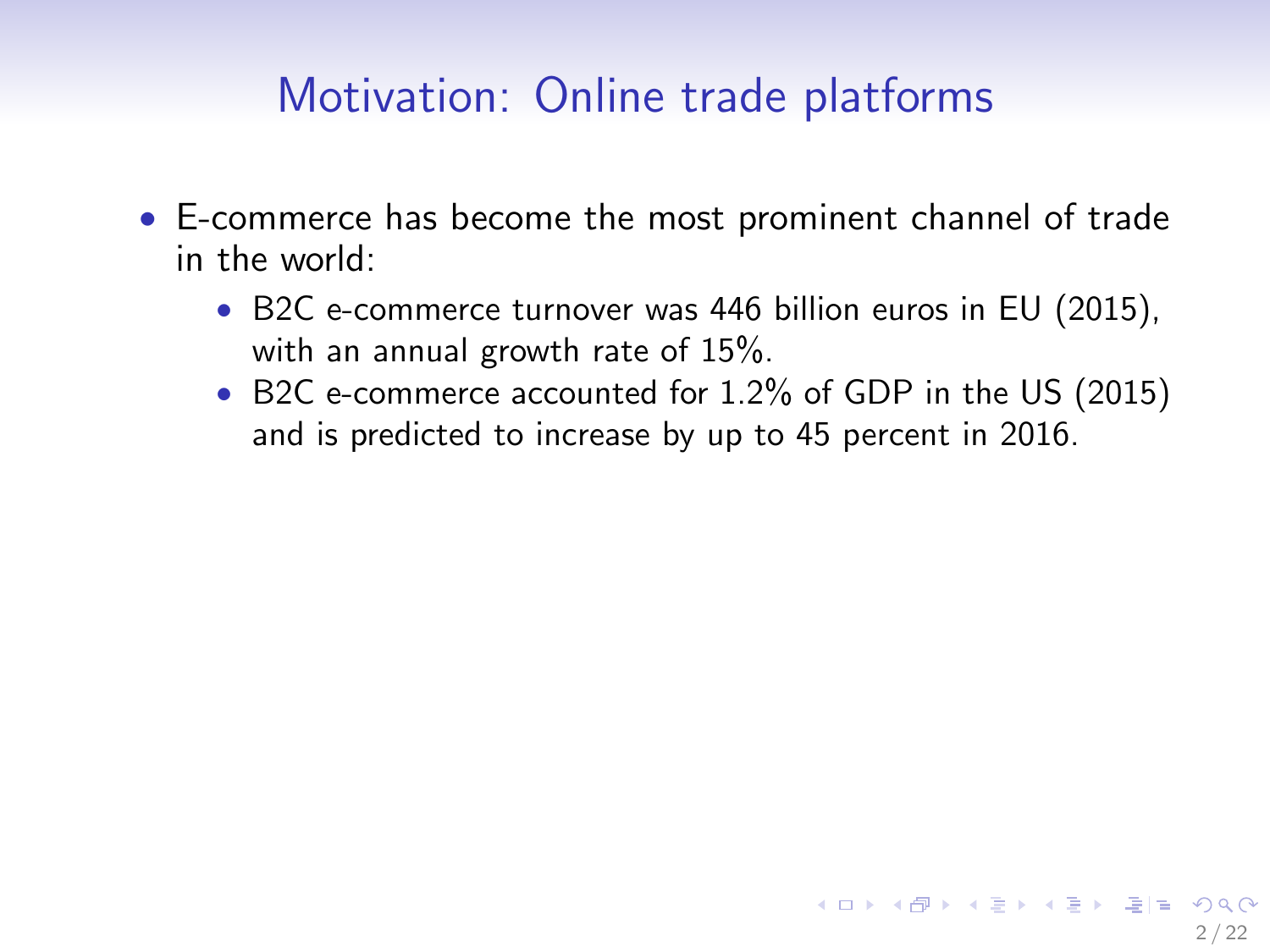# Motivation: Online trade platforms

- E-commerce has become the most prominent channel of trade in the world:
  - B2C e-commerce turnover was 446 billion euros in EU (2015), with an annual growth rate of 15%.
  - B2C e-commerce accounted for 1.2% of GDP in the US (2015) and is predicted to increase by up to 45 percent in 2016.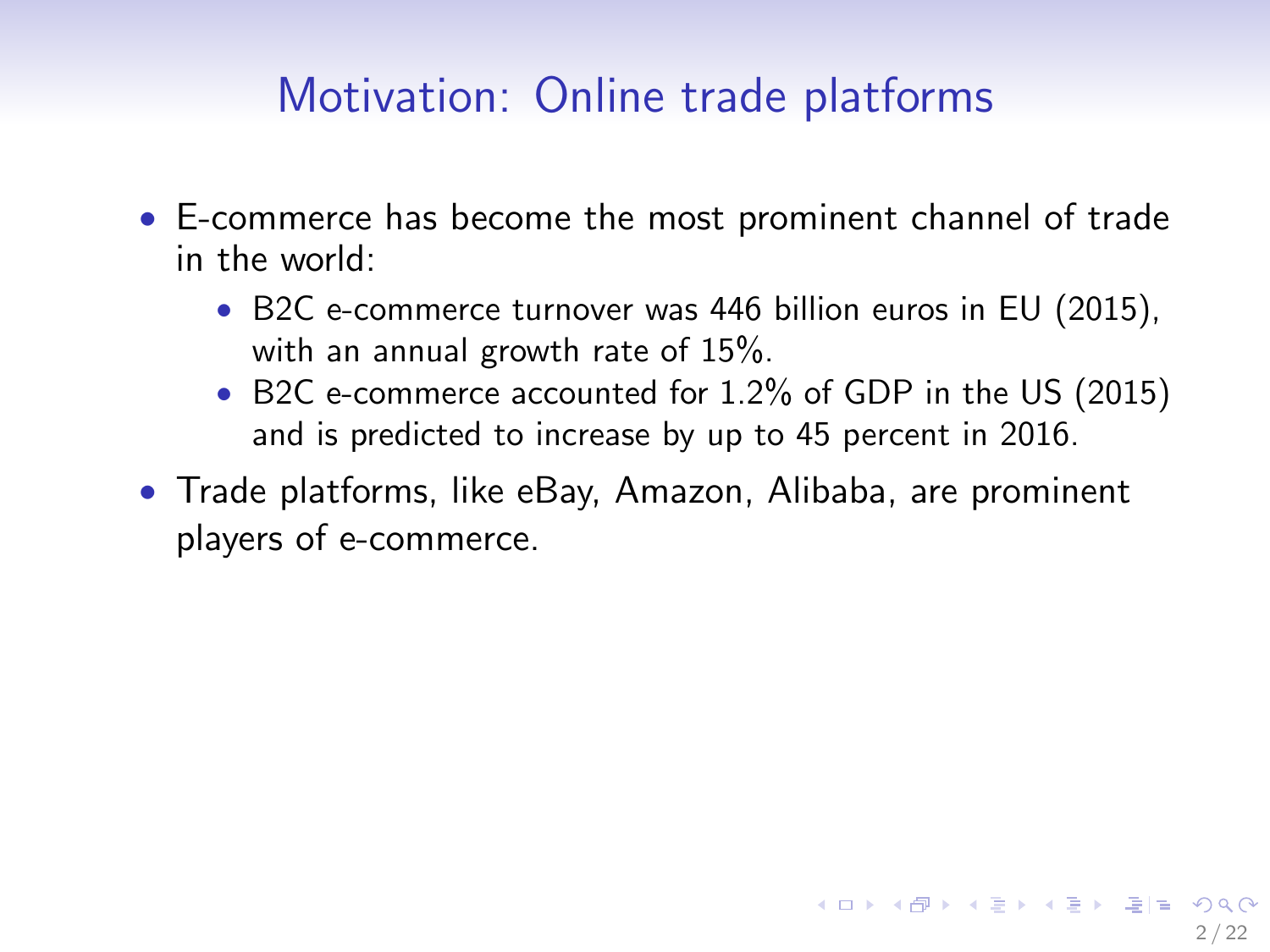# Motivation: Online trade platforms

- E-commerce has become the most prominent channel of trade in the world:
  - B2C e-commerce turnover was 446 billion euros in EU (2015), with an annual growth rate of 15%.
  - B2C e-commerce accounted for 1.2% of GDP in the US (2015) and is predicted to increase by up to 45 percent in 2016.
- Trade platforms, like eBay, Amazon, Alibaba, are prominent players of e-commerce.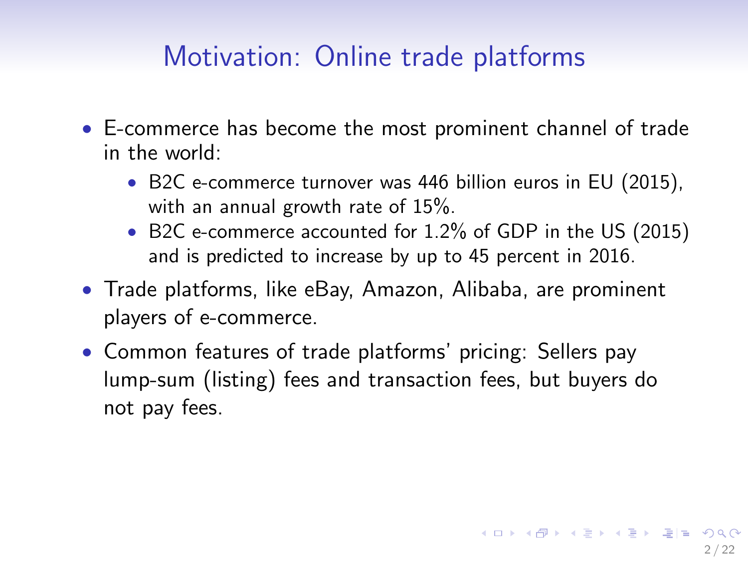# Motivation: Online trade platforms

- E-commerce has become the most prominent channel of trade in the world:
  - B2C e-commerce turnover was 446 billion euros in EU (2015), with an annual growth rate of 15%.
  - B2C e-commerce accounted for 1.2% of GDP in the US (2015) and is predicted to increase by up to 45 percent in 2016.
- Trade platforms, like eBay, Amazon, Alibaba, are prominent players of e-commerce.
- Common features of trade platforms' pricing: Sellers pay lump-sum (listing) fees and transaction fees, but buyers do not pay fees.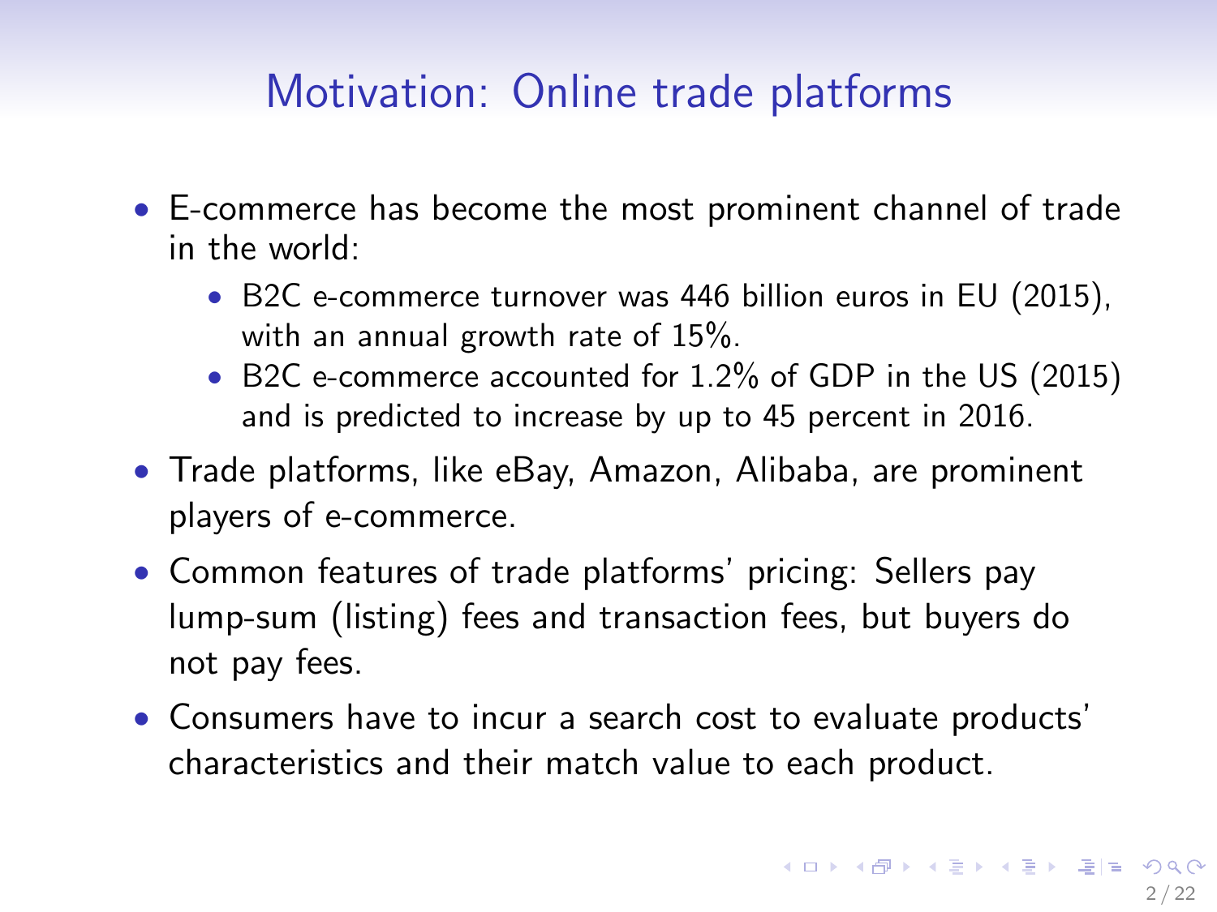# Motivation: Online trade platforms

- E-commerce has become the most prominent channel of trade in the world:
  - B2C e-commerce turnover was 446 billion euros in EU (2015), with an annual growth rate of 15%.
  - B2C e-commerce accounted for 1.2% of GDP in the US (2015) and is predicted to increase by up to 45 percent in 2016.
- Trade platforms, like eBay, Amazon, Alibaba, are prominent players of e-commerce.
- Common features of trade platforms' pricing: Sellers pay lump-sum (listing) fees and transaction fees, but buyers do not pay fees.
- Consumers have to incur a search cost to evaluate products' characteristics and their match value to each product.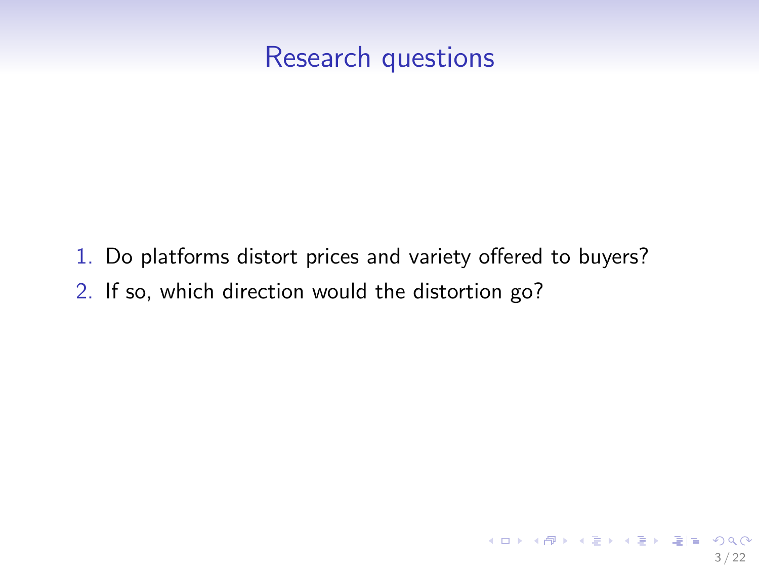# Research questions

1. Do platforms distort prices and variety offered to buyers?
2. If so, which direction would the distortion go?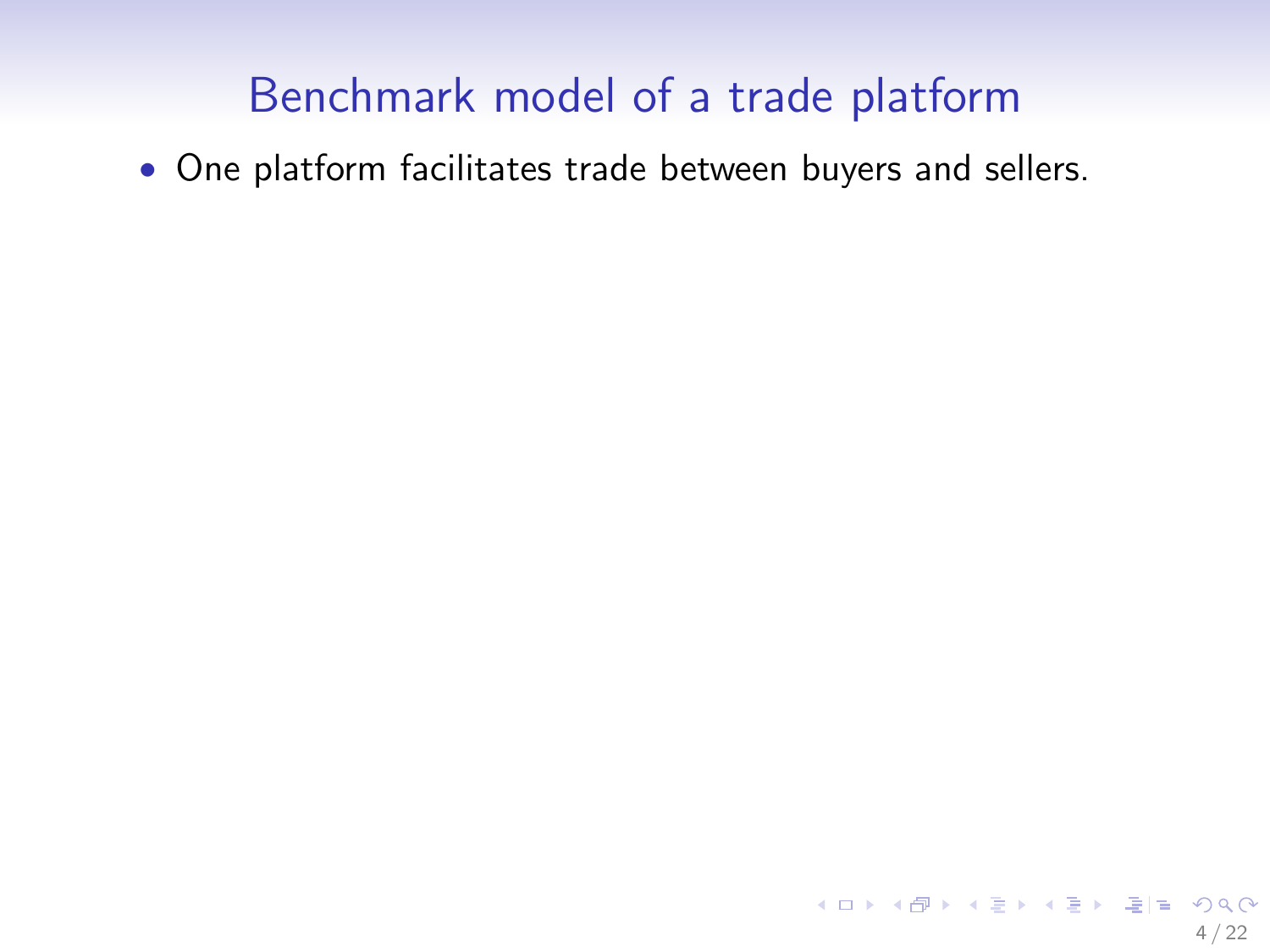# Benchmark model of a trade platform

- One platform facilitates trade between buyers and sellers.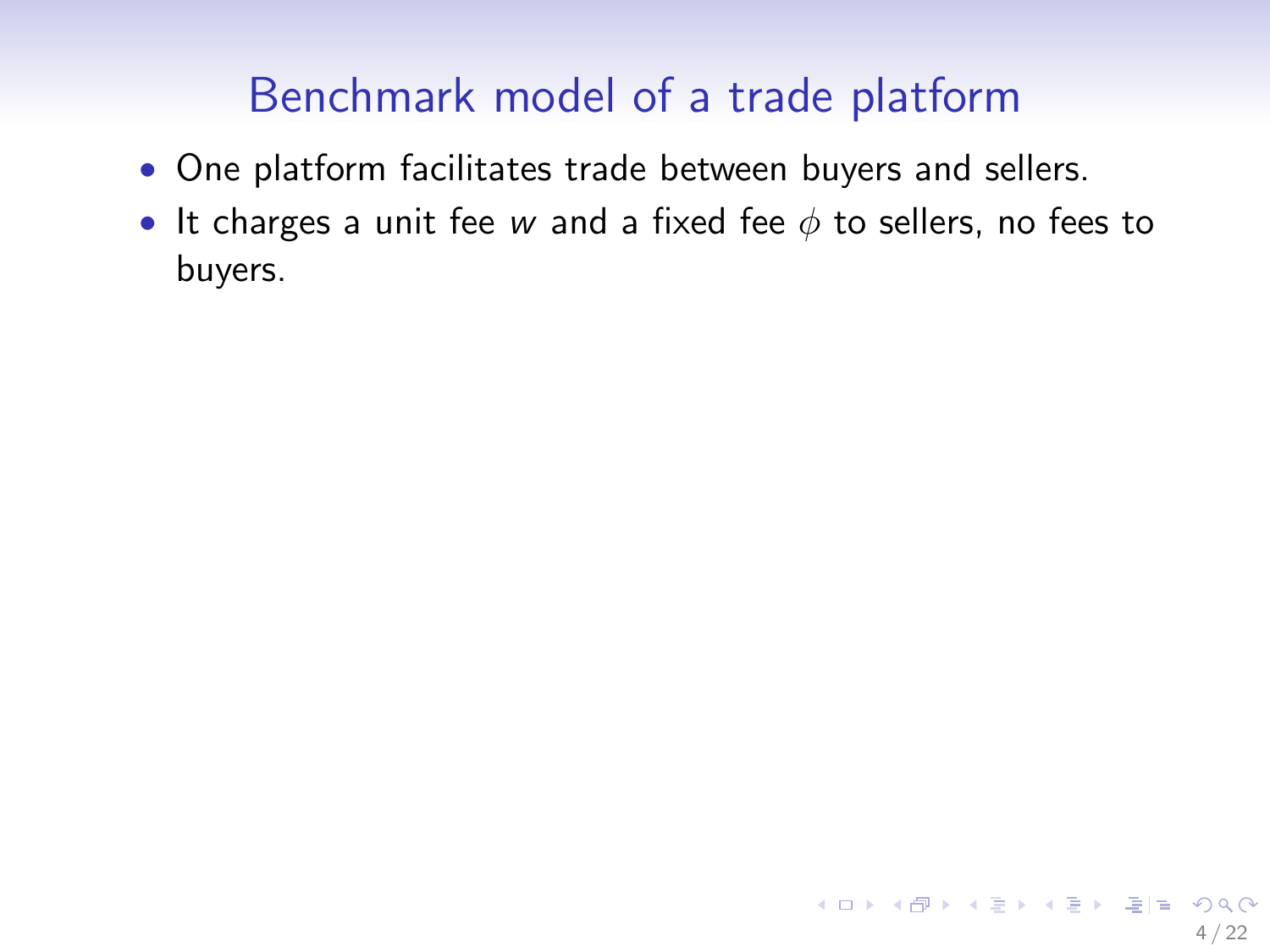# Benchmark model of a trade platform

- One platform facilitates trade between buyers and sellers.
- It charges a unit fee $w$ and a fixed fee $\phi$ to sellers, no fees to buyers.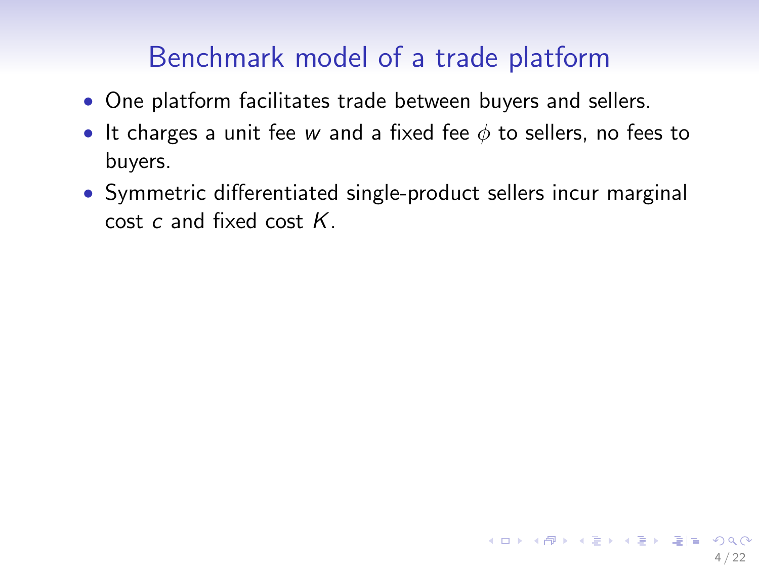# Benchmark model of a trade platform

- One platform facilitates trade between buyers and sellers.
- It charges a unit fee $w$ and a fixed fee $\phi$ to sellers, no fees to buyers.
- Symmetric differentiated single-product sellers incur marginal cost $c$ and fixed cost $K$.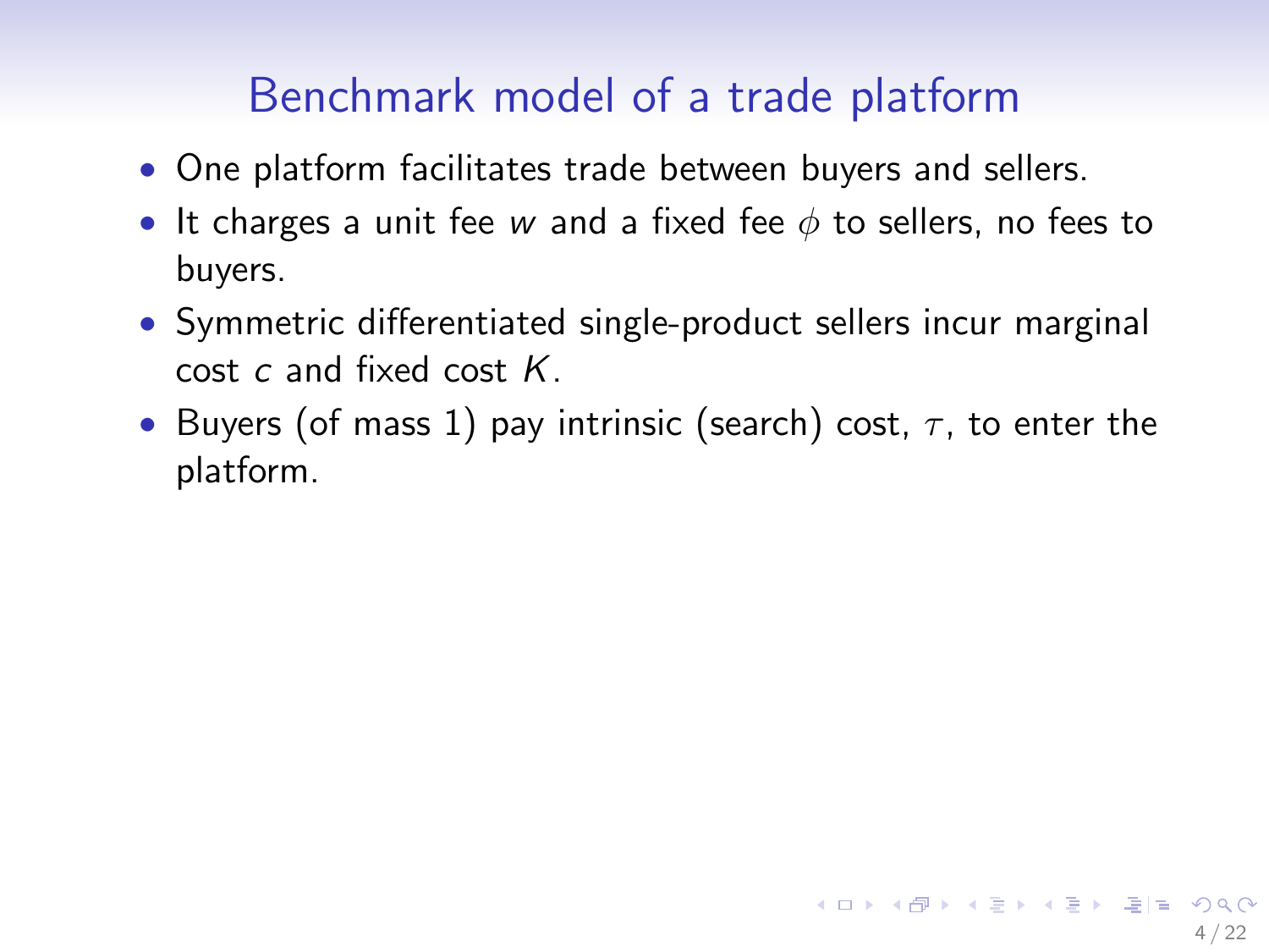# Benchmark model of a trade platform

- One platform facilitates trade between buyers and sellers.
- It charges a unit fee $w$ and a fixed fee $\phi$ to sellers, no fees to buyers.
- Symmetric differentiated single-product sellers incur marginal cost $c$ and fixed cost $K$.
- Buyers (of mass 1) pay intrinsic (search) cost, $\tau$, to enter the platform.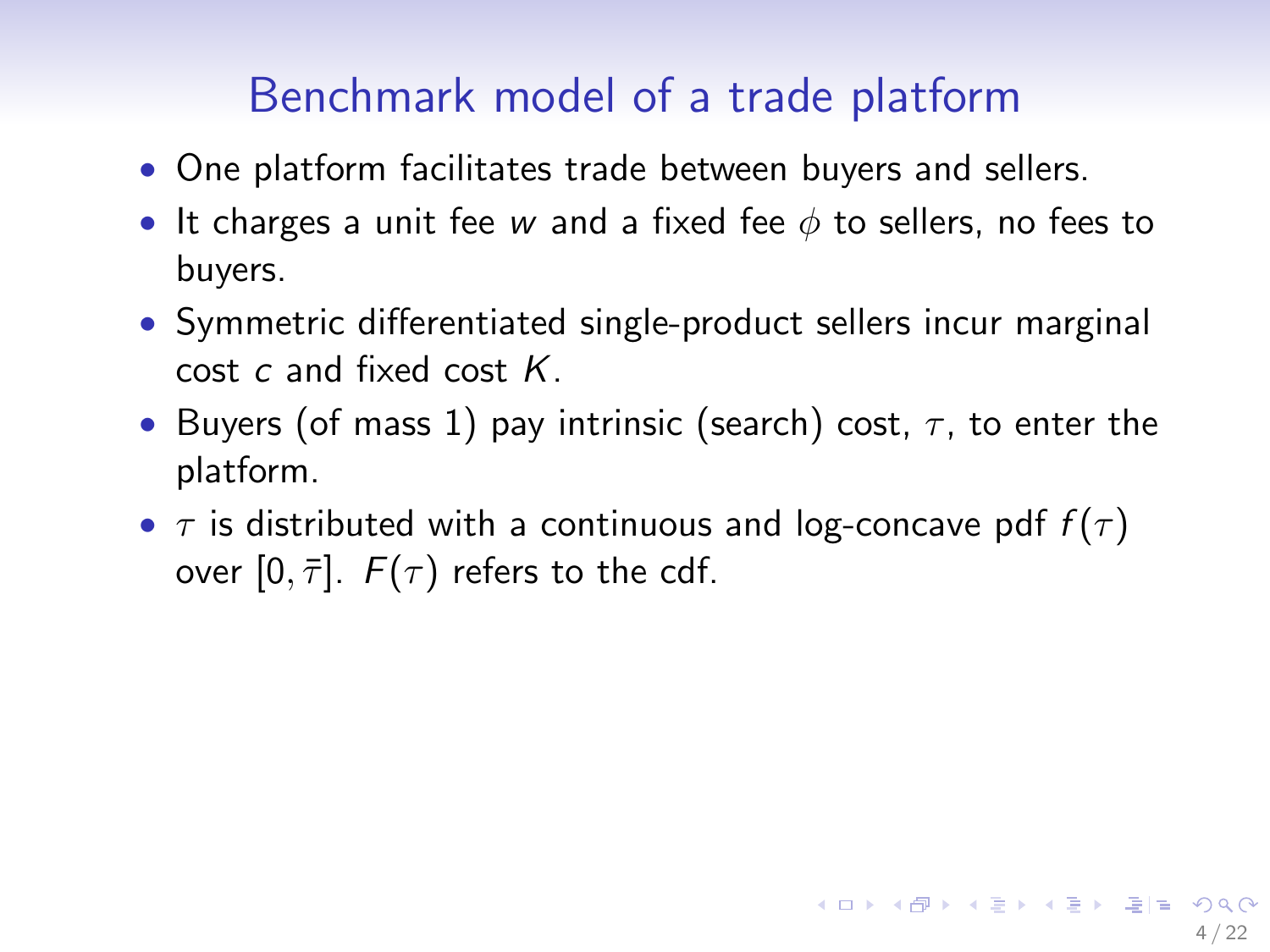# Benchmark model of a trade platform

- One platform facilitates trade between buyers and sellers.
- It charges a unit fee $w$ and a fixed fee $\phi$ to sellers, no fees to buyers.
- Symmetric differentiated single-product sellers incur marginal cost $c$ and fixed cost $K$.
- Buyers (of mass 1) pay intrinsic (search) cost, $\tau$, to enter the platform.
- $\tau$ is distributed with a continuous and log-concave pdf $f(\tau)$ over $[0, \bar{\tau}]$. $F(\tau)$ refers to the cdf.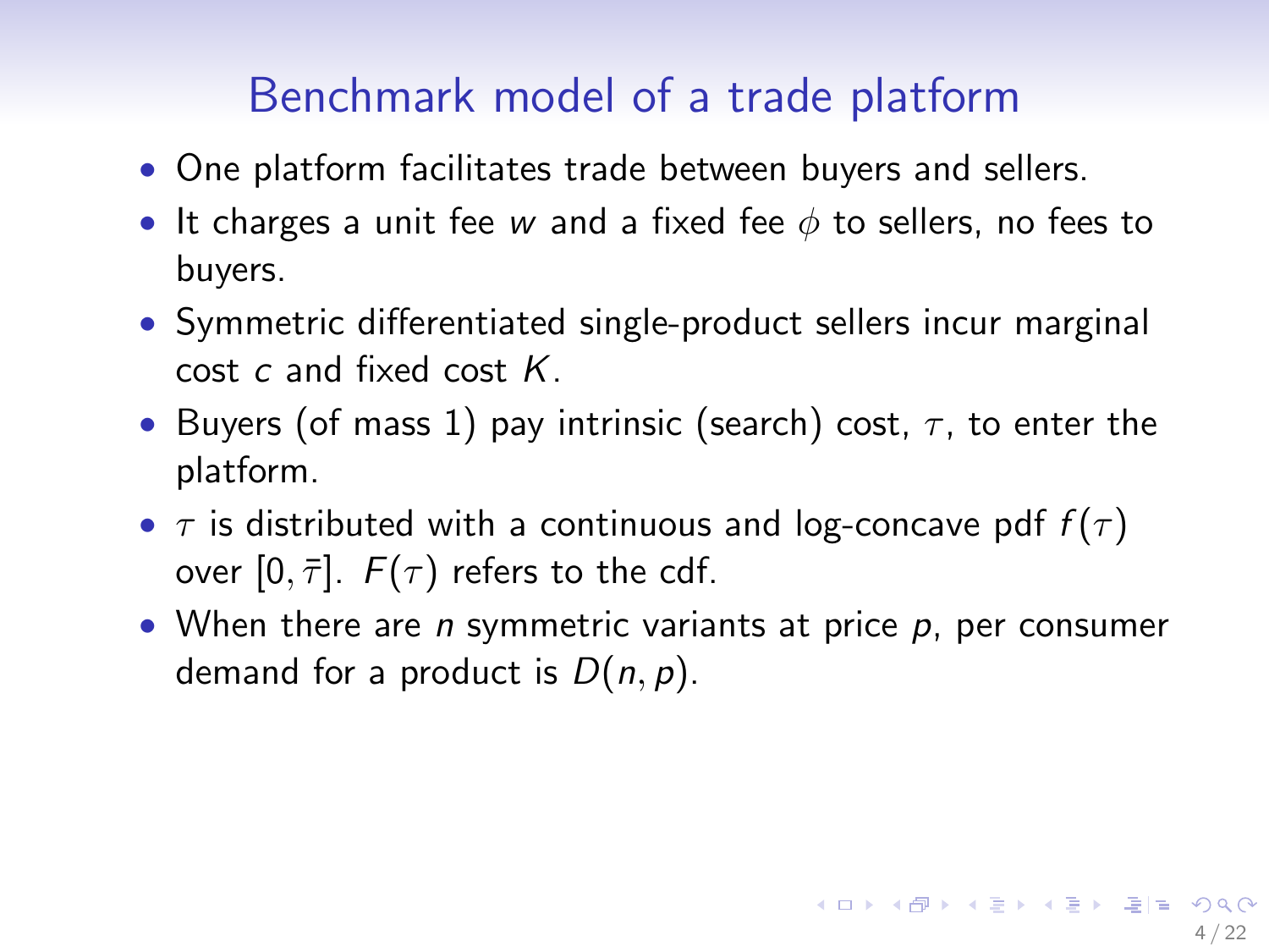# Benchmark model of a trade platform

- One platform facilitates trade between buyers and sellers.
- It charges a unit fee $w$ and a fixed fee $\phi$ to sellers, no fees to buyers.
- Symmetric differentiated single-product sellers incur marginal cost $c$ and fixed cost $K$.
- Buyers (of mass 1) pay intrinsic (search) cost, $\tau$, to enter the platform.
- $\tau$ is distributed with a continuous and log-concave pdf $f(\tau)$ over $[0, \bar{\tau}]$. $F(\tau)$ refers to the cdf.
- When there are $n$ symmetric variants at price $p$, per consumer demand for a product is $D(n, p)$.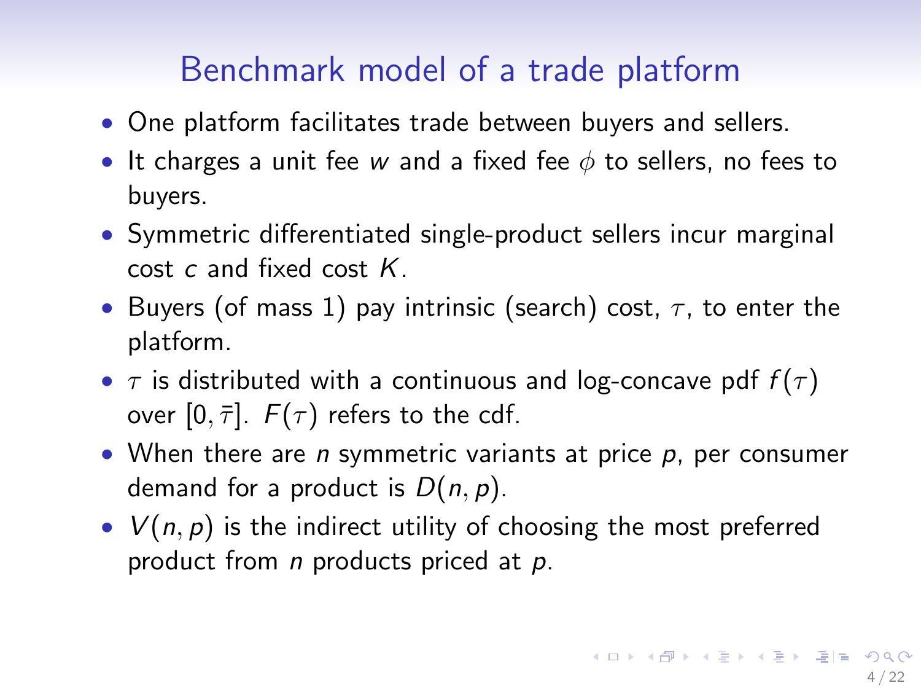# Benchmark model of a trade platform

- One platform facilitates trade between buyers and sellers.
- It charges a unit fee $w$ and a fixed fee $\phi$ to sellers, no fees to buyers.
- Symmetric differentiated single-product sellers incur marginal cost $c$ and fixed cost $K$.
- Buyers (of mass 1) pay intrinsic (search) cost, $\tau$, to enter the platform.
- $\tau$ is distributed with a continuous and log-concave pdf $f(\tau)$ over $[0, \bar{\tau}]$. $F(\tau)$ refers to the cdf.
- When there are $n$ symmetric variants at price $p$, per consumer demand for a product is $D(n, p)$.
- $V(n, p)$ is the indirect utility of choosing the most preferred product from $n$ products priced at $p$.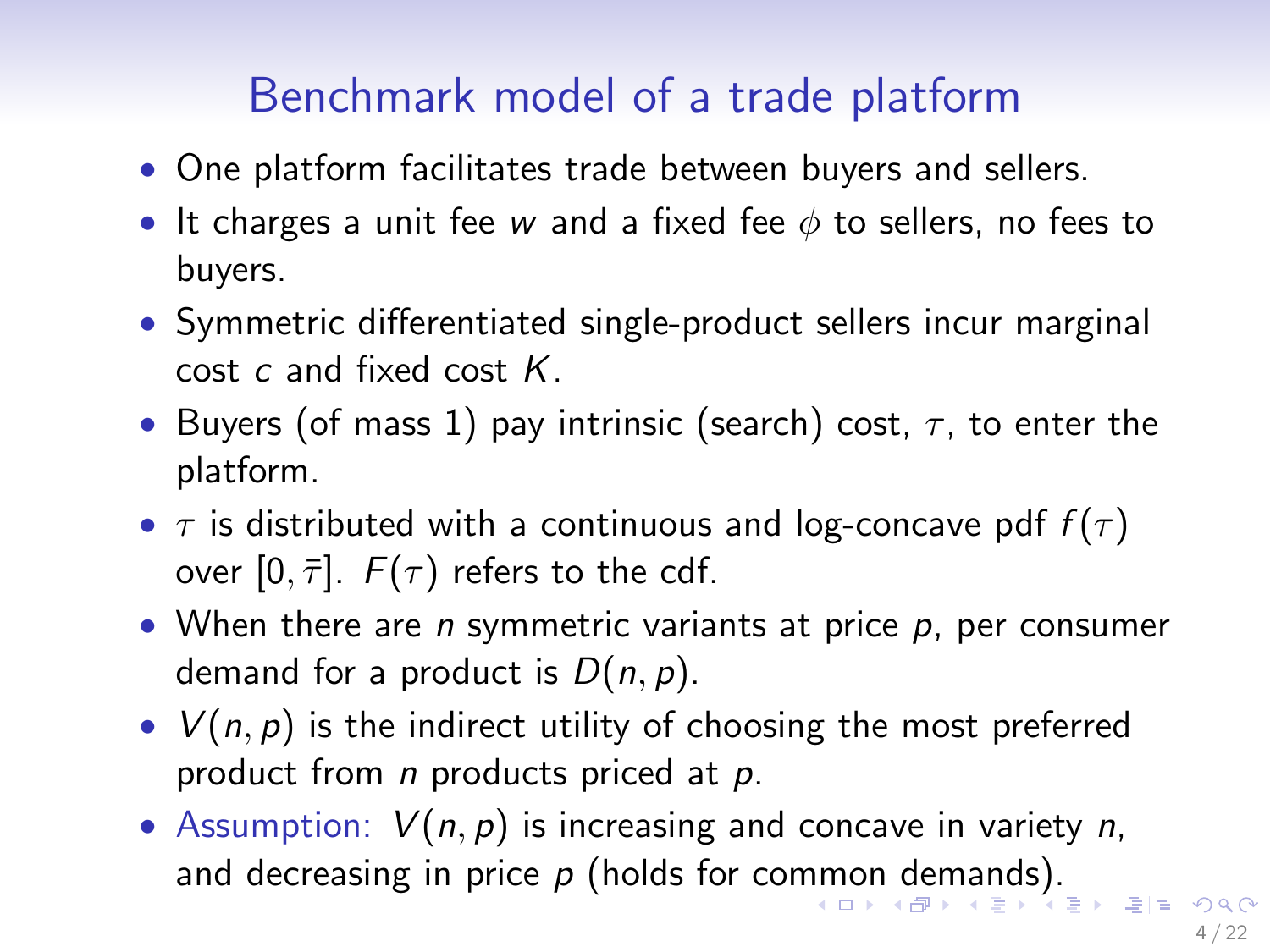# Benchmark model of a trade platform

- One platform facilitates trade between buyers and sellers.
- It charges a unit fee $w$ and a fixed fee $\phi$ to sellers, no fees to buyers.
- Symmetric differentiated single-product sellers incur marginal cost $c$ and fixed cost $K$.
- Buyers (of mass 1) pay intrinsic (search) cost, $\tau$, to enter the platform.
- $\tau$ is distributed with a continuous and log-concave pdf $f(\tau)$ over $[0, \bar{\tau}]$. $F(\tau)$ refers to the cdf.
- When there are $n$ symmetric variants at price $p$, per consumer demand for a product is $D(n, p)$.
- $V(n, p)$ is the indirect utility of choosing the most preferred product from $n$ products priced at $p$.
- Assumption: $V(n, p)$ is increasing and concave in variety $n$, and decreasing in price $p$ (holds for common demands).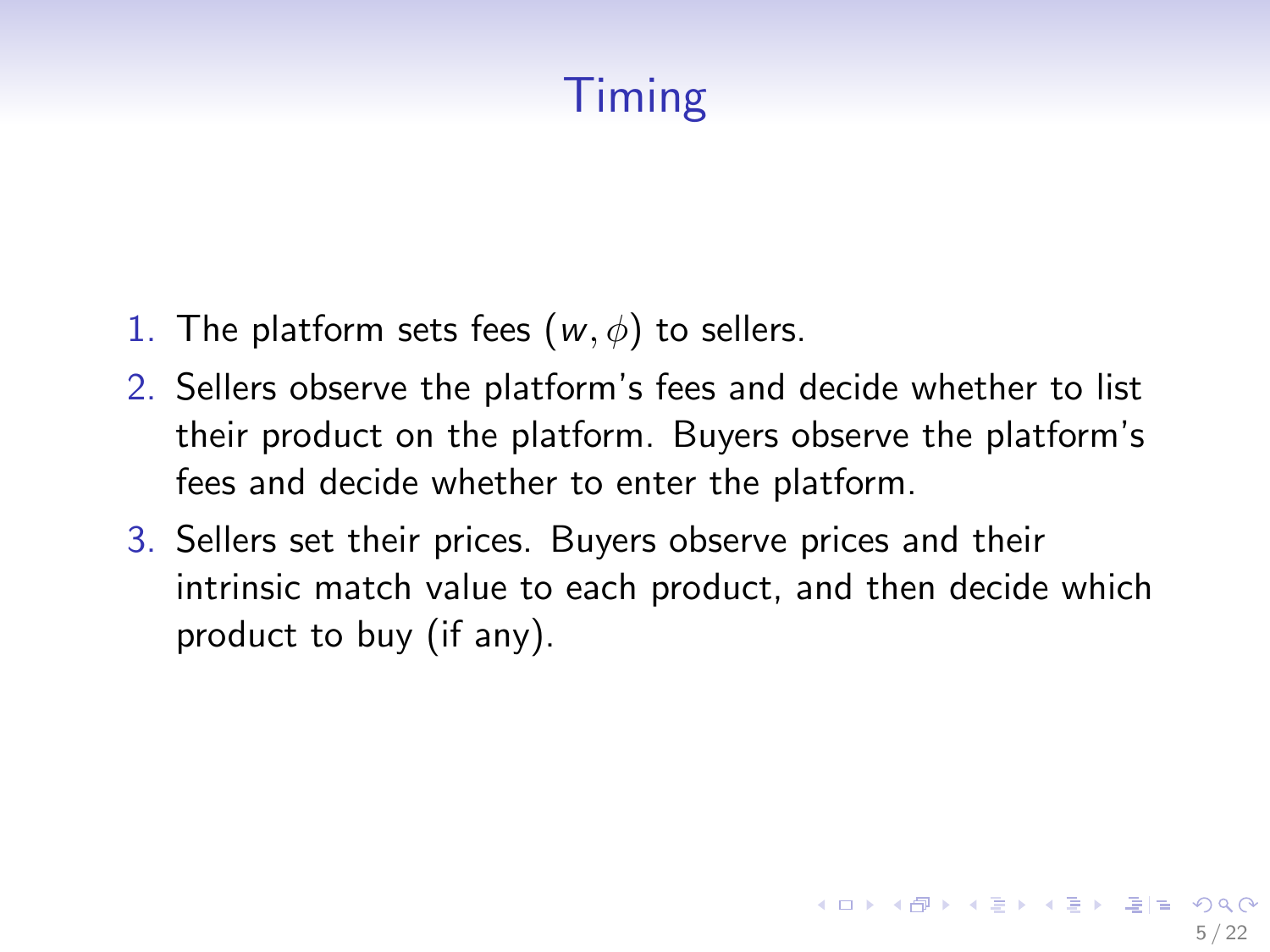# Timing

1. The platform sets fees $(w, \phi)$ to sellers.
2. Sellers observe the platform's fees and decide whether to list their product on the platform. Buyers observe the platform's fees and decide whether to enter the platform.
3. Sellers set their prices. Buyers observe prices and their intrinsic match value to each product, and then decide which product to buy (if any).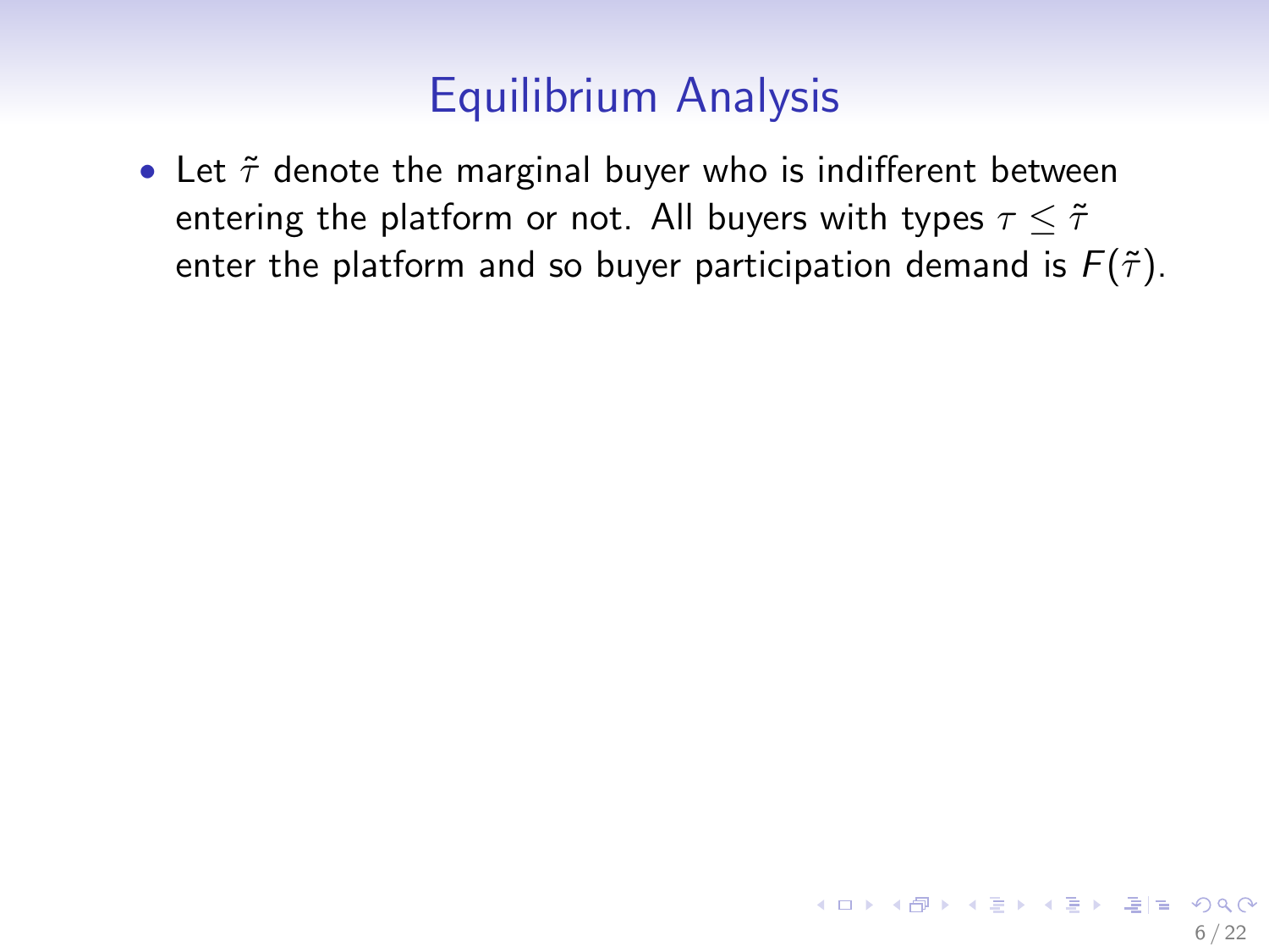# Equilibrium Analysis

- Let $\tilde{\tau}$ denote the marginal buyer who is indifferent between entering the platform or not. All buyers with types $\tau \leq \tilde{\tau}$ enter the platform and so buyer participation demand is $F(\tilde{\tau})$.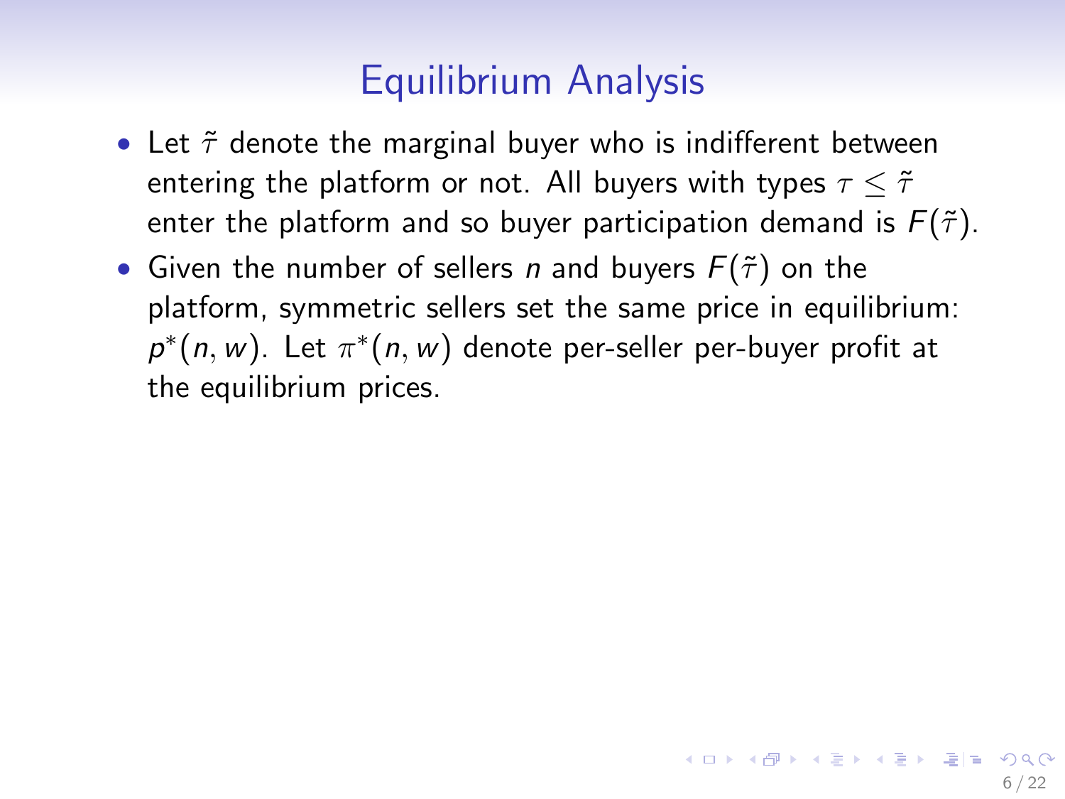# Equilibrium Analysis

- Let $\tilde{\tau}$ denote the marginal buyer who is indifferent between entering the platform or not. All buyers with types $\tau \leq \tilde{\tau}$ enter the platform and so buyer participation demand is $F(\tilde{\tau})$.
- Given the number of sellers $n$ and buyers $F(\tilde{\tau})$ on the platform, symmetric sellers set the same price in equilibrium: $p^*(n, w)$. Let $\pi^*(n, w)$ denote per-seller per-buyer profit at the equilibrium prices.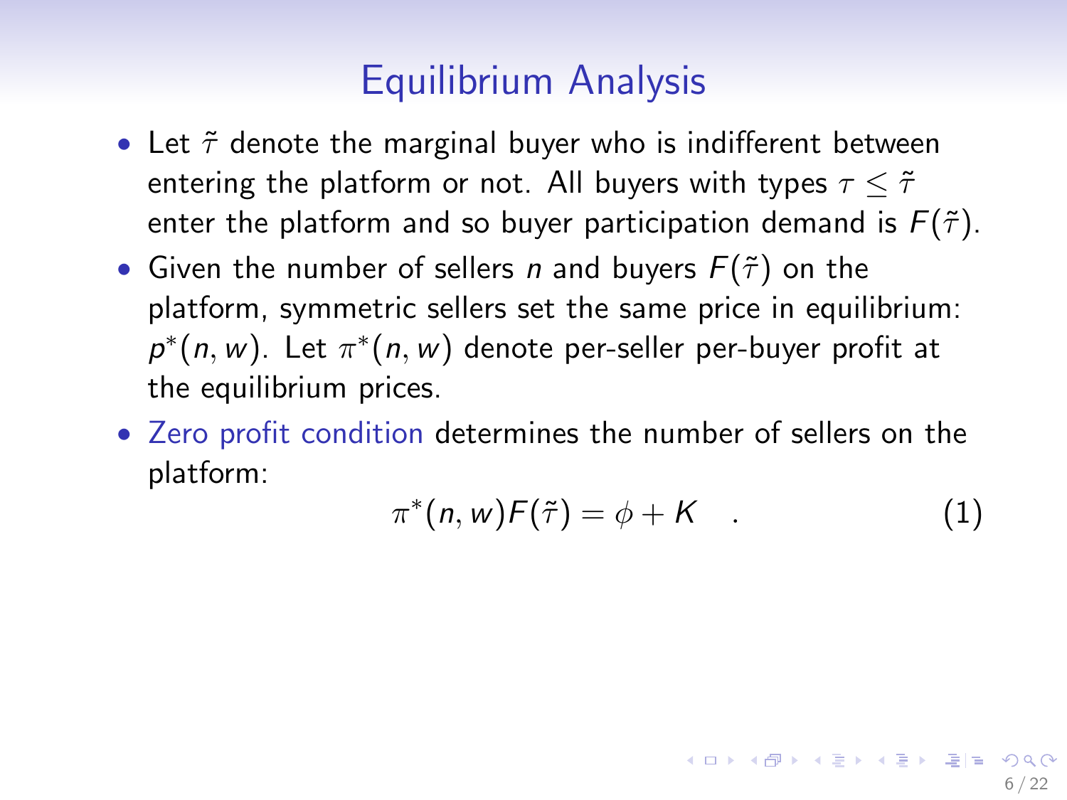# Equilibrium Analysis

- Let $\tilde{\tau}$ denote the marginal buyer who is indifferent between entering the platform or not. All buyers with types $\tau \leq \tilde{\tau}$ enter the platform and so buyer participation demand is $F(\tilde{\tau})$.
- Given the number of sellers $n$ and buyers $F(\tilde{\tau})$ on the platform, symmetric sellers set the same price in equilibrium: $p^*(n, w)$. Let $\pi^*(n, w)$ denote per-seller per-buyer profit at the equilibrium prices.
- Zero profit condition determines the number of sellers on the platform:

$$\pi^*(n, w)F(\tilde{\tau}) = \phi + K \quad . \tag{1}$$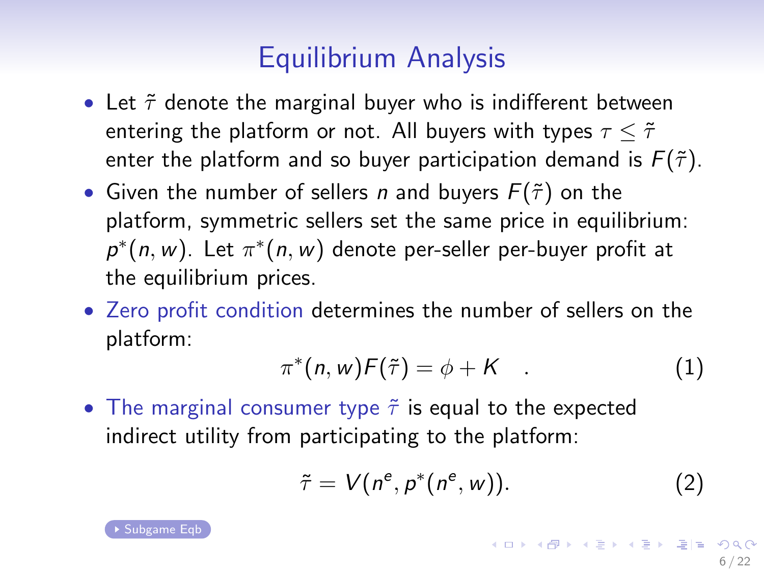# Equilibrium Analysis

- Let $\tilde{\tau}$ denote the marginal buyer who is indifferent between entering the platform or not. All buyers with types $\tau \leq \tilde{\tau}$ enter the platform and so buyer participation demand is $F(\tilde{\tau})$.
- Given the number of sellers $n$ and buyers $F(\tilde{\tau})$ on the platform, symmetric sellers set the same price in equilibrium: $p^*(n, w)$. Let $\pi^*(n, w)$ denote per-seller per-buyer profit at the equilibrium prices.
- Zero profit condition determines the number of sellers on the platform:

$$\pi^*(n, w)F(\tilde{\tau}) = \phi + K \quad . \tag{1}$$

- The marginal consumer type $\tilde{\tau}$ is equal to the expected indirect utility from participating to the platform:

$$\tilde{\tau} = V(n^e, p^*(n^e, w)). \tag{2}$$

Subgame Eqb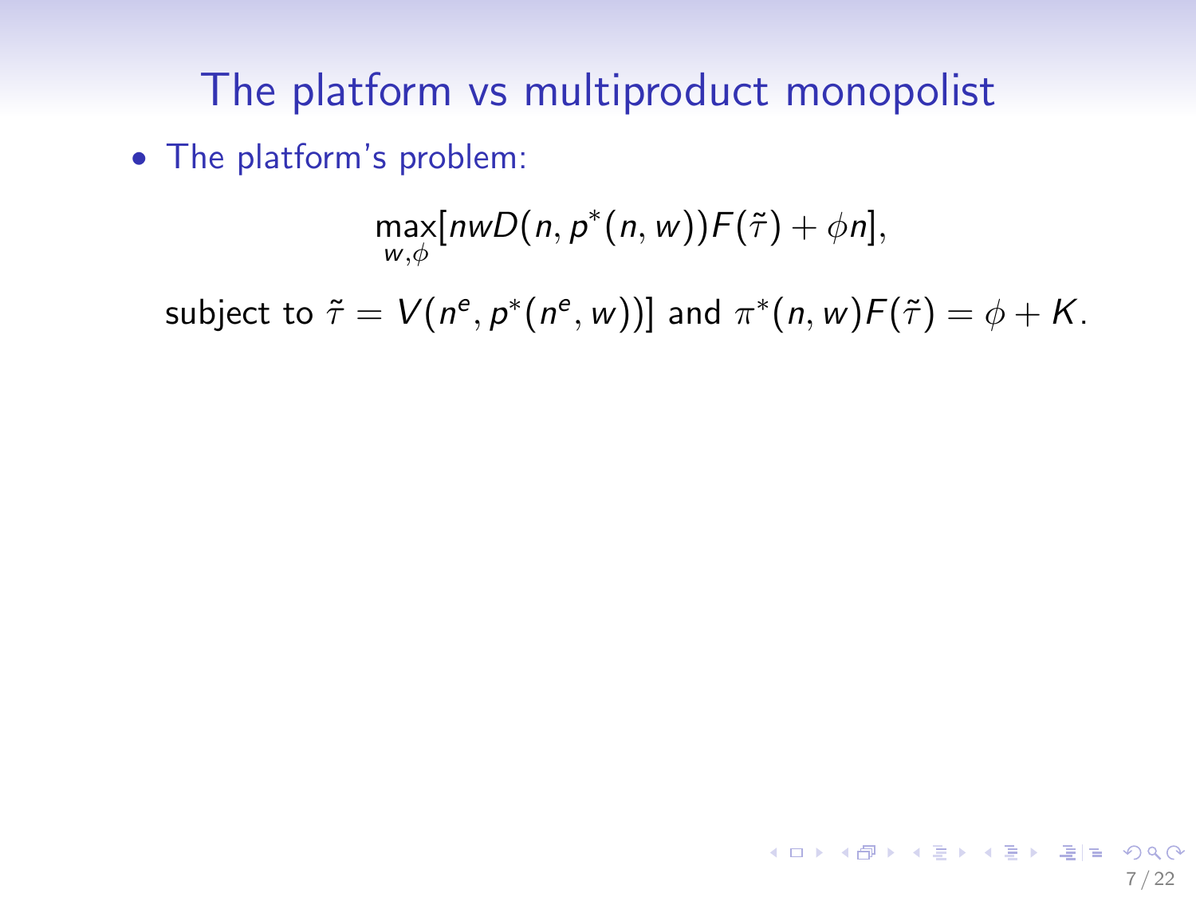# The platform vs multiproduct monopolist

- The platform's problem:

$$\max_{w,\phi}[nwD(n, p^*(n, w))F(\tilde{\tau}) + \phi n],$$

subject to $\tilde{\tau} = V(n^e, p^*(n^e, w))]$ and $\pi^*(n, w)F(\tilde{\tau}) = \phi + K$.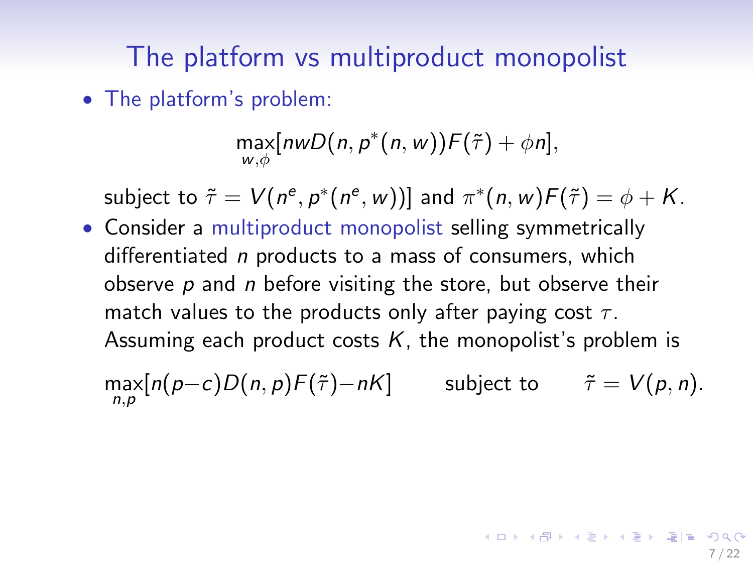## The platform vs multiproduct monopolist

- The platform's problem:

$$\max_{w,\phi}[nwD(n, p^*(n, w))F(\tilde{\tau}) + \phi n],$$

subject to $\tilde{\tau} = V(n^e, p^*(n^e, w))]$ and $\pi^*(n, w)F(\tilde{\tau}) = \phi + K$.

- Consider a multiproduct monopolist selling symmetrically differentiated $n$ products to a mass of consumers, which observe $p$ and $n$ before visiting the store, but observe their match values to the products only after paying cost $\tau$. Assuming each product costs $K$, the monopolist's problem is

$$\max_{n,p}[n(p-c)D(n, p)F(\tilde{\tau}) - nK] \qquad \text{subject to} \qquad \tilde{\tau} = V(p, n).$$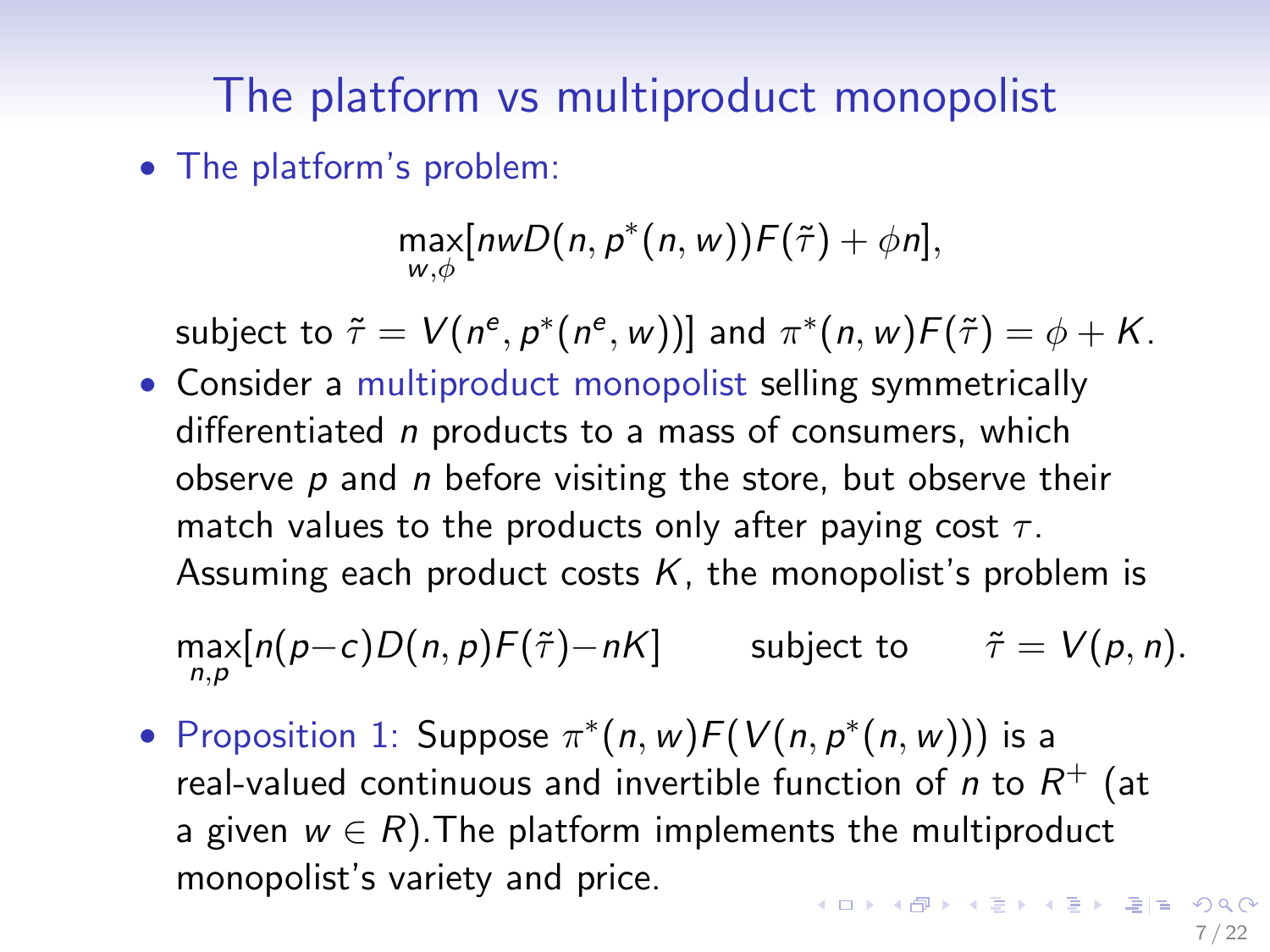## The platform vs multiproduct monopolist

- The platform's problem:

$$\max_{w,\phi}[nwD(n,p^*(n,w))F(\tilde{\tau})+\phi n],$$

  subject to $\tilde{\tau}=V(n^e,p^*(n^e,w))]$ and $\pi^*(n,w)F(\tilde{\tau})=\phi+K$.

- Consider a multiproduct monopolist selling symmetrically differentiated $n$ products to a mass of consumers, which observe $p$ and $n$ before visiting the store, but observe their match values to the products only after paying cost $\tau$. Assuming each product costs $K$, the monopolist's problem is

$$\max_{n,p}[n(p-c)D(n,p)F(\tilde{\tau})-nK] \qquad \text{subject to} \qquad \tilde{\tau}=V(p,n).$$

- Proposition 1: Suppose $\pi^*(n,w)F(V(n,p^*(n,w)))$ is a real-valued continuous and invertible function of $n$ to $R^+$ (at a given $w\in R$).The platform implements the multiproduct monopolist's variety and price.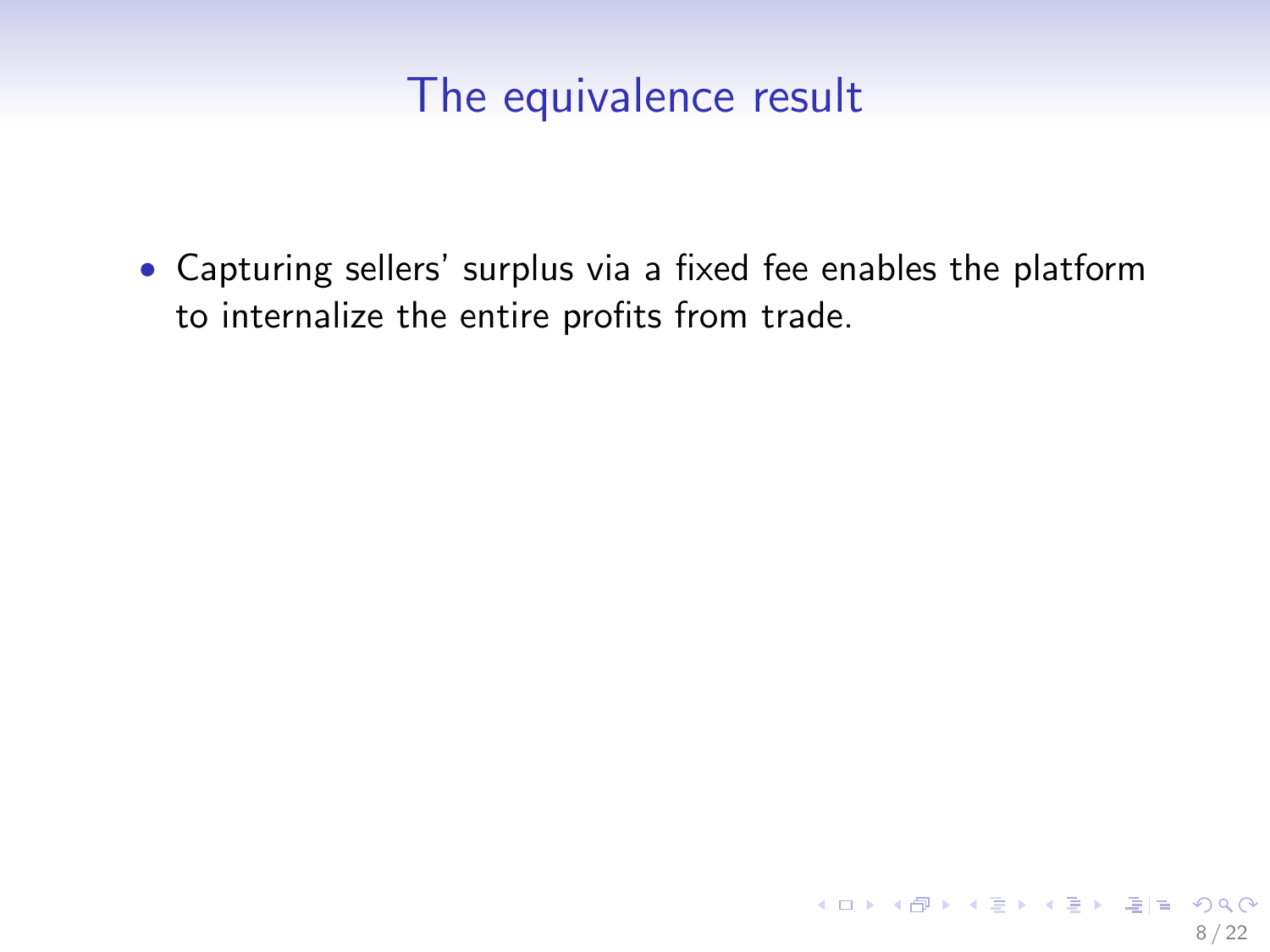# The equivalence result

- Capturing sellers' surplus via a fixed fee enables the platform to internalize the entire profits from trade.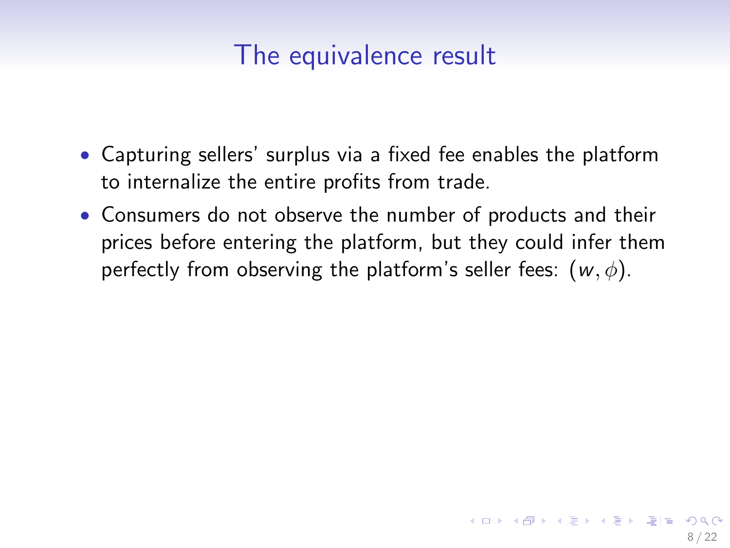# The equivalence result

- Capturing sellers' surplus via a fixed fee enables the platform to internalize the entire profits from trade.
- Consumers do not observe the number of products and their prices before entering the platform, but they could infer them perfectly from observing the platform's seller fees: $(w, \phi)$.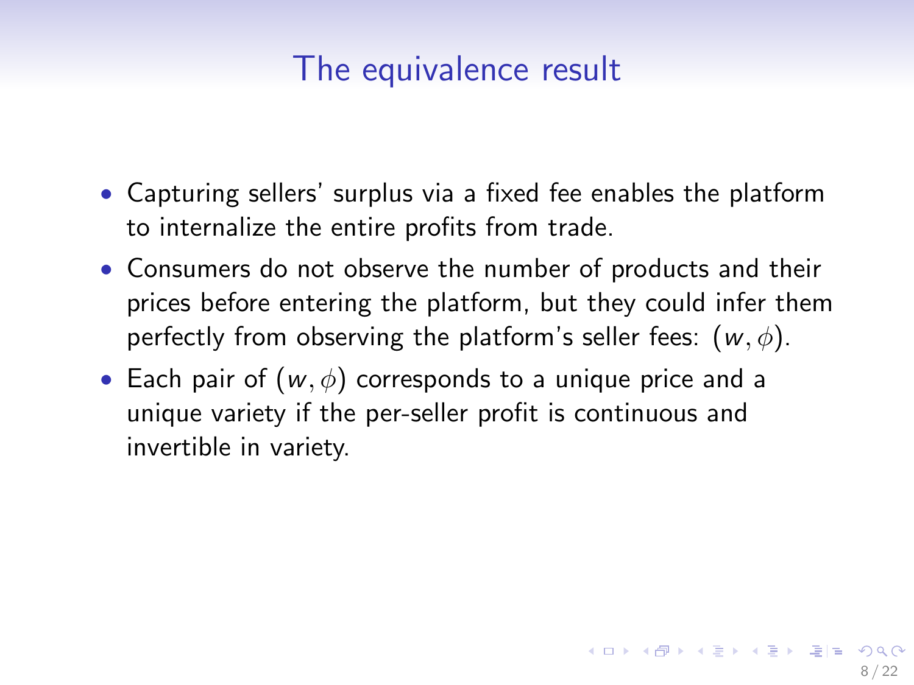# The equivalence result

- Capturing sellers' surplus via a fixed fee enables the platform to internalize the entire profits from trade.
- Consumers do not observe the number of products and their prices before entering the platform, but they could infer them perfectly from observing the platform's seller fees: $(w, \phi)$.
- Each pair of $(w, \phi)$ corresponds to a unique price and a unique variety if the per-seller profit is continuous and invertible in variety.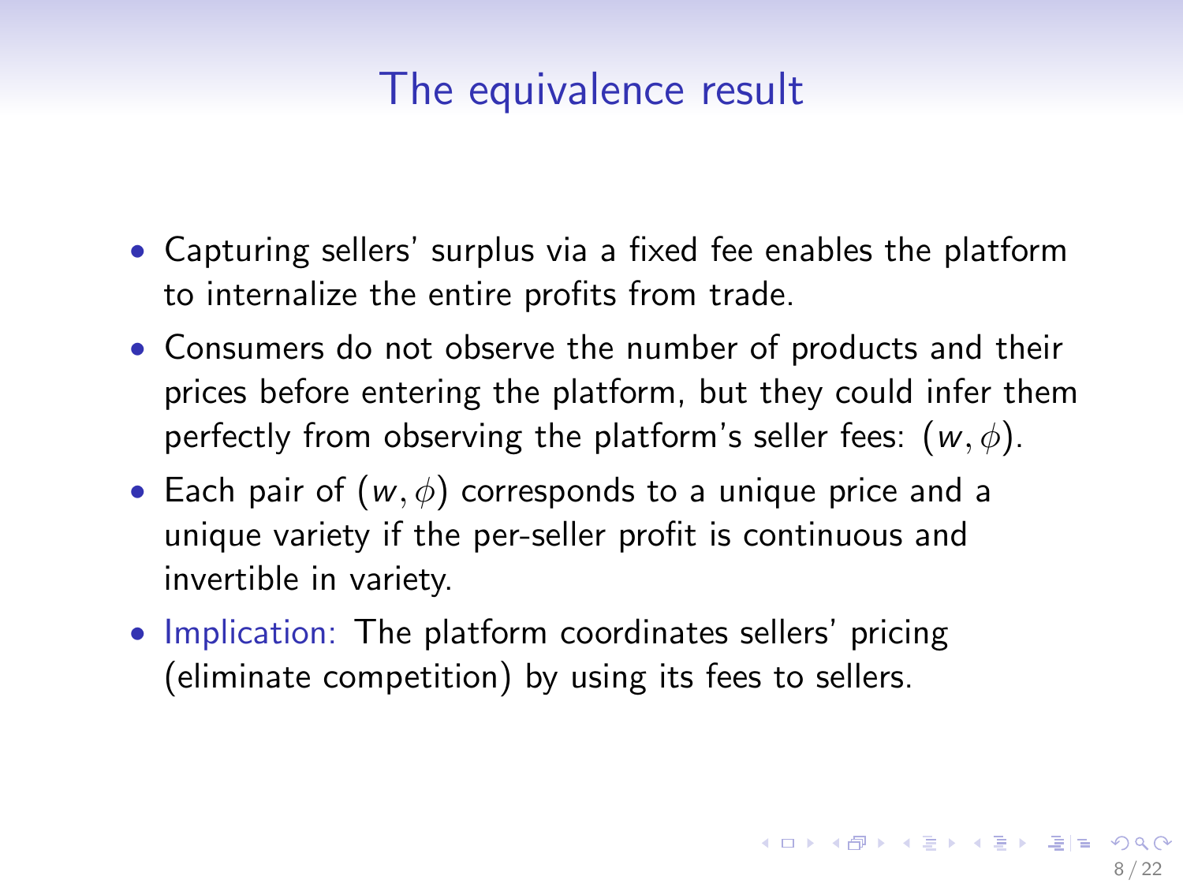# The equivalence result

- Capturing sellers' surplus via a fixed fee enables the platform to internalize the entire profits from trade.
- Consumers do not observe the number of products and their prices before entering the platform, but they could infer them perfectly from observing the platform's seller fees: $(w, \phi)$.
- Each pair of $(w, \phi)$ corresponds to a unique price and a unique variety if the per-seller profit is continuous and invertible in variety.
- Implication: The platform coordinates sellers' pricing (eliminate competition) by using its fees to sellers.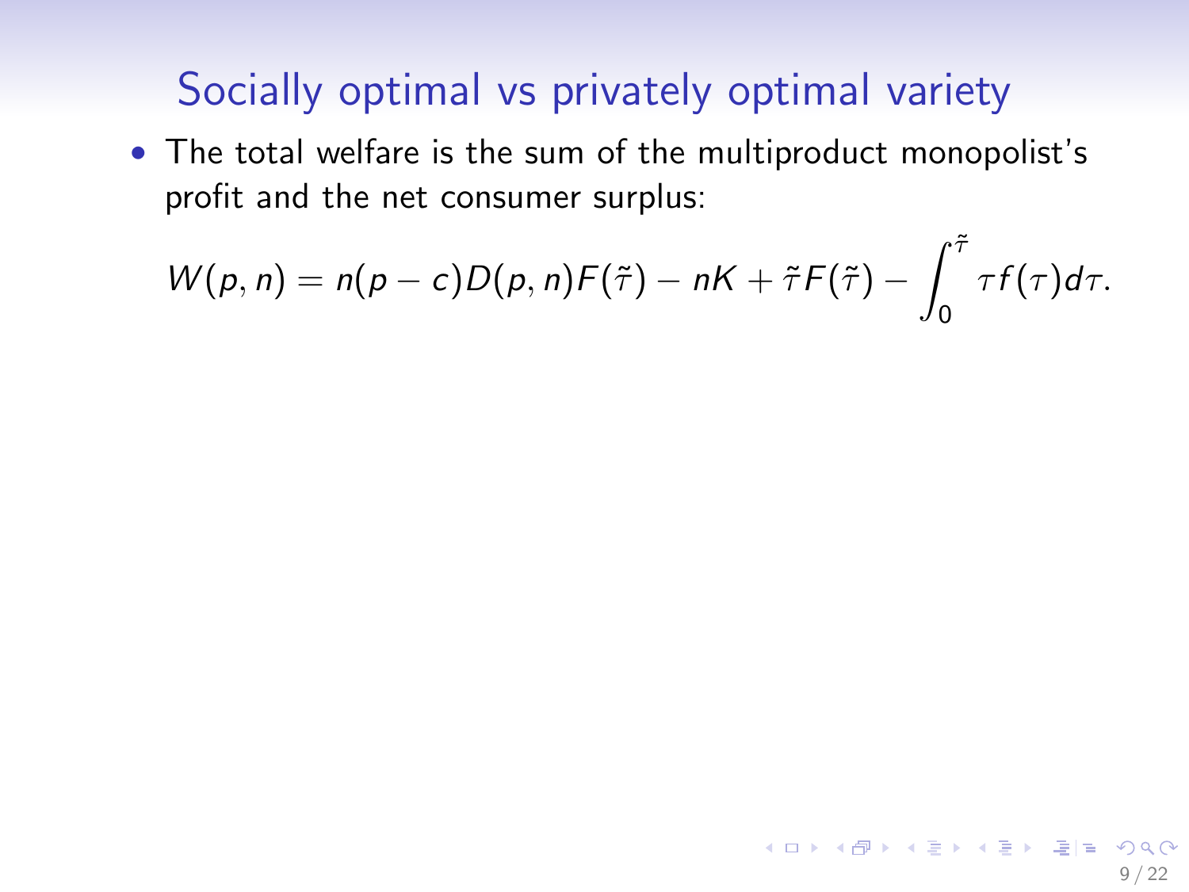# Socially optimal vs privately optimal variety

- The total welfare is the sum of the multiproduct monopolist's profit and the net consumer surplus:

$$W(p, n) = n(p - c)D(p, n)F(\tilde{\tau}) - nK + \tilde{\tau}F(\tilde{\tau}) - \int_0^{\tilde{\tau}} \tau f(\tau) d\tau.$$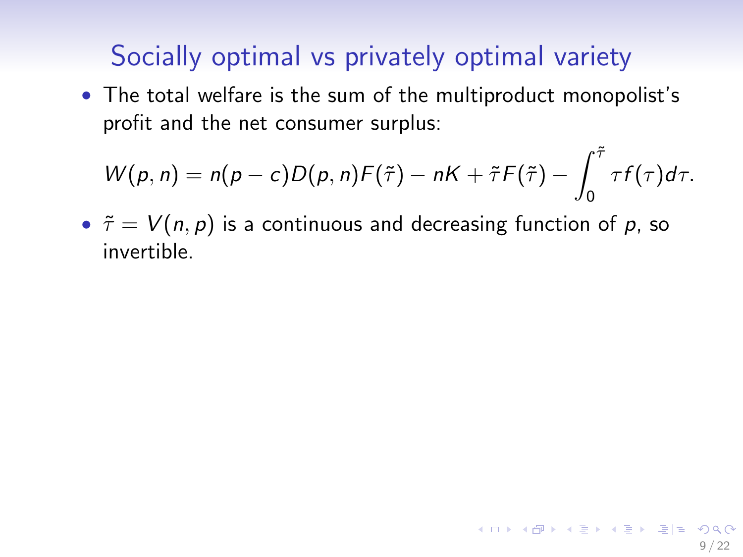# Socially optimal vs privately optimal variety

- The total welfare is the sum of the multiproduct monopolist's profit and the net consumer surplus:

$$W(p,n) = n(p-c)D(p,n)F(\tilde{\tau}) - nK + \tilde{\tau}F(\tilde{\tau}) - \int_0^{\tilde{\tau}} \tau f(\tau)d\tau.$$

- $\tilde{\tau} = V(n,p)$ is a continuous and decreasing function of $p$, so invertible.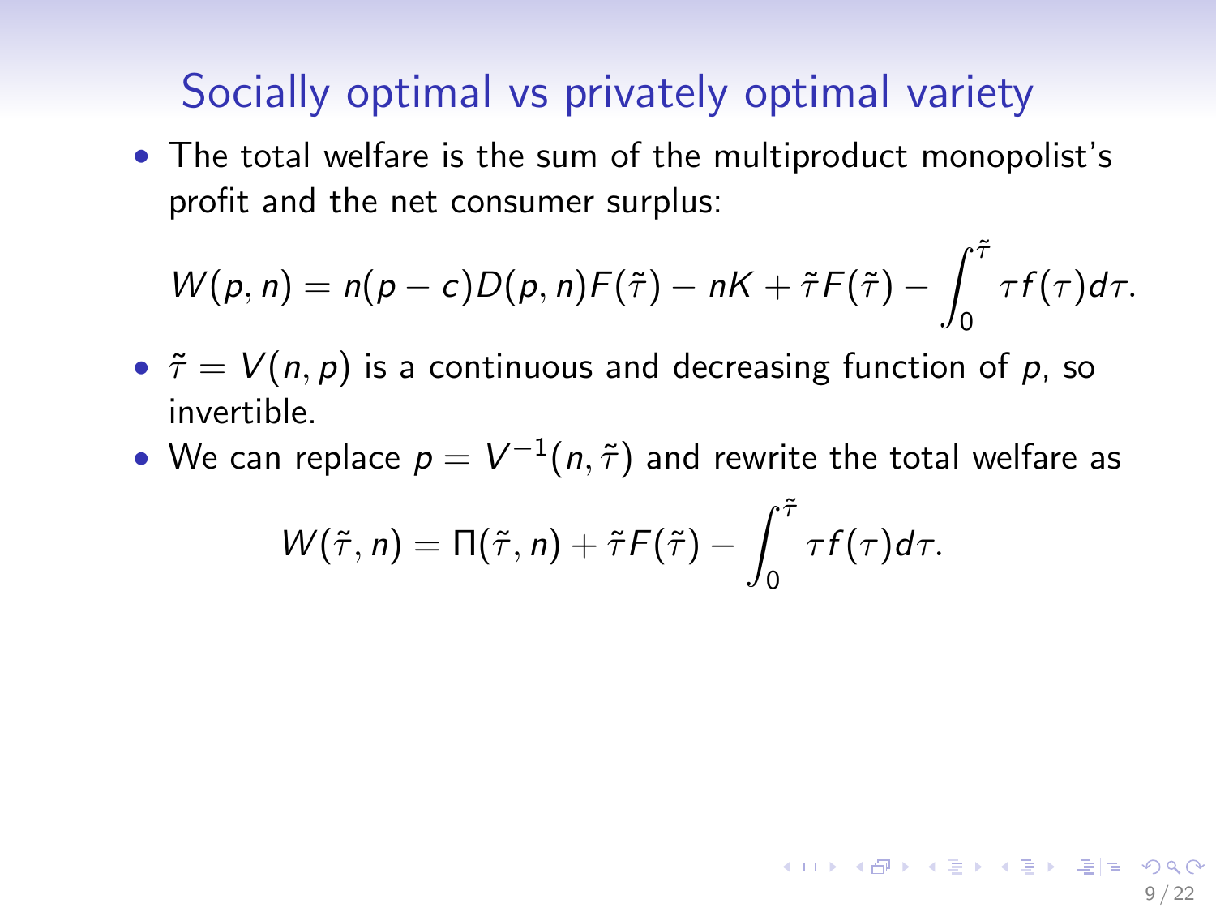# Socially optimal vs privately optimal variety

- The total welfare is the sum of the multiproduct monopolist's profit and the net consumer surplus:

$$W(p, n) = n(p - c)D(p, n)F(\tilde{\tau}) - nK + \tilde{\tau}F(\tilde{\tau}) - \int_0^{\tilde{\tau}} \tau f(\tau)d\tau.$$

- $\tilde{\tau} = V(n, p)$ is a continuous and decreasing function of $p$, so invertible.
- We can replace $p = V^{-1}(n, \tilde{\tau})$ and rewrite the total welfare as

$$W(\tilde{\tau}, n) = \Pi(\tilde{\tau}, n) + \tilde{\tau}F(\tilde{\tau}) - \int_0^{\tilde{\tau}} \tau f(\tau)d\tau.$$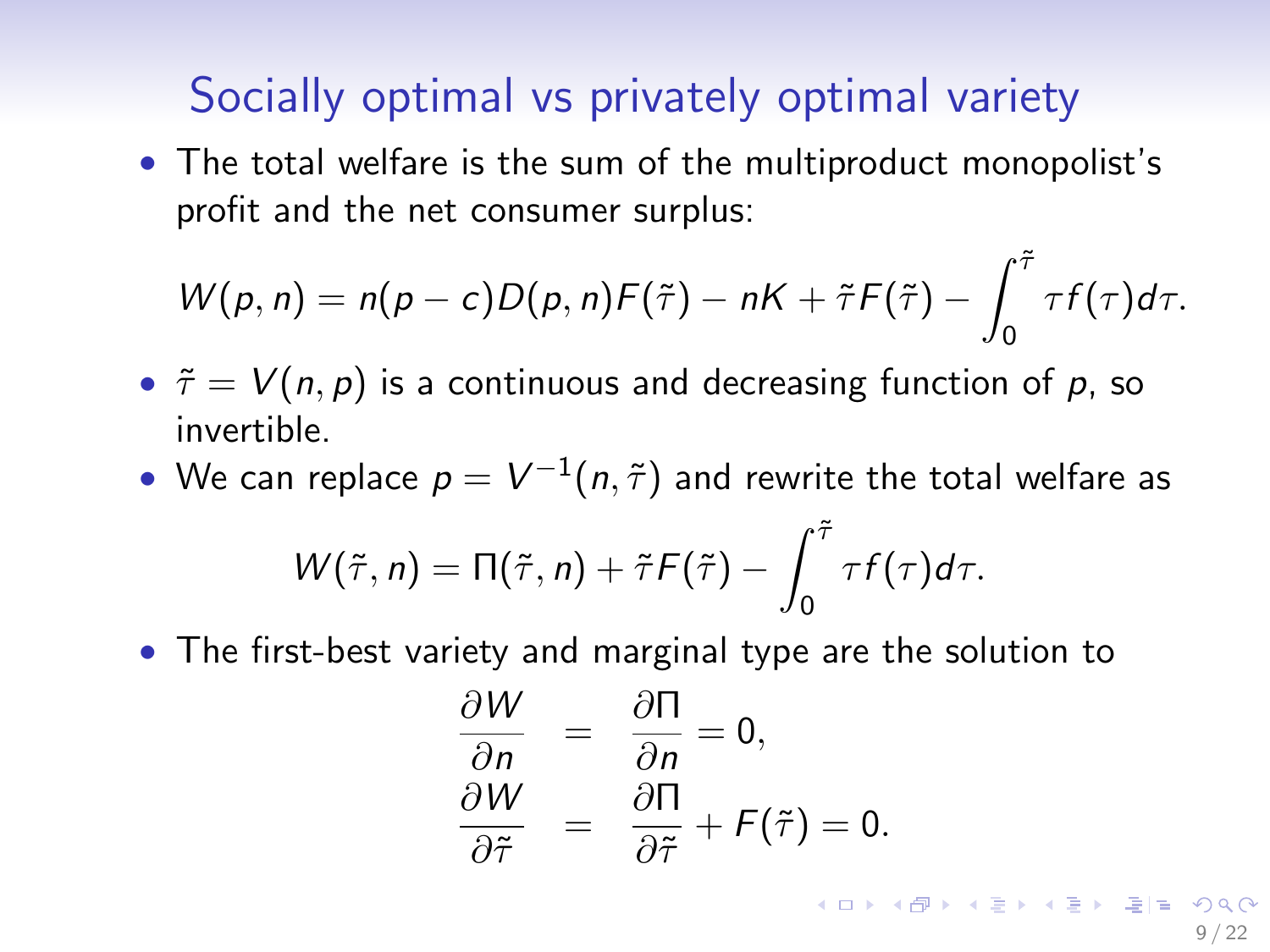## Socially optimal vs privately optimal variety

- The total welfare is the sum of the multiproduct monopolist's profit and the net consumer surplus:

$$W(p,n) = n(p-c)D(p,n)F(\tilde{\tau}) - nK + \tilde{\tau}F(\tilde{\tau}) - \int_0^{\tilde{\tau}} \tau f(\tau) d\tau.$$

- $\tilde{\tau} = V(n,p)$ is a continuous and decreasing function of $p$, so invertible.
- We can replace $p = V^{-1}(n,\tilde{\tau})$ and rewrite the total welfare as

$$W(\tilde{\tau}, n) = \Pi(\tilde{\tau}, n) + \tilde{\tau}F(\tilde{\tau}) - \int_0^{\tilde{\tau}} \tau f(\tau) d\tau.$$

- The first-best variety and marginal type are the solution to

$$\begin{aligned} \frac{\partial W}{\partial n} &= \frac{\partial \Pi}{\partial n} = 0, \\ \frac{\partial W}{\partial \tilde{\tau}} &= \frac{\partial \Pi}{\partial \tilde{\tau}} + F(\tilde{\tau}) = 0. \end{aligned}$$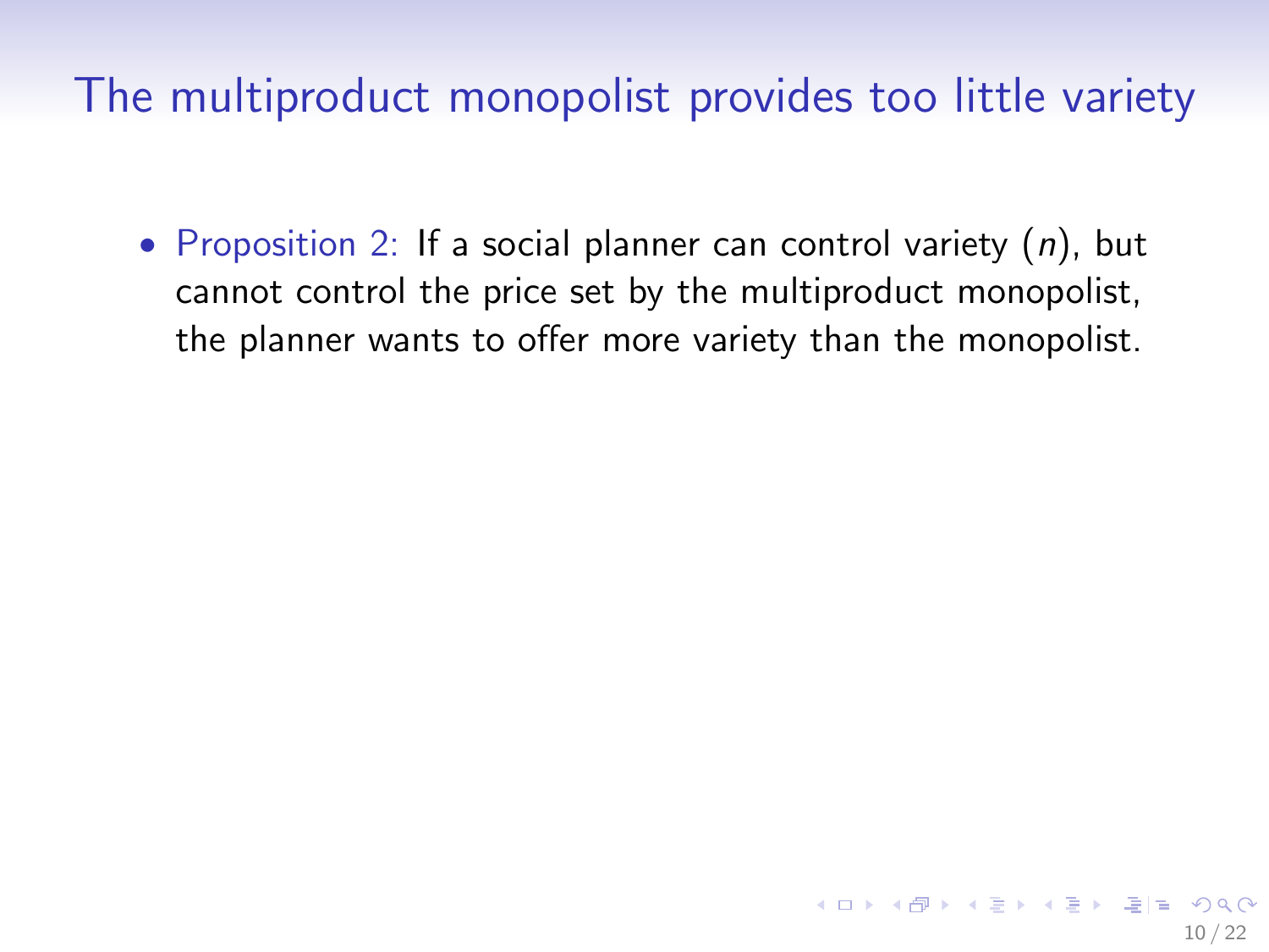# The multiproduct monopolist provides too little variety

- Proposition 2: If a social planner can control variety ($n$), but cannot control the price set by the multiproduct monopolist, the planner wants to offer more variety than the monopolist.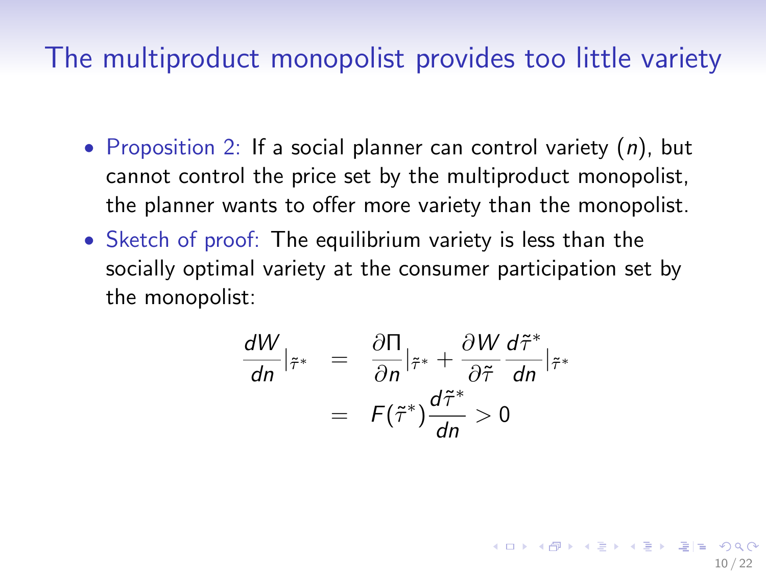# The multiproduct monopolist provides too little variety

- Proposition 2: If a social planner can control variety ($n$), but cannot control the price set by the multiproduct monopolist, the planner wants to offer more variety than the monopolist.
- Sketch of proof: The equilibrium variety is less than the socially optimal variety at the consumer participation set by the monopolist:

$$
\begin{aligned}
\frac{dW}{dn}\Big|_{\tilde{\tau}^*} &= \frac{\partial \Pi}{\partial n}\Big|_{\tilde{\tau}^*} + \frac{\partial W}{\partial \tilde{\tau}} \frac{d\tilde{\tau}^*}{dn}\Big|_{\tilde{\tau}^*} \\
&= F(\tilde{\tau}^*) \frac{d\tilde{\tau}^*}{dn} > 0
\end{aligned}
$$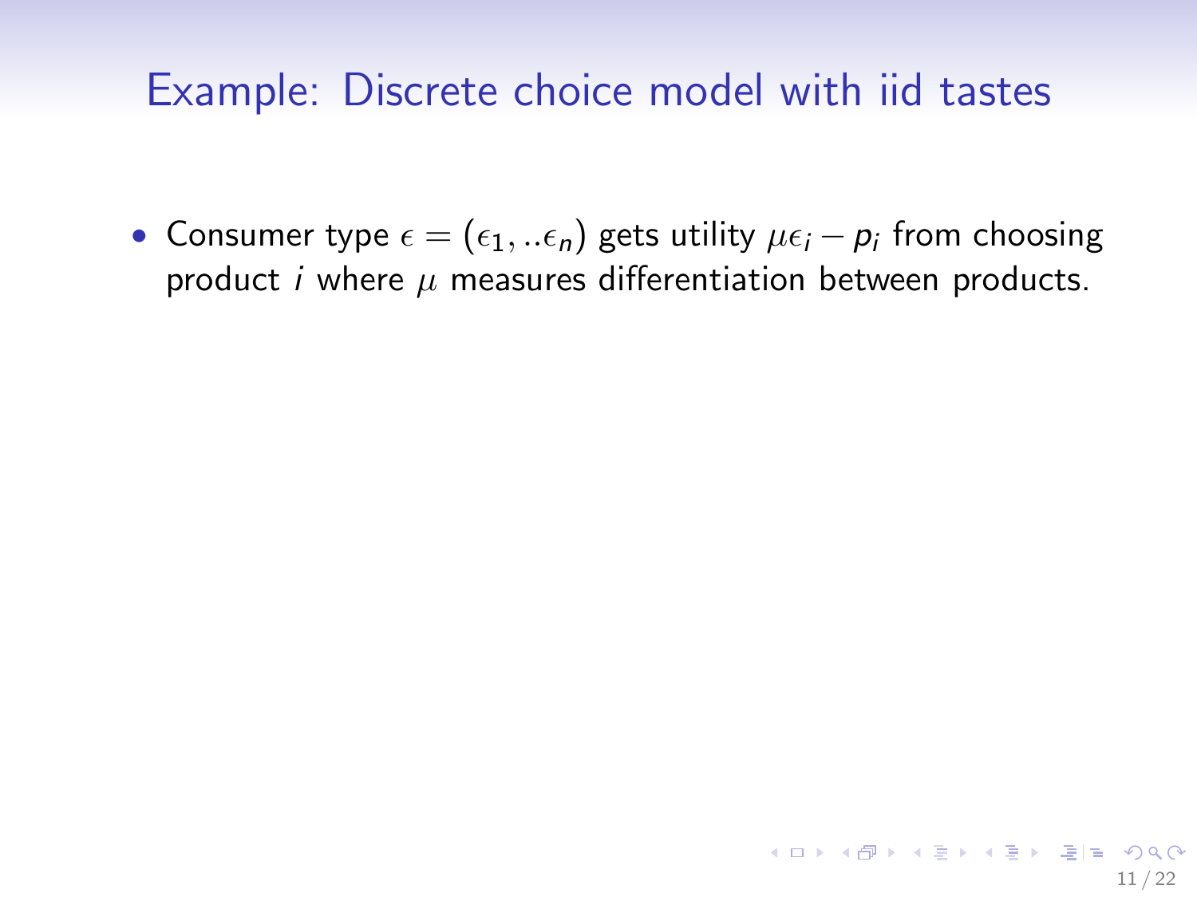## Example: Discrete choice model with iid tastes

- Consumer type $\epsilon = (\epsilon_1, ..\epsilon_n)$ gets utility $\mu\epsilon_i - p_i$ from choosing product $i$ where $\mu$ measures differentiation between products.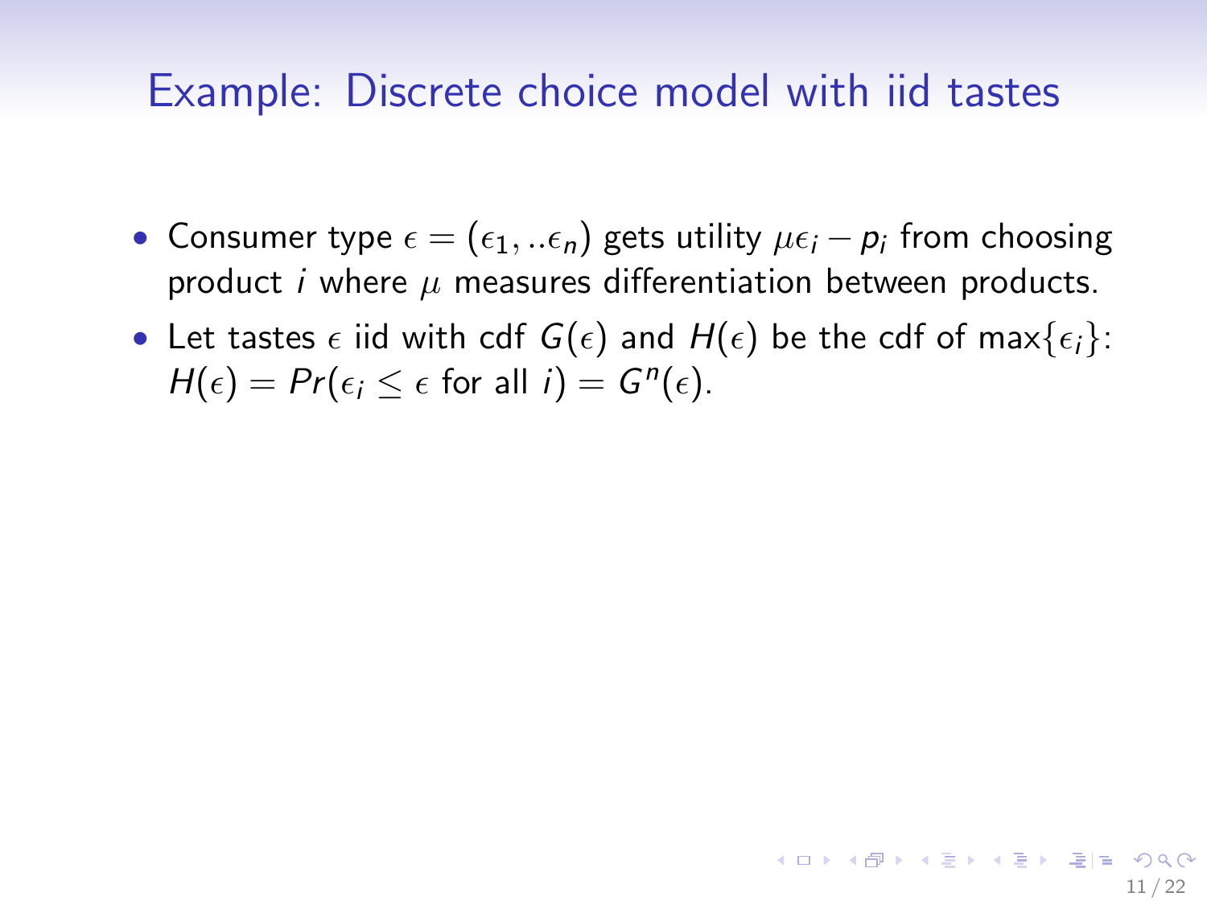# Example: Discrete choice model with iid tastes

- Consumer type $\epsilon = (\epsilon_1, ..\epsilon_n)$ gets utility $\mu\epsilon_i - p_i$ from choosing product $i$ where $\mu$ measures differentiation between products.
- Let tastes $\epsilon$ iid with cdf $G(\epsilon)$ and $H(\epsilon)$ be the cdf of $\max\{\epsilon_i\}$: $H(\epsilon) = Pr(\epsilon_i \leq \epsilon \text{ for all } i) = G^n(\epsilon)$.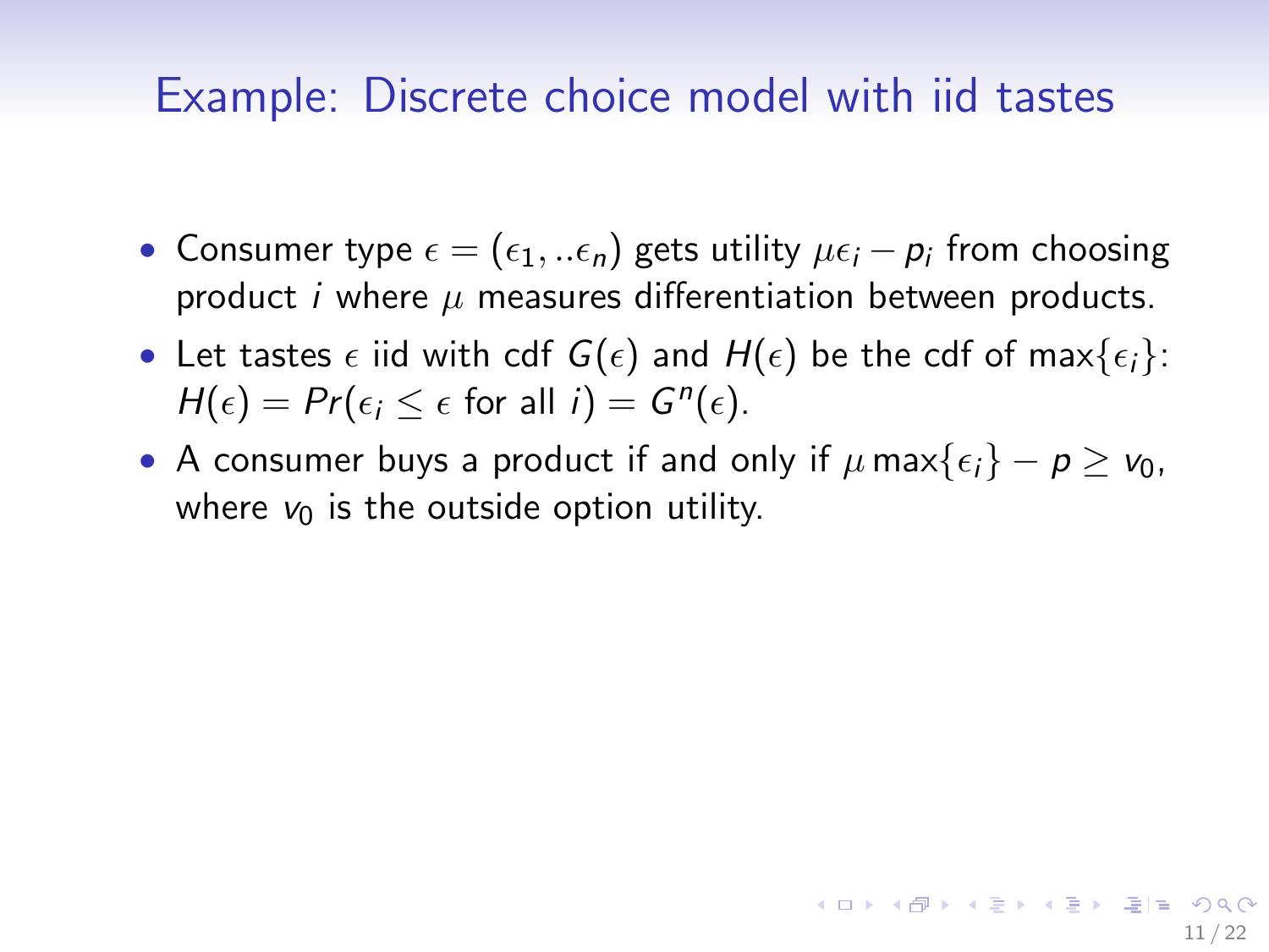# Example: Discrete choice model with iid tastes

- Consumer type $\epsilon = (\epsilon_1, ..\epsilon_n)$ gets utility $\mu\epsilon_i - p_i$ from choosing product $i$ where $\mu$ measures differentiation between products.
- Let tastes $\epsilon$ iid with cdf $G(\epsilon)$ and $H(\epsilon)$ be the cdf of $\max\{\epsilon_i\}$: $H(\epsilon) = Pr(\epsilon_i \leq \epsilon \text{ for all } i) = G^n(\epsilon)$.
- A consumer buys a product if and only if $\mu \max\{\epsilon_i\} - p \geq v_0$, where $v_0$ is the outside option utility.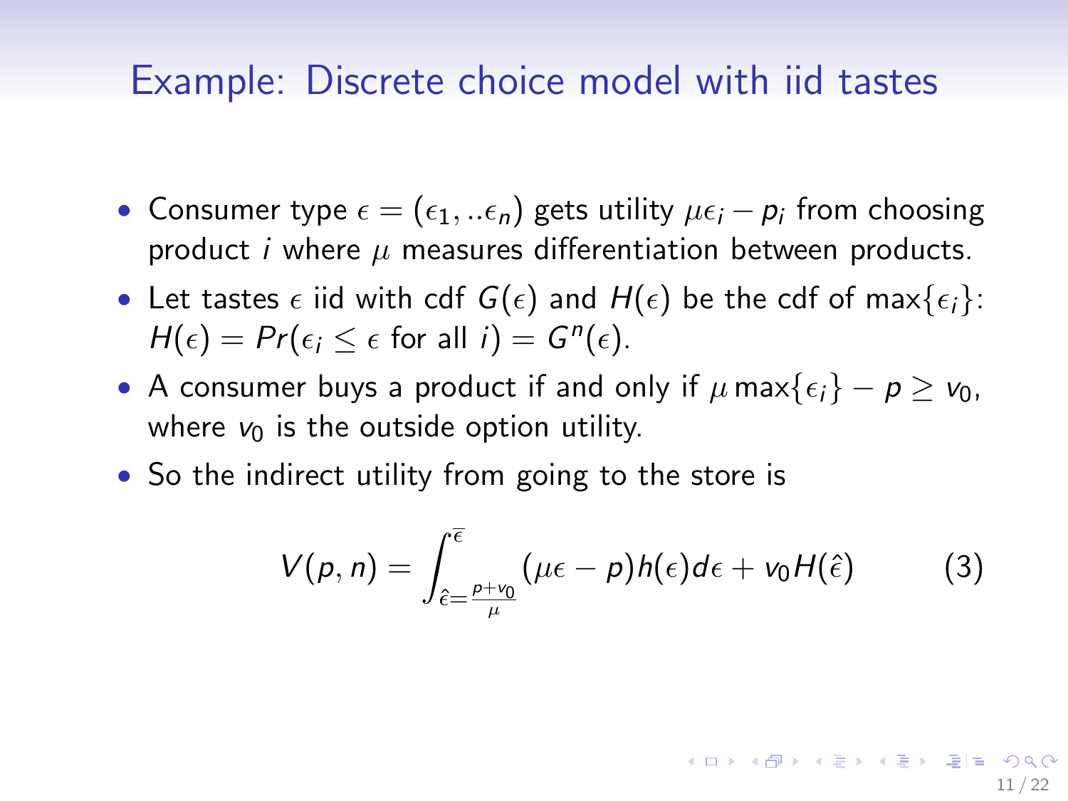## Example: Discrete choice model with iid tastes

- Consumer type $\epsilon = (\epsilon_1, ..\epsilon_n)$ gets utility $\mu\epsilon_i - p_i$ from choosing product $i$ where $\mu$ measures differentiation between products.
- Let tastes $\epsilon$ iid with cdf $G(\epsilon)$ and $H(\epsilon)$ be the cdf of $\max\{\epsilon_i\}$: $H(\epsilon) = Pr(\epsilon_i \leq \epsilon \text{ for all } i) = G^n(\epsilon)$.
- A consumer buys a product if and only if $\mu \max\{\epsilon_i\} - p \geq v_0$, where $v_0$ is the outside option utility.
- So the indirect utility from going to the store is

$$V(p, n) = \int_{\hat{\epsilon}=\frac{p+v_0}{\mu}}^{\overline{\epsilon}} (\mu\epsilon - p)h(\epsilon)d\epsilon + v_0 H(\hat{\epsilon}) \tag{3}$$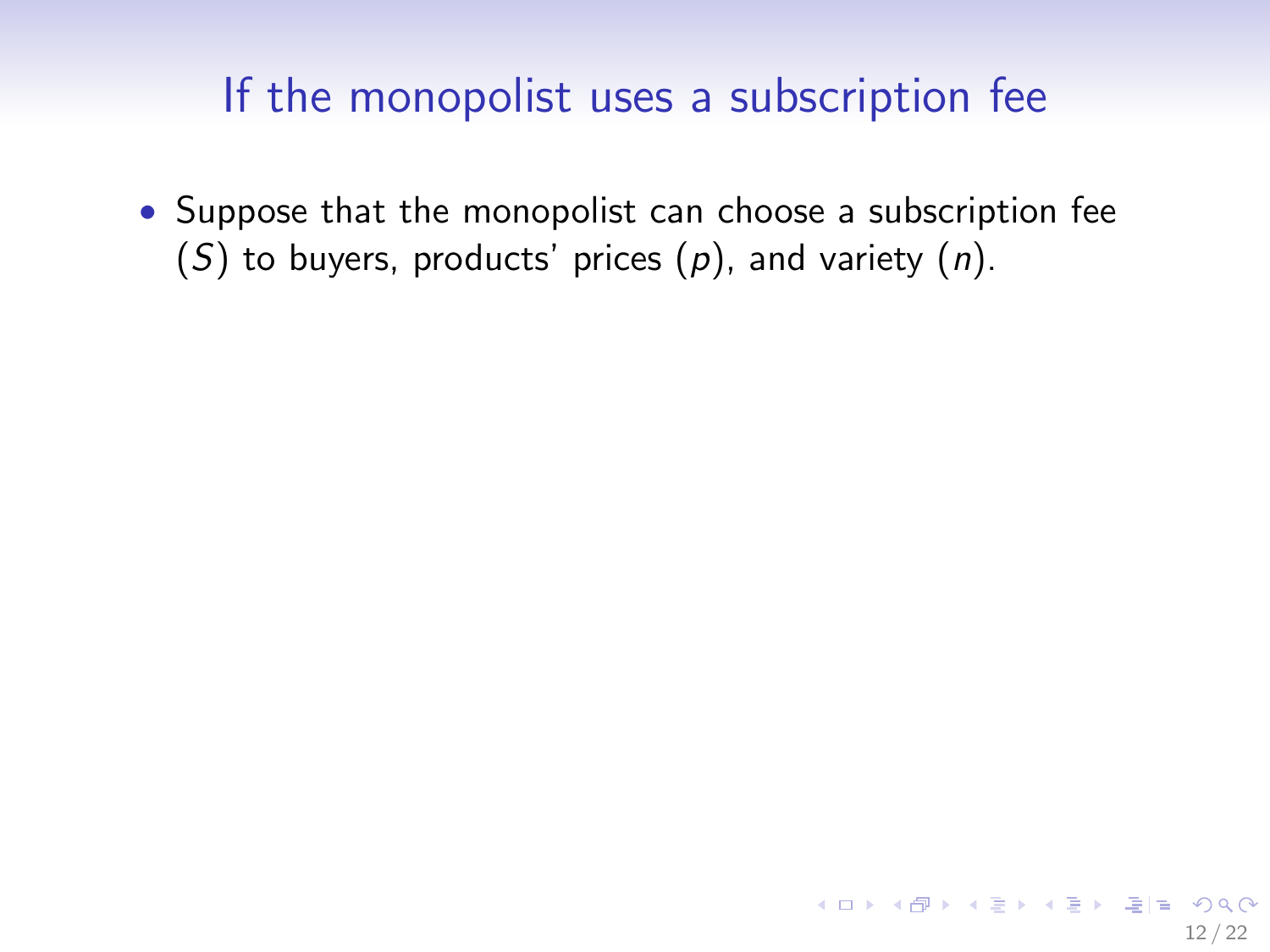# If the monopolist uses a subscription fee

- Suppose that the monopolist can choose a subscription fee ($S$) to buyers, products' prices ($p$), and variety ($n$).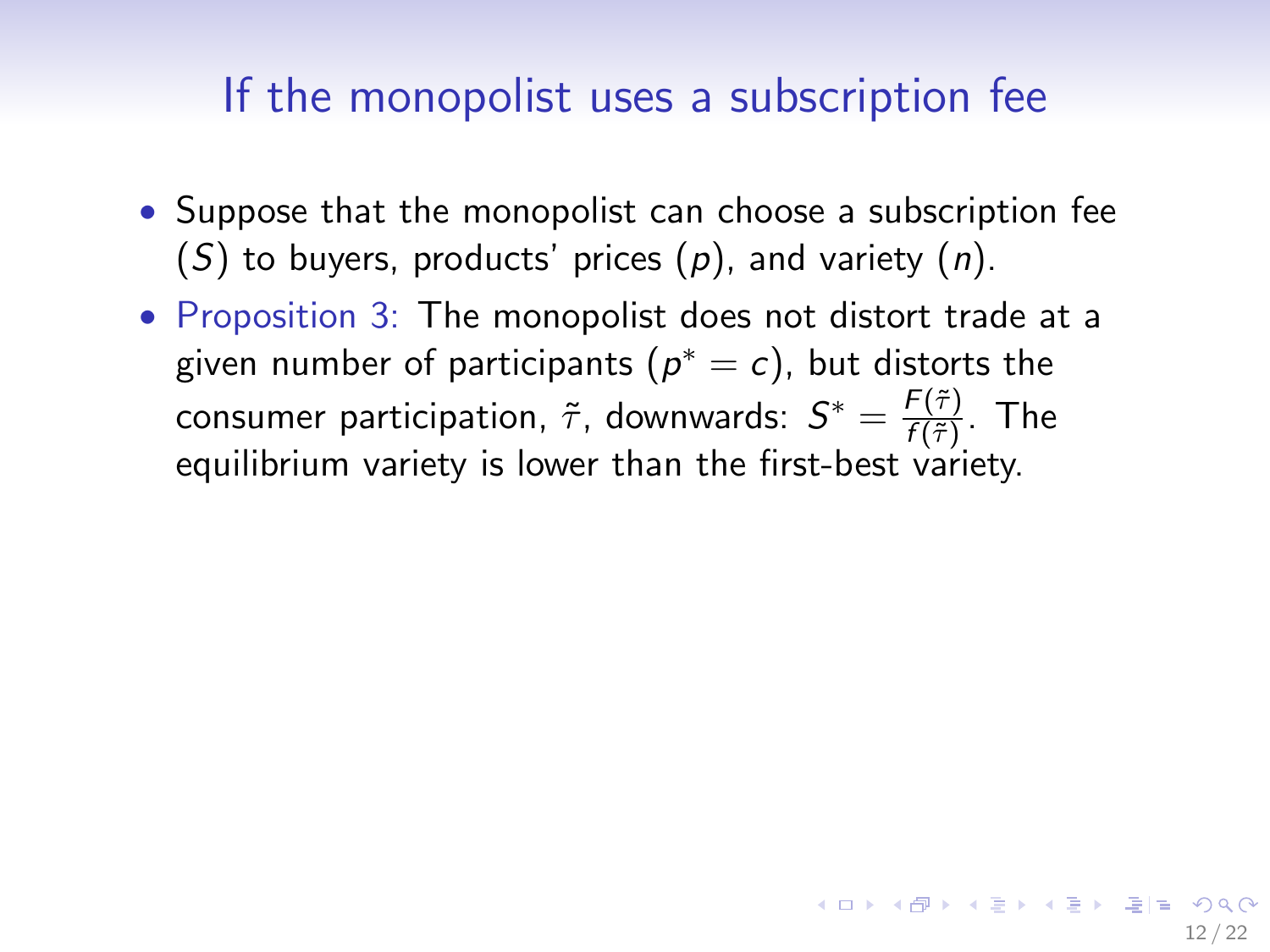# If the monopolist uses a subscription fee

- Suppose that the monopolist can choose a subscription fee ($S$) to buyers, products' prices ($p$), and variety ($n$).
- Proposition 3: The monopolist does not distort trade at a given number of participants ($p^* = c$), but distorts the consumer participation, $\tilde{\tau}$, downwards: $S^* = \frac{F(\tilde{\tau})}{f(\tilde{\tau})}$. The equilibrium variety is lower than the first-best variety.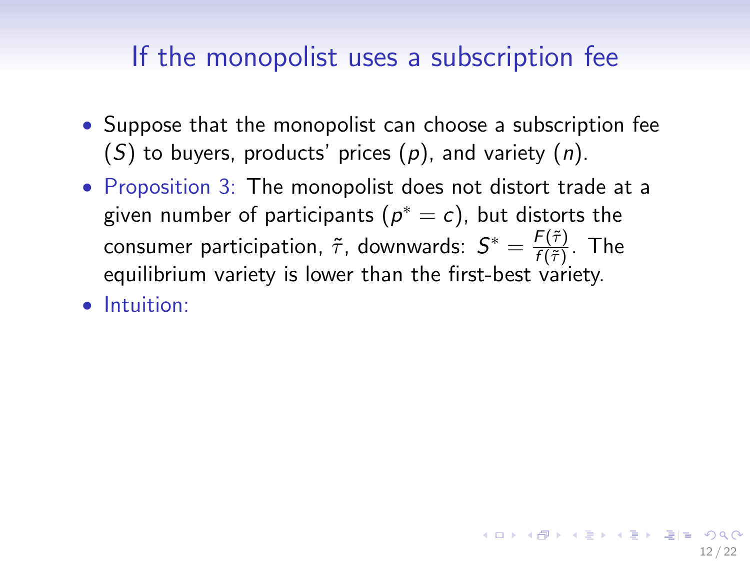# If the monopolist uses a subscription fee

- Suppose that the monopolist can choose a subscription fee ($S$) to buyers, products' prices ($p$), and variety ($n$).
- Proposition 3: The monopolist does not distort trade at a given number of participants ($p^* = c$), but distorts the consumer participation, $\tilde{\tau}$, downwards: $S^* = \frac{F(\tilde{\tau})}{f(\tilde{\tau})}$. The equilibrium variety is lower than the first-best variety.
- Intuition: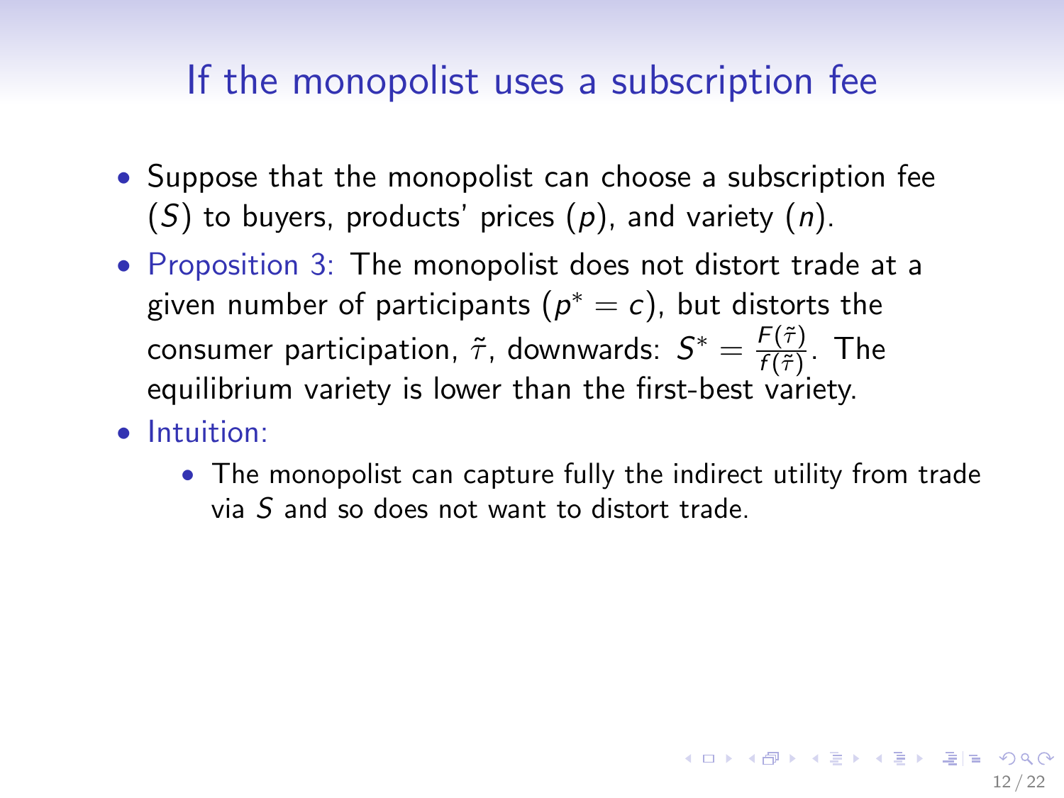# If the monopolist uses a subscription fee

- Suppose that the monopolist can choose a subscription fee ($S$) to buyers, products' prices ($p$), and variety ($n$).
- Proposition 3: The monopolist does not distort trade at a given number of participants ($p^* = c$), but distorts the consumer participation, $\tilde{\tau}$, downwards: $S^* = \frac{F(\tilde{\tau})}{f(\tilde{\tau})}$. The equilibrium variety is lower than the first-best variety.
- Intuition:
  - The monopolist can capture fully the indirect utility from trade via $S$ and so does not want to distort trade.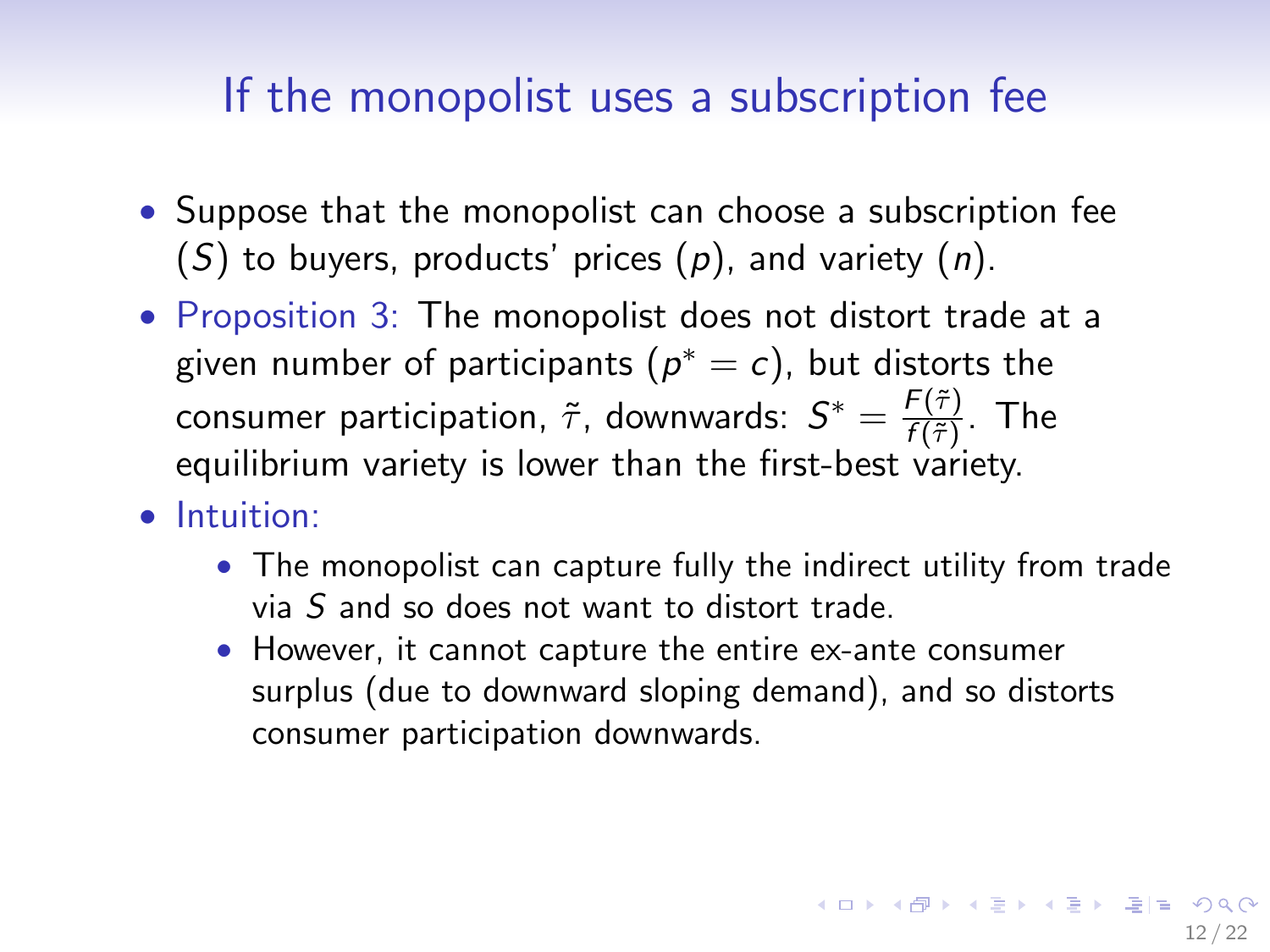# If the monopolist uses a subscription fee

- Suppose that the monopolist can choose a subscription fee ($S$) to buyers, products' prices ($p$), and variety ($n$).
- Proposition 3: The monopolist does not distort trade at a given number of participants ($p^* = c$), but distorts the consumer participation, $\tilde{\tau}$, downwards: $S^* = \frac{F(\tilde{\tau})}{f(\tilde{\tau})}$. The equilibrium variety is lower than the first-best variety.
- Intuition:
  - The monopolist can capture fully the indirect utility from trade via $S$ and so does not want to distort trade.
  - However, it cannot capture the entire ex-ante consumer surplus (due to downward sloping demand), and so distorts consumer participation downwards.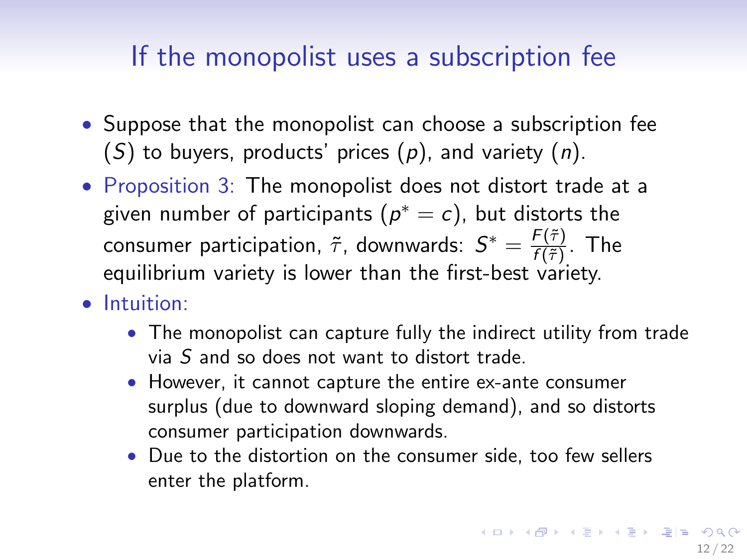# If the monopolist uses a subscription fee

- Suppose that the monopolist can choose a subscription fee ($S$) to buyers, products' prices ($p$), and variety ($n$).
- Proposition 3: The monopolist does not distort trade at a given number of participants ($p^* = c$), but distorts the consumer participation, $\tilde{\tau}$, downwards: $S^* = \frac{F(\tilde{\tau})}{f(\tilde{\tau})}$. The equilibrium variety is lower than the first-best variety.
- Intuition:
    - The monopolist can capture fully the indirect utility from trade via $S$ and so does not want to distort trade.
    - However, it cannot capture the entire ex-ante consumer surplus (due to downward sloping demand), and so distorts consumer participation downwards.
    - Due to the distortion on the consumer side, too few sellers enter the platform.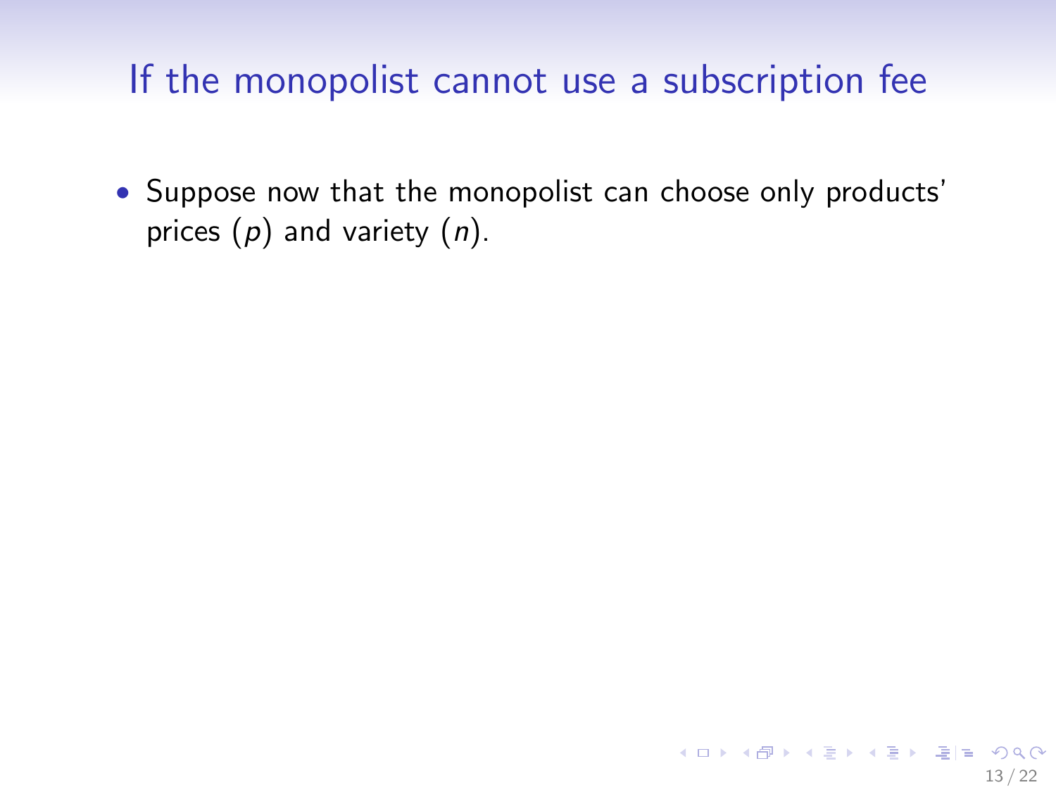# If the monopolist cannot use a subscription fee

- Suppose now that the monopolist can choose only products' prices ($p$) and variety ($n$).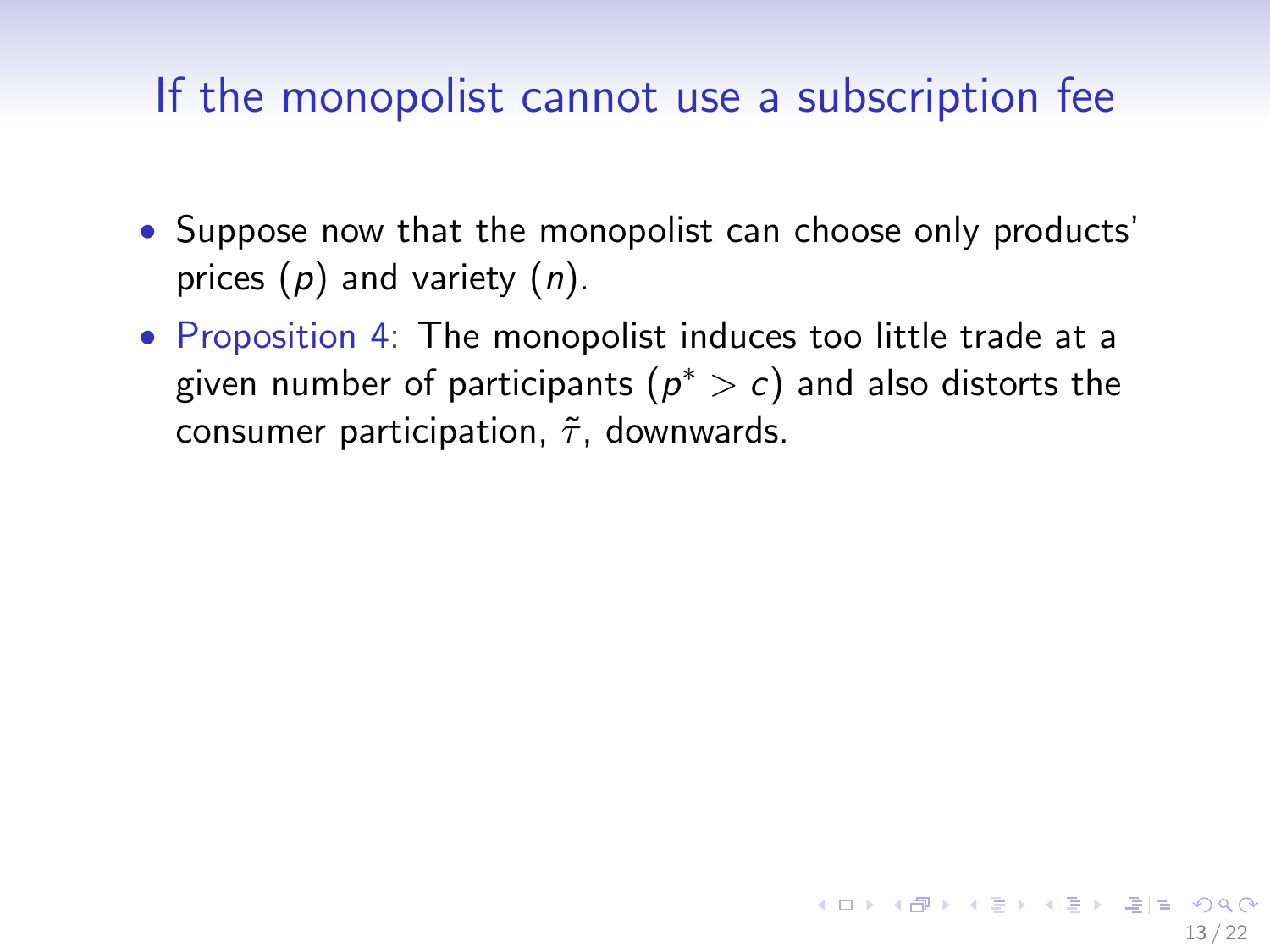# If the monopolist cannot use a subscription fee

- Suppose now that the monopolist can choose only products' prices ($p$) and variety ($n$).
- Proposition 4: The monopolist induces too little trade at a given number of participants ($p^* > c$) and also distorts the consumer participation, $\tilde{\tau}$, downwards.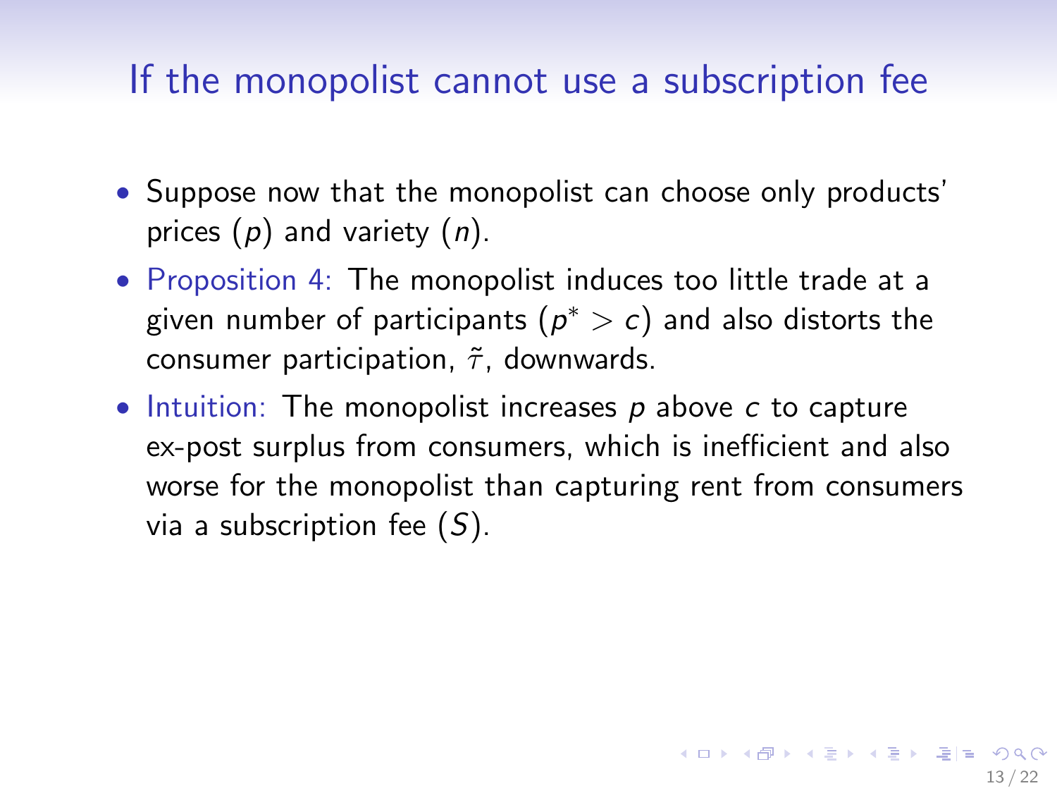# If the monopolist cannot use a subscription fee

- Suppose now that the monopolist can choose only products' prices ($p$) and variety ($n$).
- Proposition 4: The monopolist induces too little trade at a given number of participants ($p^* > c$) and also distorts the consumer participation, $\tilde{\tau}$, downwards.
- Intuition: The monopolist increases $p$ above $c$ to capture ex-post surplus from consumers, which is inefficient and also worse for the monopolist than capturing rent from consumers via a subscription fee ($S$).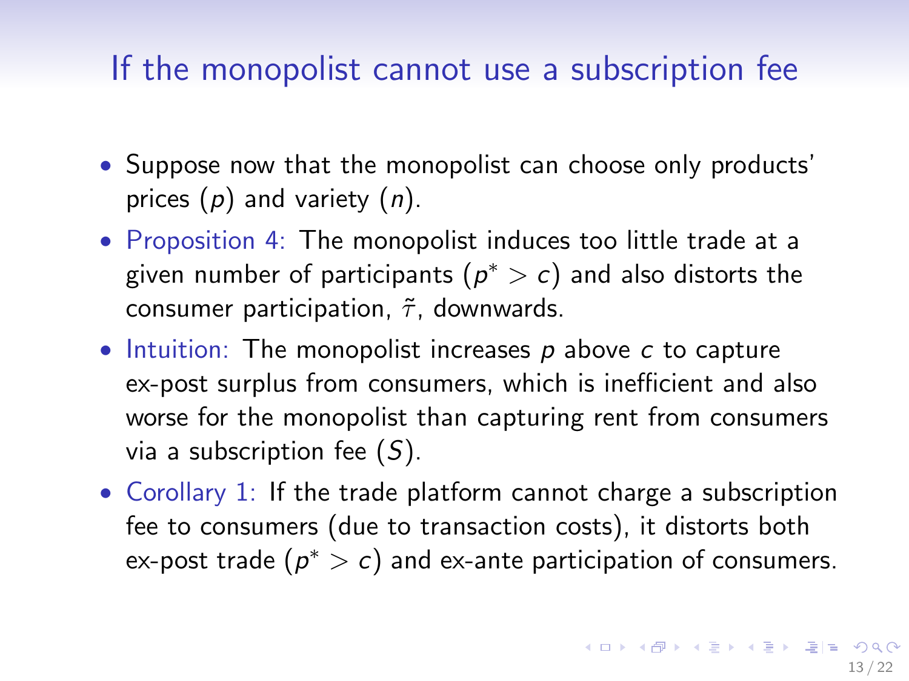# If the monopolist cannot use a subscription fee

- Suppose now that the monopolist can choose only products' prices ($p$) and variety ($n$).
- Proposition 4: The monopolist induces too little trade at a given number of participants ($p^* > c$) and also distorts the consumer participation, $\tilde{\tau}$, downwards.
- Intuition: The monopolist increases $p$ above $c$ to capture ex-post surplus from consumers, which is inefficient and also worse for the monopolist than capturing rent from consumers via a subscription fee ($S$).
- Corollary 1: If the trade platform cannot charge a subscription fee to consumers (due to transaction costs), it distorts both ex-post trade ($p^* > c$) and ex-ante participation of consumers.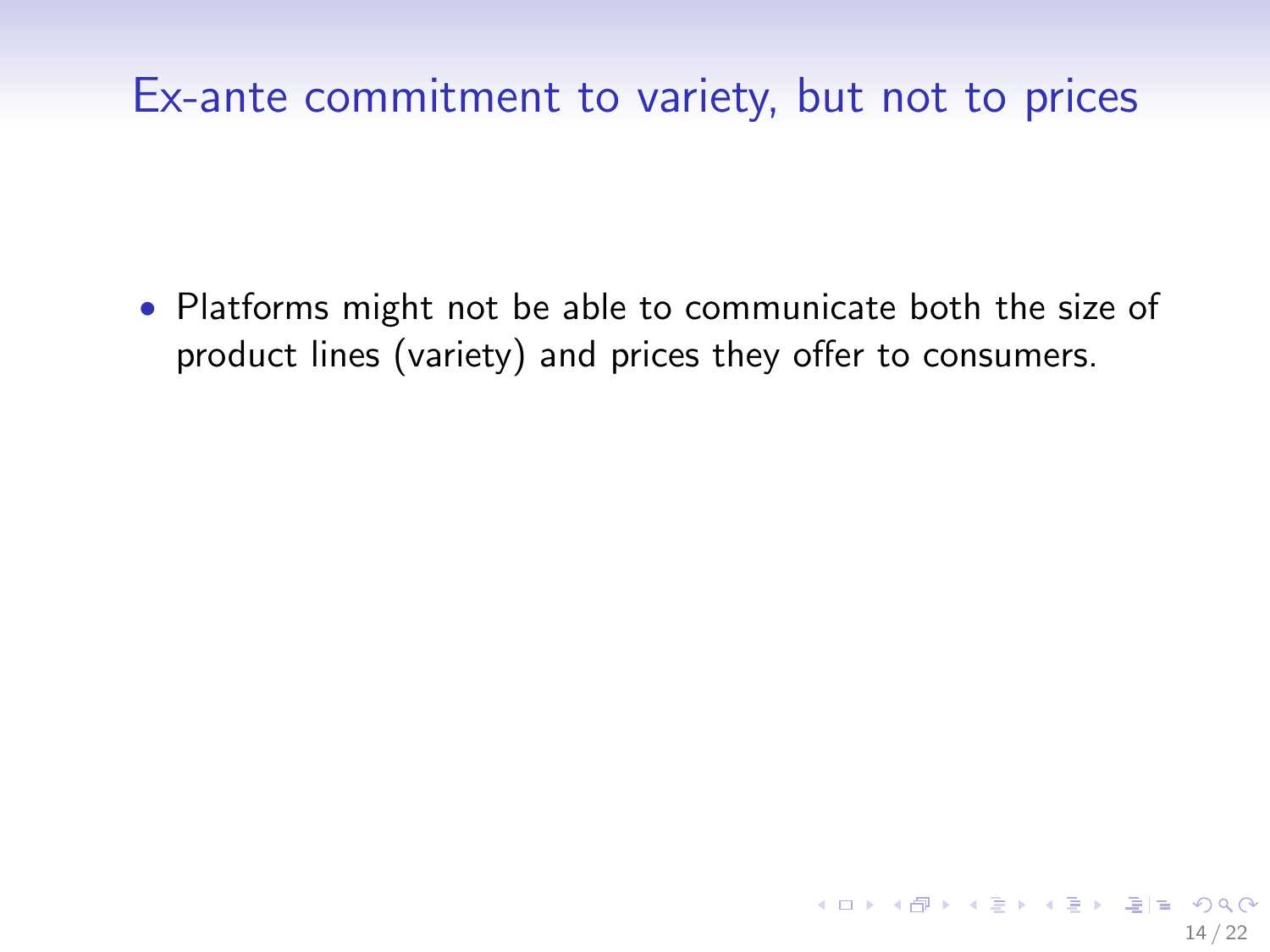# Ex-ante commitment to variety, but not to prices

- Platforms might not be able to communicate both the size of product lines (variety) and prices they offer to consumers.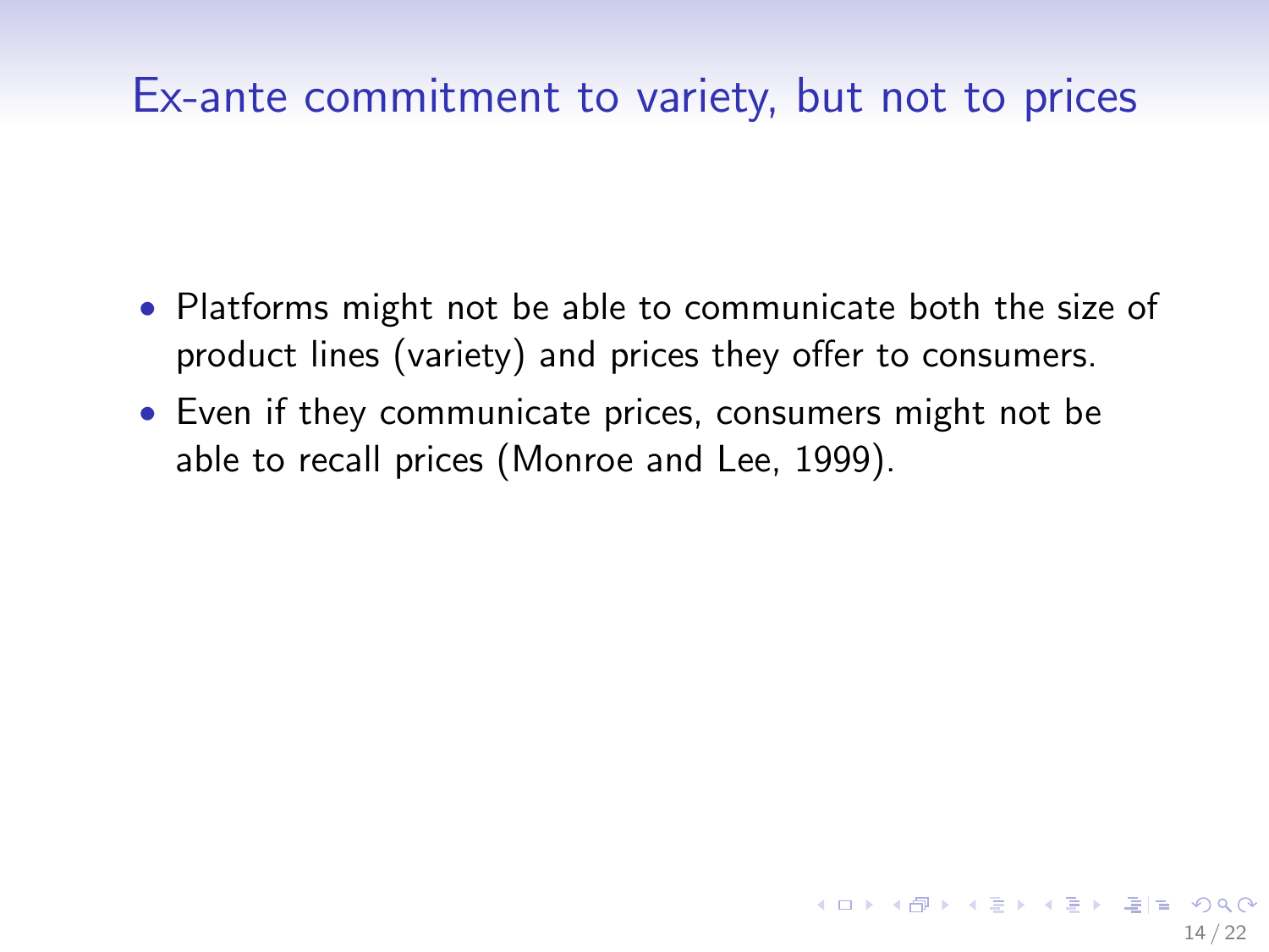# Ex-ante commitment to variety, but not to prices

- Platforms might not be able to communicate both the size of product lines (variety) and prices they offer to consumers.
- Even if they communicate prices, consumers might not be able to recall prices (Monroe and Lee, 1999).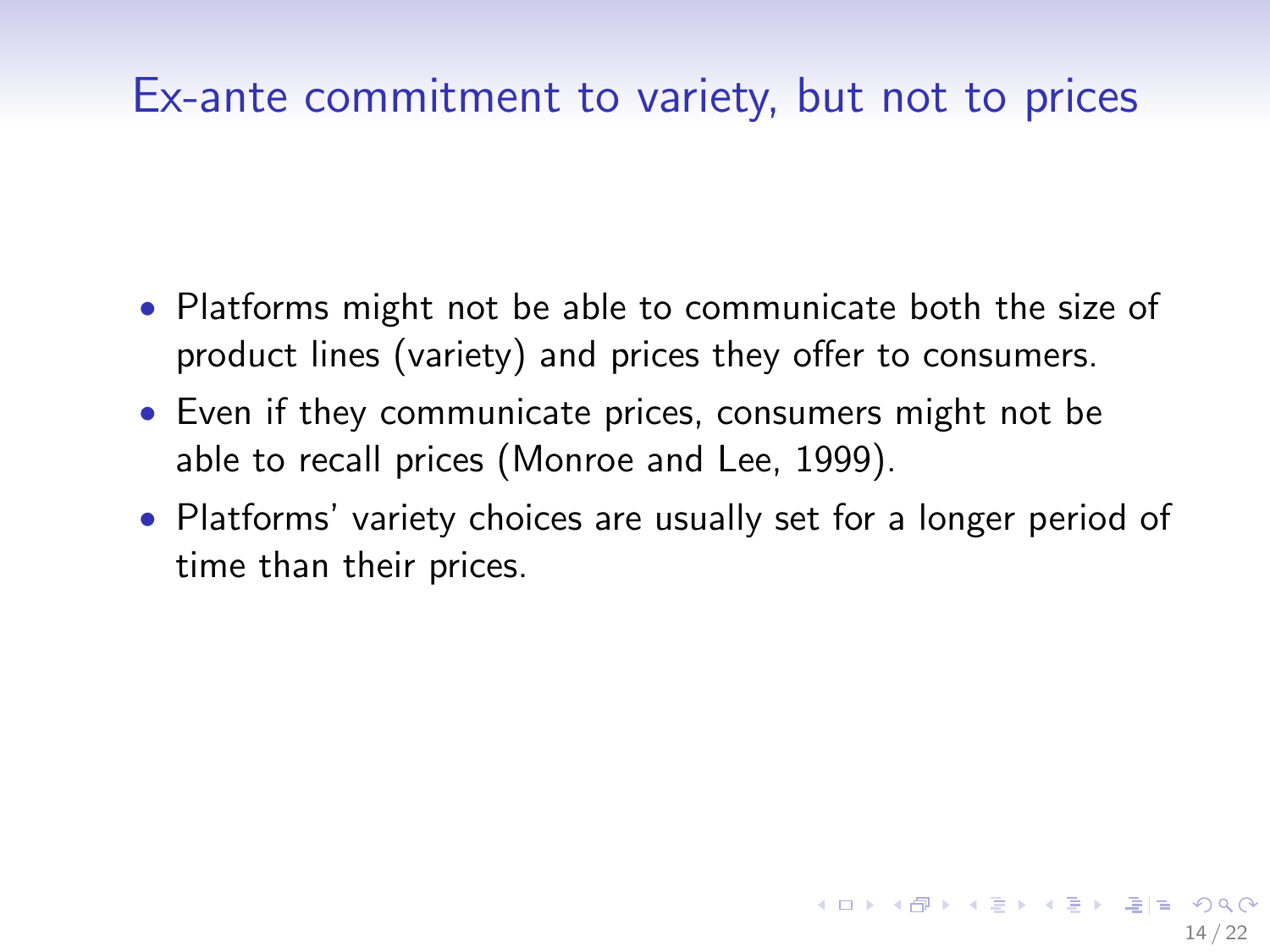# Ex-ante commitment to variety, but not to prices

- Platforms might not be able to communicate both the size of product lines (variety) and prices they offer to consumers.
- Even if they communicate prices, consumers might not be able to recall prices (Monroe and Lee, 1999).
- Platforms' variety choices are usually set for a longer period of time than their prices.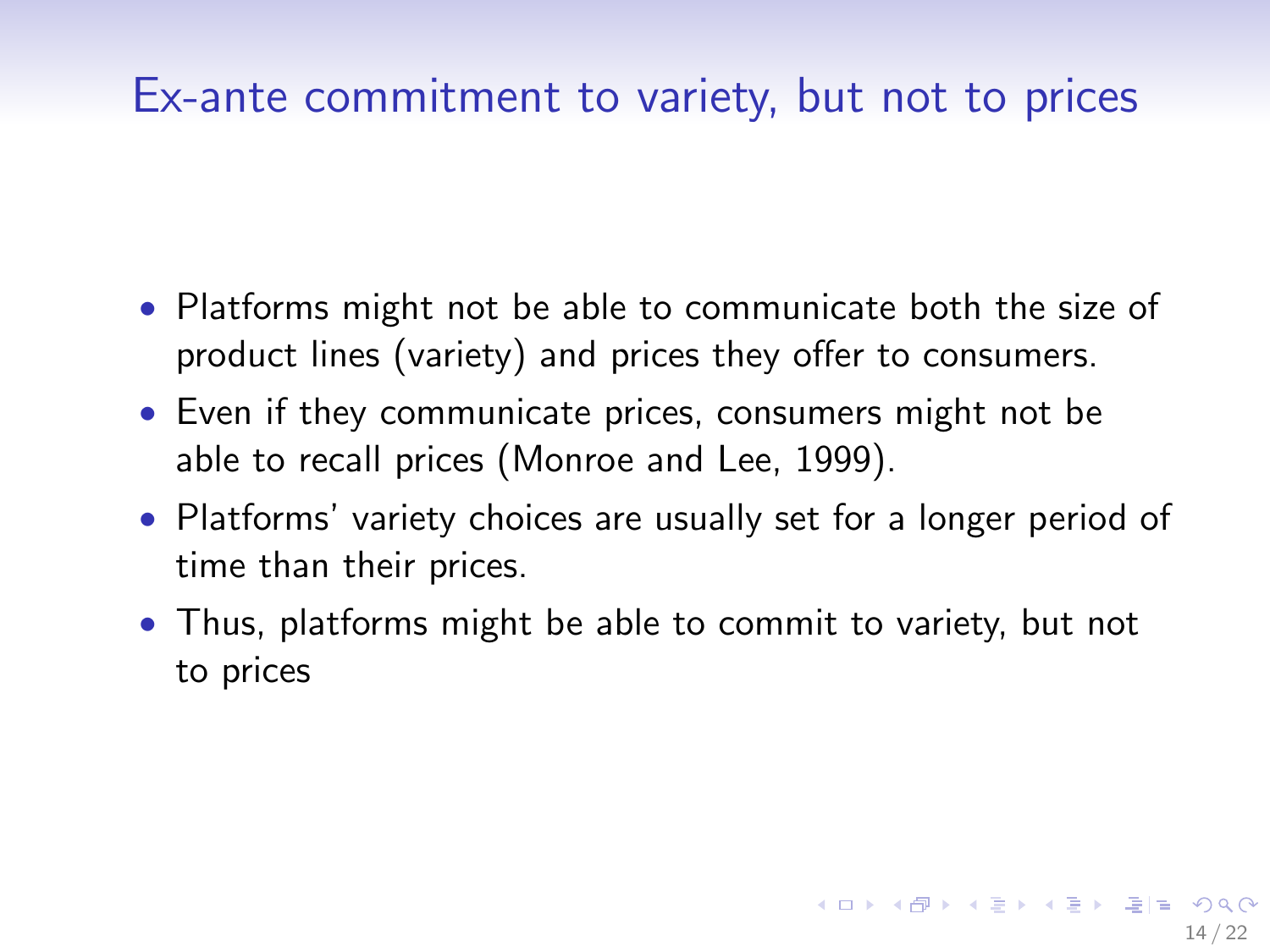# Ex-ante commitment to variety, but not to prices

- Platforms might not be able to communicate both the size of product lines (variety) and prices they offer to consumers.
- Even if they communicate prices, consumers might not be able to recall prices (Monroe and Lee, 1999).
- Platforms' variety choices are usually set for a longer period of time than their prices.
- Thus, platforms might be able to commit to variety, but not to prices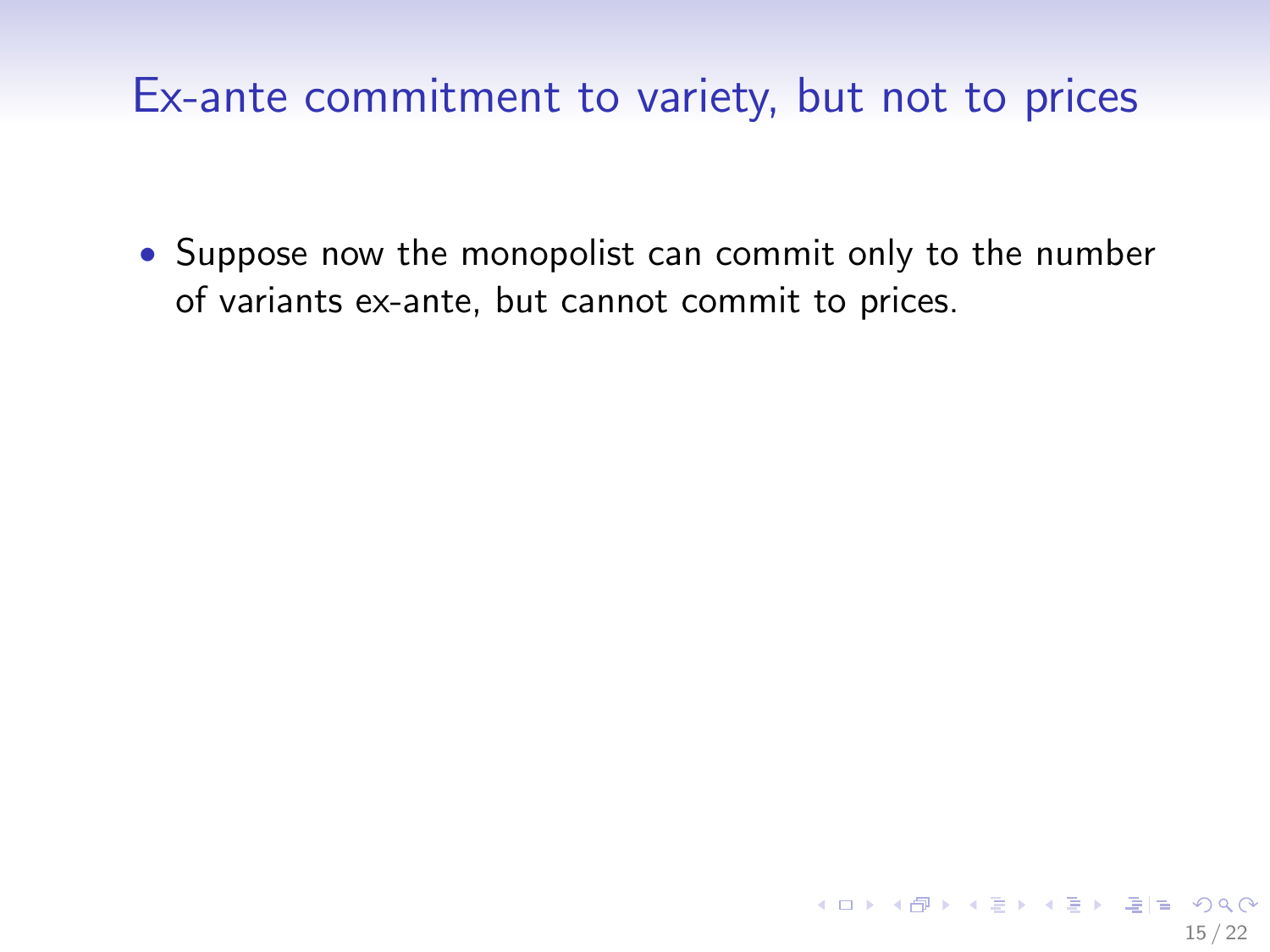# Ex-ante commitment to variety, but not to prices

- Suppose now the monopolist can commit only to the number of variants ex-ante, but cannot commit to prices.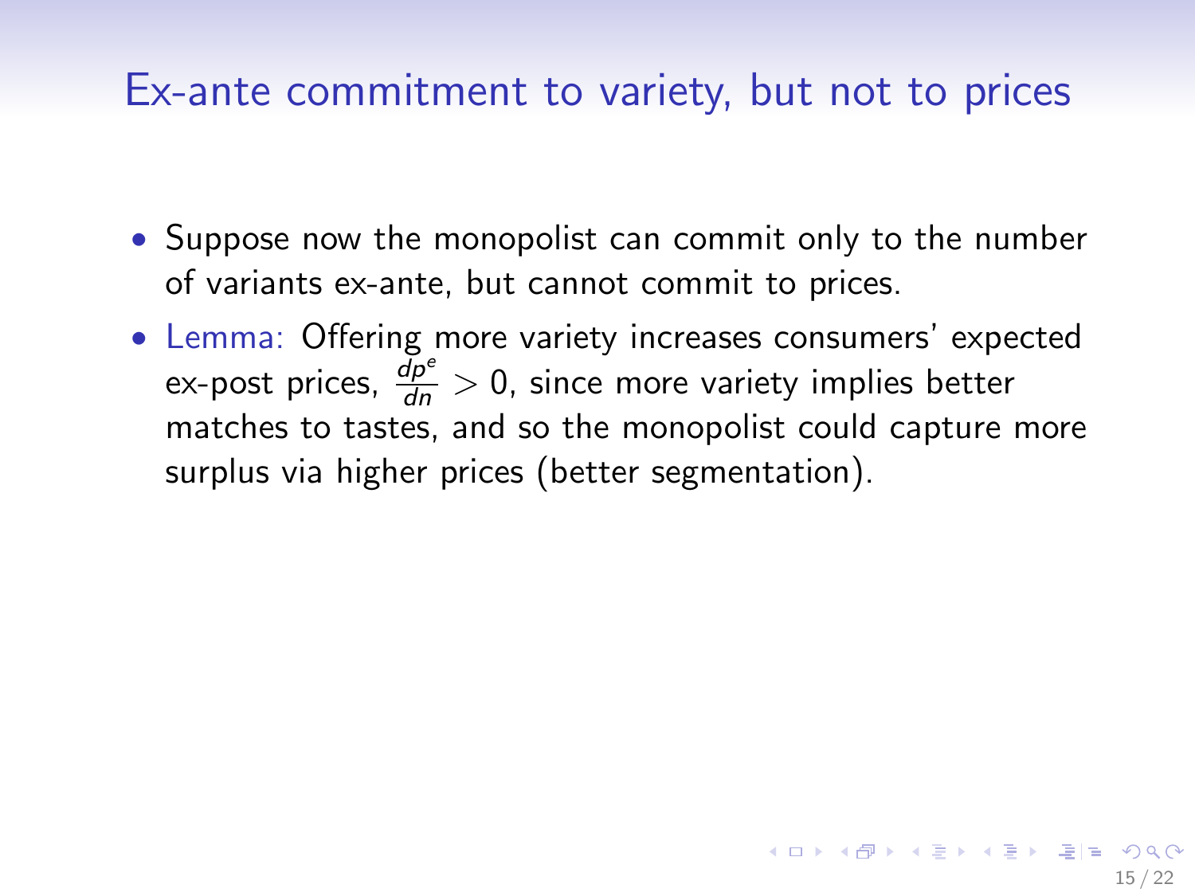# Ex-ante commitment to variety, but not to prices

- Suppose now the monopolist can commit only to the number of variants ex-ante, but cannot commit to prices.
- Lemma: Offering more variety increases consumers' expected ex-post prices, $\frac{dp^e}{dn} > 0$, since more variety implies better matches to tastes, and so the monopolist could capture more surplus via higher prices (better segmentation).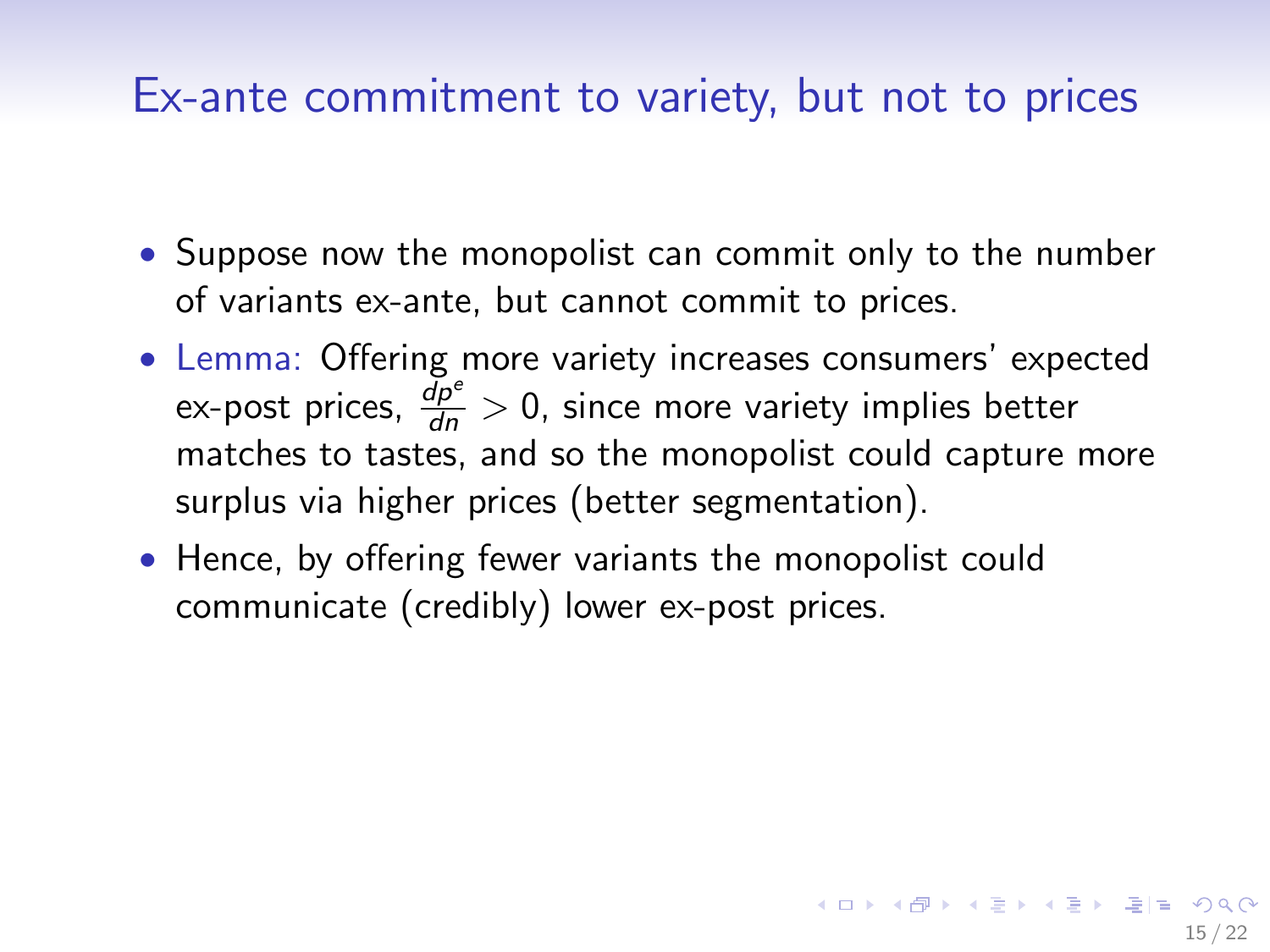# Ex-ante commitment to variety, but not to prices

- Suppose now the monopolist can commit only to the number of variants ex-ante, but cannot commit to prices.
- Lemma: Offering more variety increases consumers' expected ex-post prices, $\frac{dp^e}{dn} > 0$, since more variety implies better matches to tastes, and so the monopolist could capture more surplus via higher prices (better segmentation).
- Hence, by offering fewer variants the monopolist could communicate (credibly) lower ex-post prices.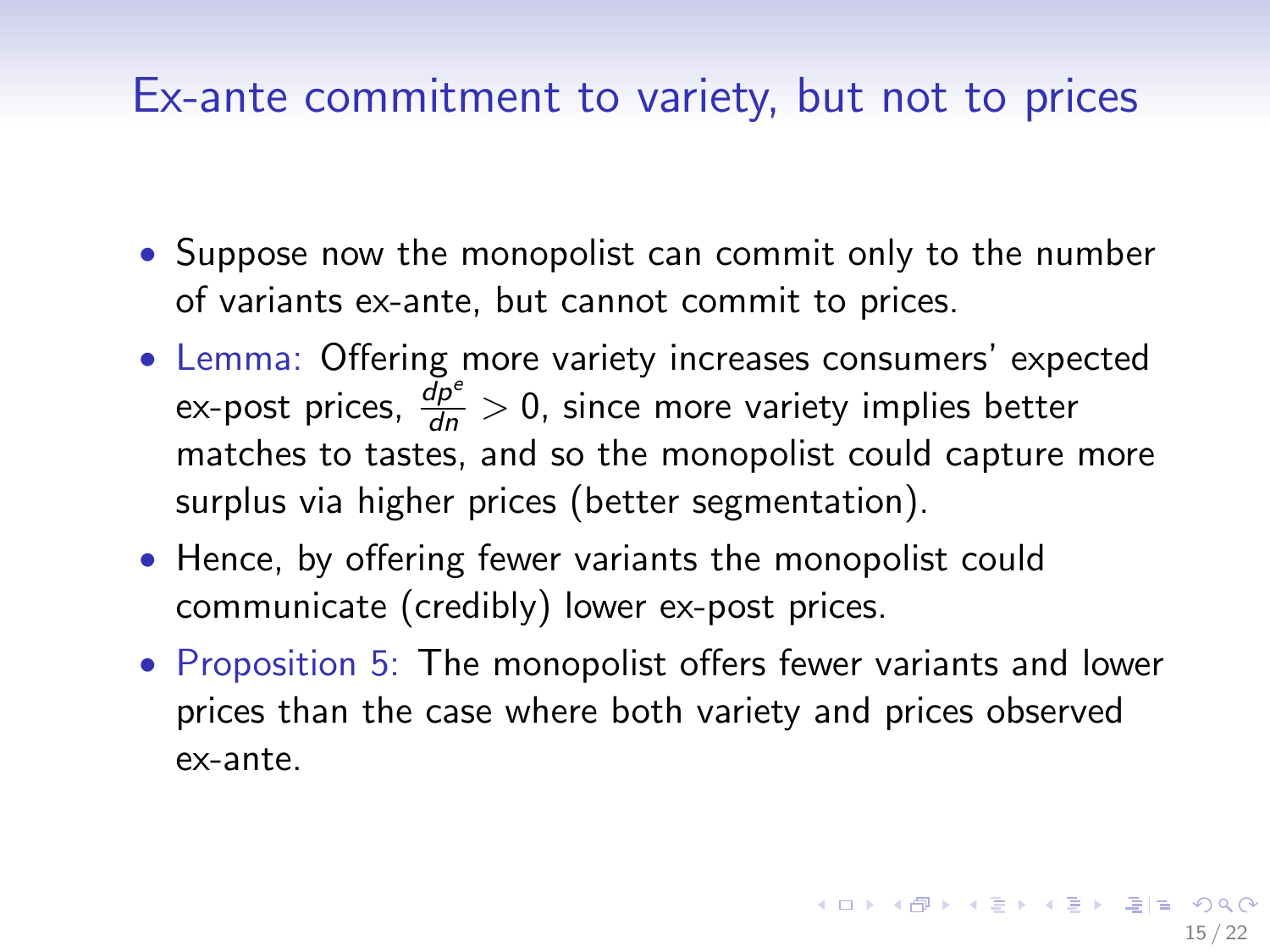## Ex-ante commitment to variety, but not to prices

- Suppose now the monopolist can commit only to the number of variants ex-ante, but cannot commit to prices.
- Lemma: Offering more variety increases consumers' expected ex-post prices, $\frac{dp^e}{dn} > 0$, since more variety implies better matches to tastes, and so the monopolist could capture more surplus via higher prices (better segmentation).
- Hence, by offering fewer variants the monopolist could communicate (credibly) lower ex-post prices.
- Proposition 5: The monopolist offers fewer variants and lower prices than the case where both variety and prices observed ex-ante.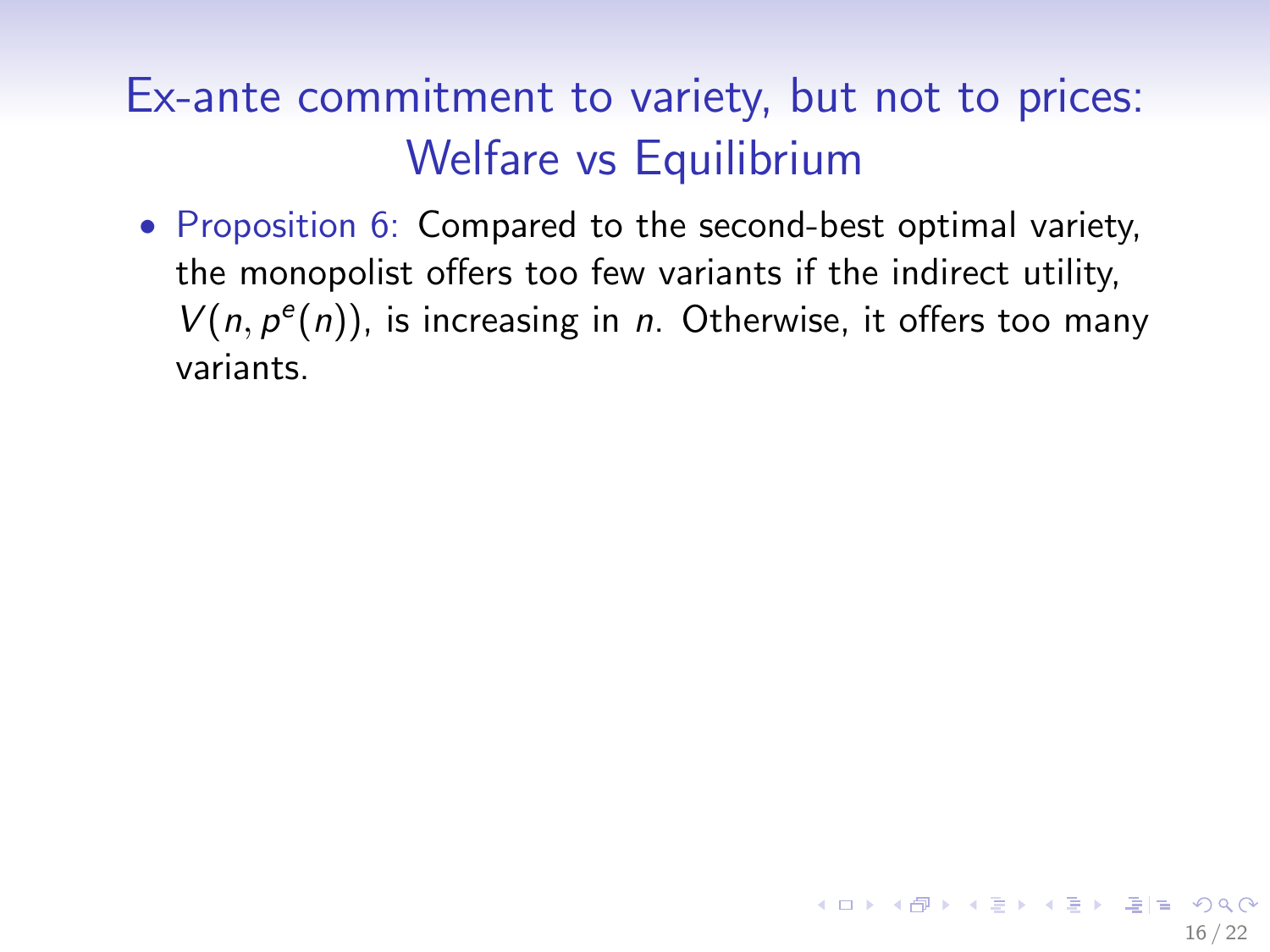# Ex-ante commitment to variety, but not to prices: Welfare vs Equilibrium

- Proposition 6: Compared to the second-best optimal variety, the monopolist offers too few variants if the indirect utility, $V(n, p^e(n))$, is increasing in $n$. Otherwise, it offers too many variants.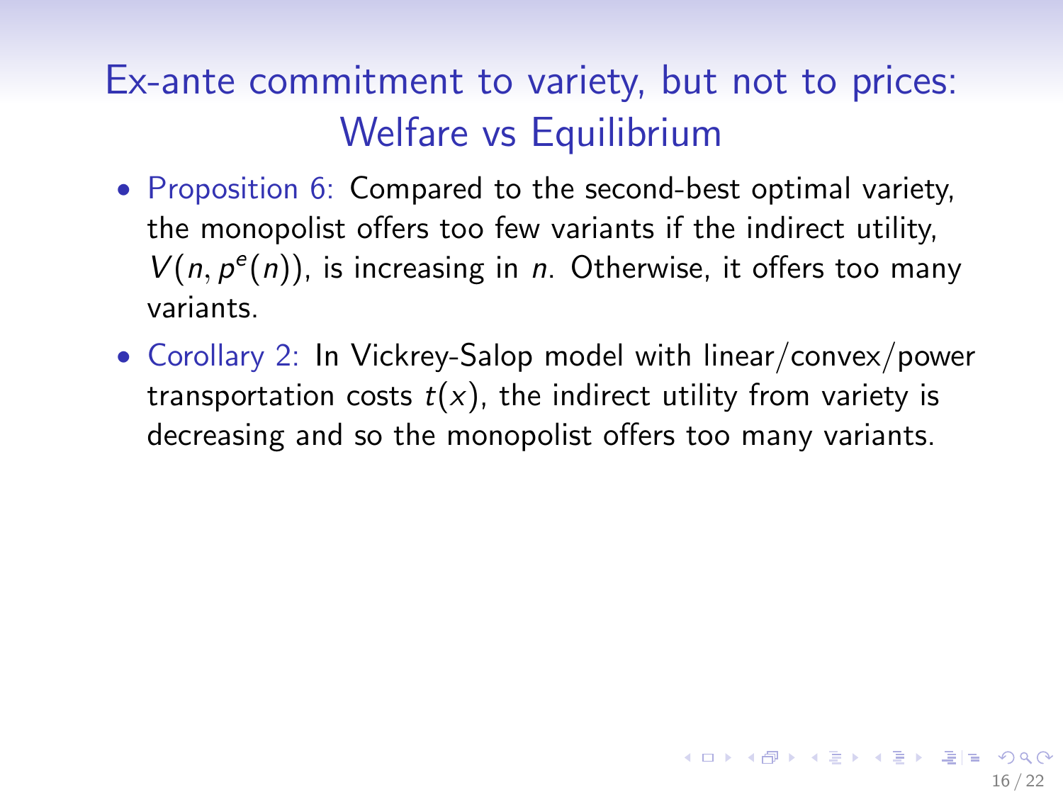# Ex-ante commitment to variety, but not to prices: Welfare vs Equilibrium

- Proposition 6: Compared to the second-best optimal variety, the monopolist offers too few variants if the indirect utility, $V(n, p^e(n))$, is increasing in $n$. Otherwise, it offers too many variants.
- Corollary 2: In Vickrey-Salop model with linear/convex/power transportation costs $t(x)$, the indirect utility from variety is decreasing and so the monopolist offers too many variants.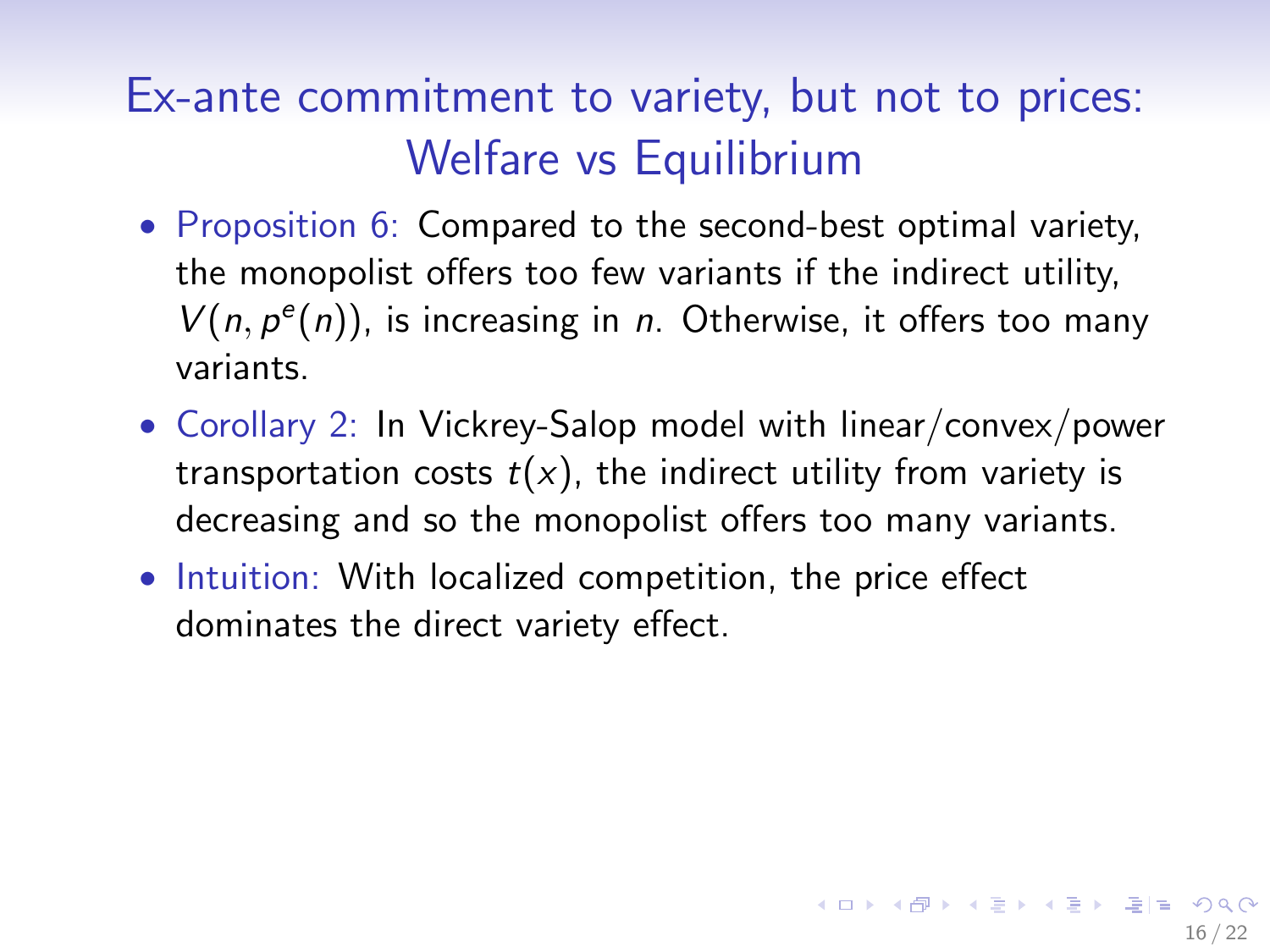# Ex-ante commitment to variety, but not to prices: Welfare vs Equilibrium

- Proposition 6: Compared to the second-best optimal variety, the monopolist offers too few variants if the indirect utility, $V(n, p^e(n))$, is increasing in $n$. Otherwise, it offers too many variants.
- Corollary 2: In Vickrey-Salop model with linear/convex/power transportation costs $t(x)$, the indirect utility from variety is decreasing and so the monopolist offers too many variants.
- Intuition: With localized competition, the price effect dominates the direct variety effect.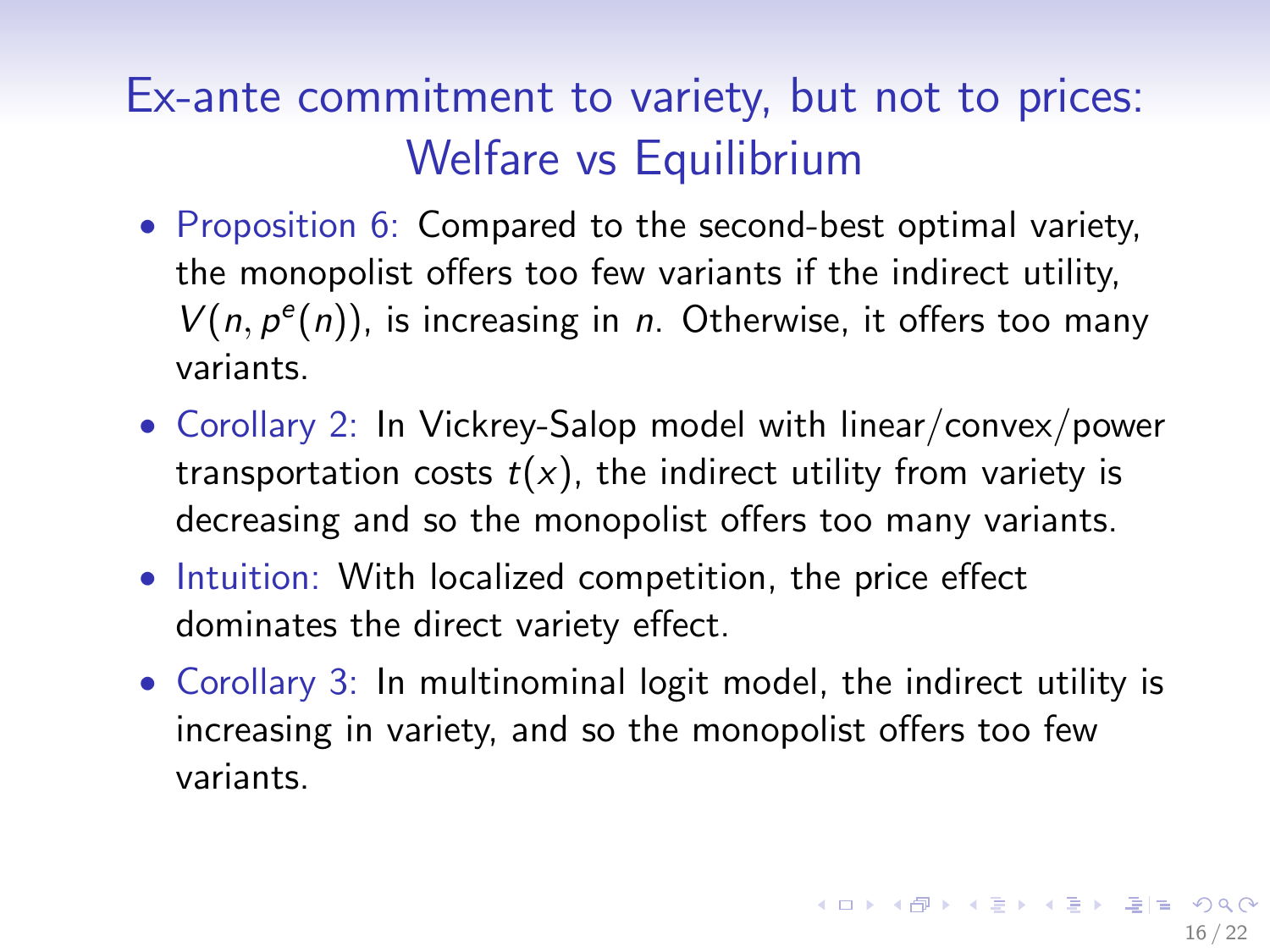# Ex-ante commitment to variety, but not to prices: Welfare vs Equilibrium

- Proposition 6: Compared to the second-best optimal variety, the monopolist offers too few variants if the indirect utility, $V(n, p^e(n))$, is increasing in $n$. Otherwise, it offers too many variants.
- Corollary 2: In Vickrey-Salop model with linear/convex/power transportation costs $t(x)$, the indirect utility from variety is decreasing and so the monopolist offers too many variants.
- Intuition: With localized competition, the price effect dominates the direct variety effect.
- Corollary 3: In multinominal logit model, the indirect utility is increasing in variety, and so the monopolist offers too few variants.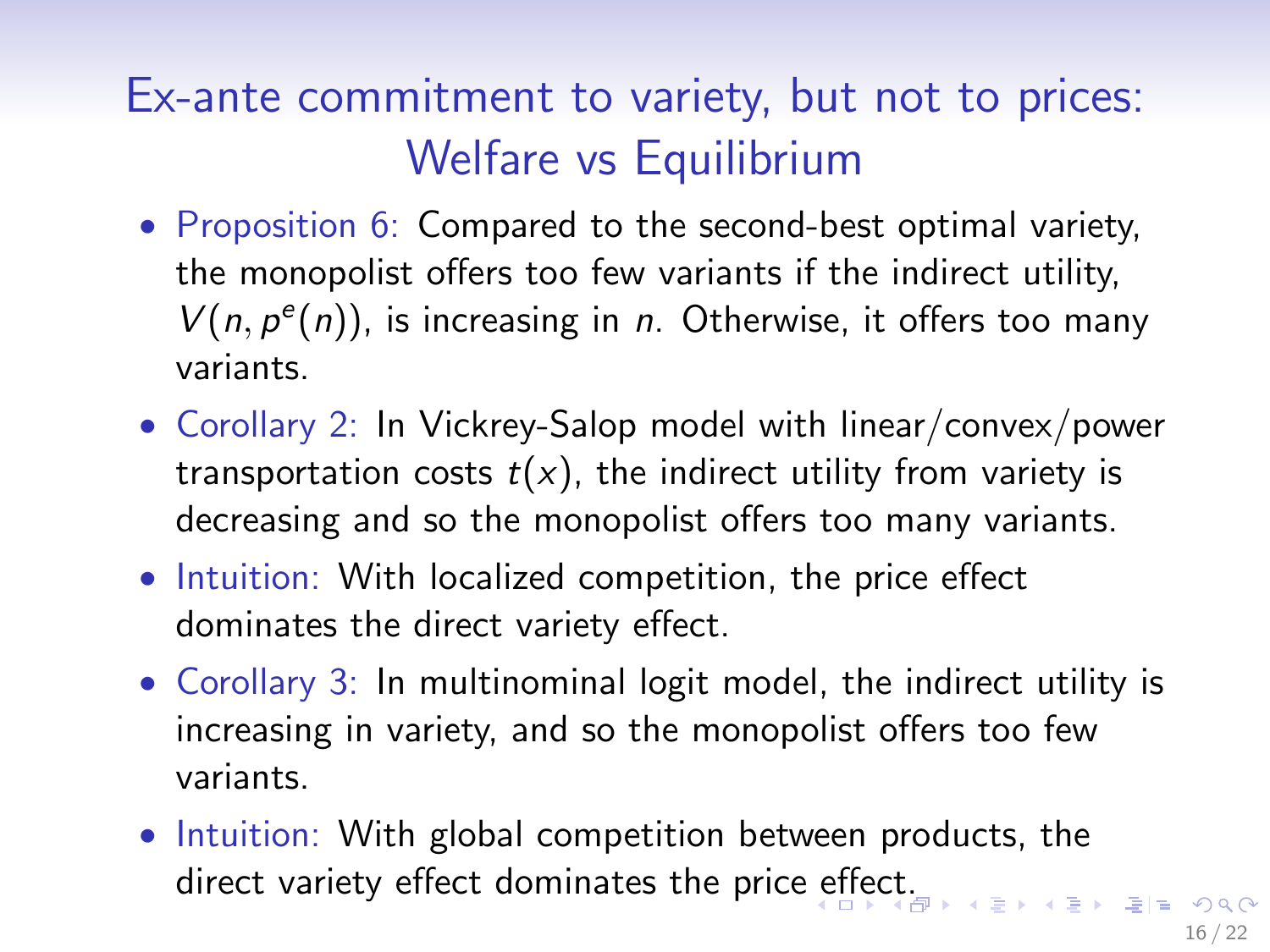# Ex-ante commitment to variety, but not to prices: Welfare vs Equilibrium

- Proposition 6: Compared to the second-best optimal variety, the monopolist offers too few variants if the indirect utility, $V(n, p^e(n))$, is increasing in $n$. Otherwise, it offers too many variants.
- Corollary 2: In Vickrey-Salop model with linear/convex/power transportation costs $t(x)$, the indirect utility from variety is decreasing and so the monopolist offers too many variants.
- Intuition: With localized competition, the price effect dominates the direct variety effect.
- Corollary 3: In multinominal logit model, the indirect utility is increasing in variety, and so the monopolist offers too few variants.
- Intuition: With global competition between products, the direct variety effect dominates the price effect.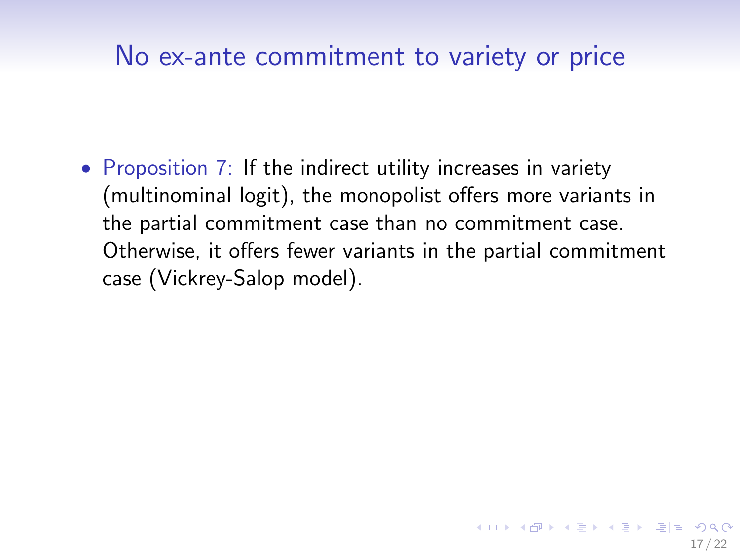# No ex-ante commitment to variety or price

- Proposition 7: If the indirect utility increases in variety (multinominal logit), the monopolist offers more variants in the partial commitment case than no commitment case. Otherwise, it offers fewer variants in the partial commitment case (Vickrey-Salop model).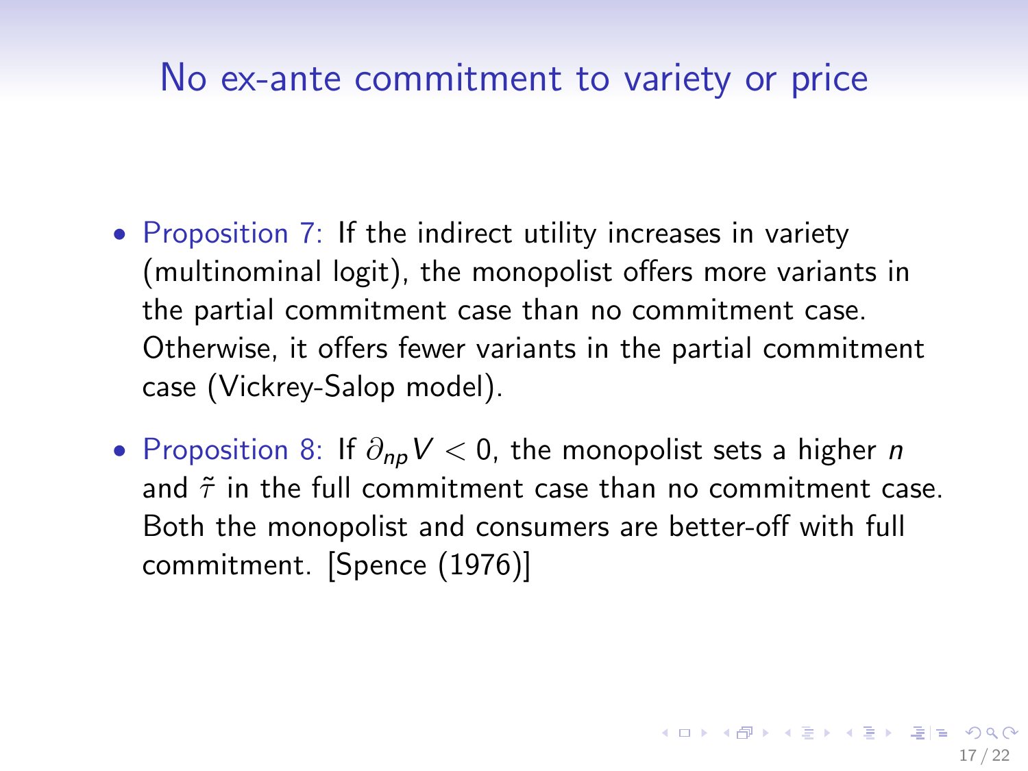# No ex-ante commitment to variety or price

- Proposition 7: If the indirect utility increases in variety (multinominal logit), the monopolist offers more variants in the partial commitment case than no commitment case. Otherwise, it offers fewer variants in the partial commitment case (Vickrey-Salop model).
- Proposition 8: If $\partial_{np} V < 0$, the monopolist sets a higher $n$ and $\tilde{\tau}$ in the full commitment case than no commitment case. Both the monopolist and consumers are better-off with full commitment. [Spence (1976)]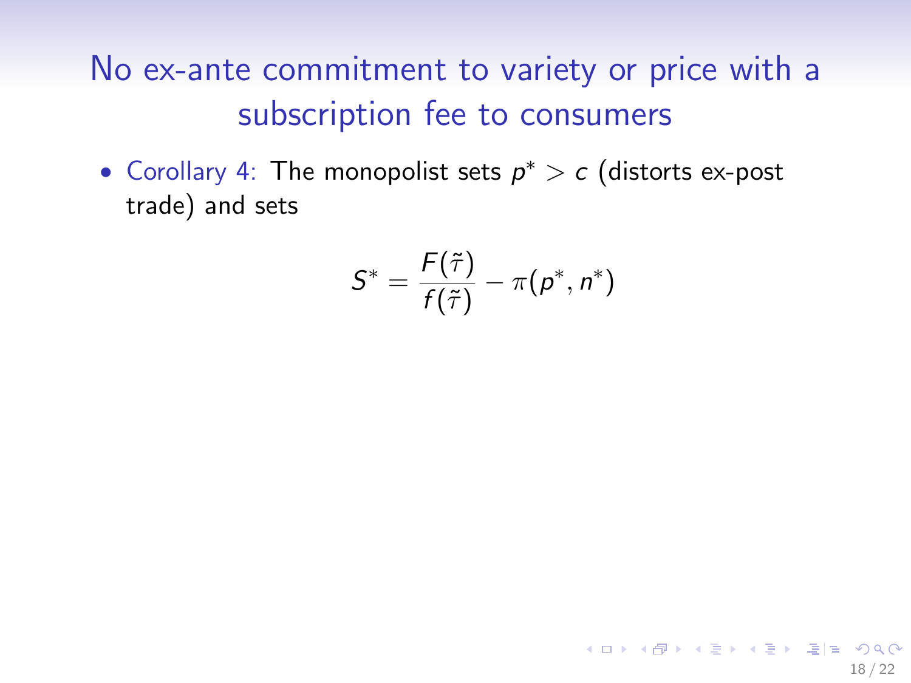# No ex-ante commitment to variety or price with a subscription fee to consumers

- Corollary 4: The monopolist sets $p^* > c$ (distorts ex-post trade) and sets

$$S^* = \frac{F(\tilde{\tau})}{f(\tilde{\tau})} - \pi(p^*, n^*)$$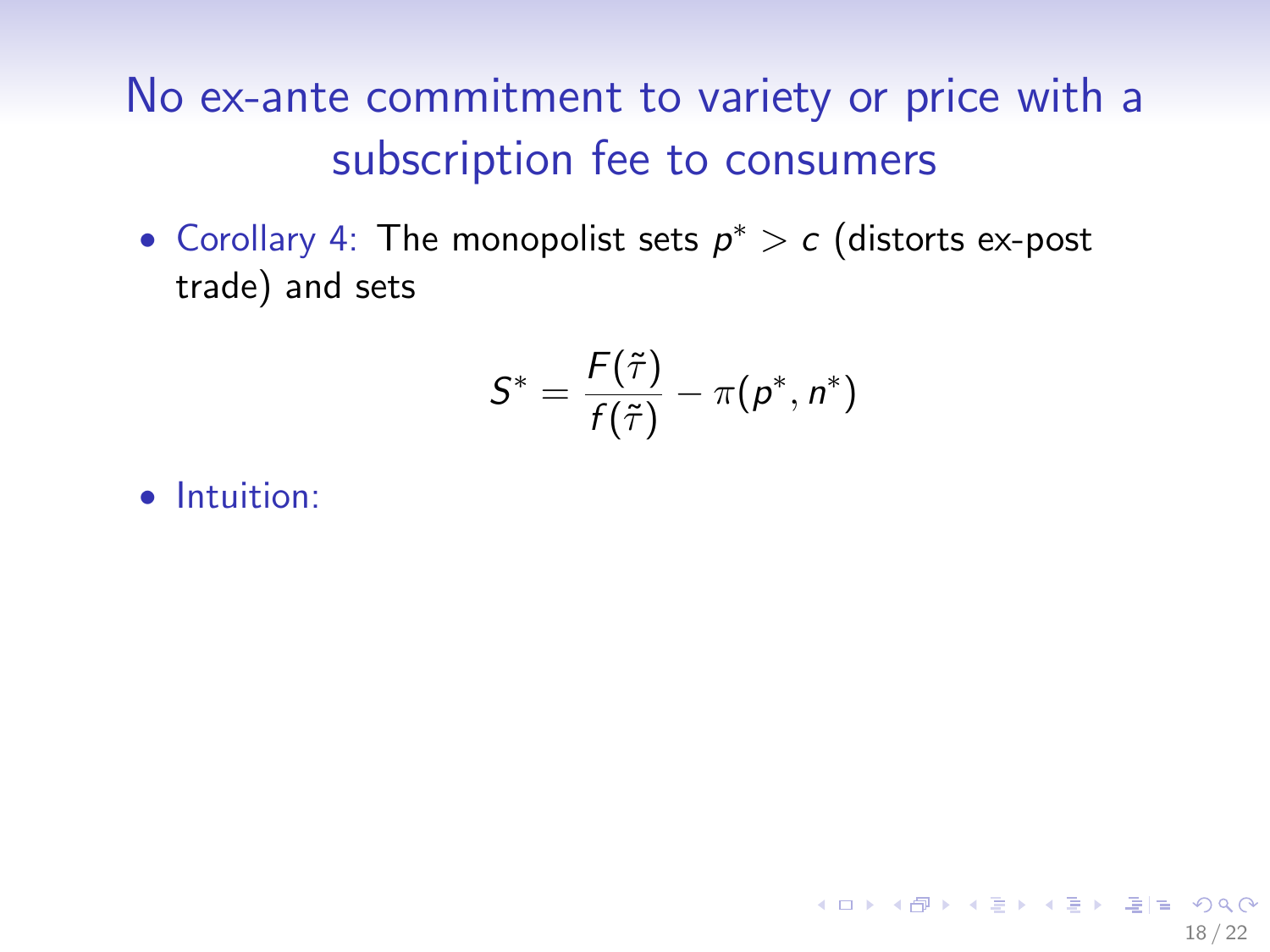# No ex-ante commitment to variety or price with a subscription fee to consumers

- Corollary 4: The monopolist sets $p^* > c$ (distorts ex-post trade) and sets

$$S^* = \frac{F(\tilde{\tau})}{f(\tilde{\tau})} - \pi(p^*, n^*)$$

- Intuition: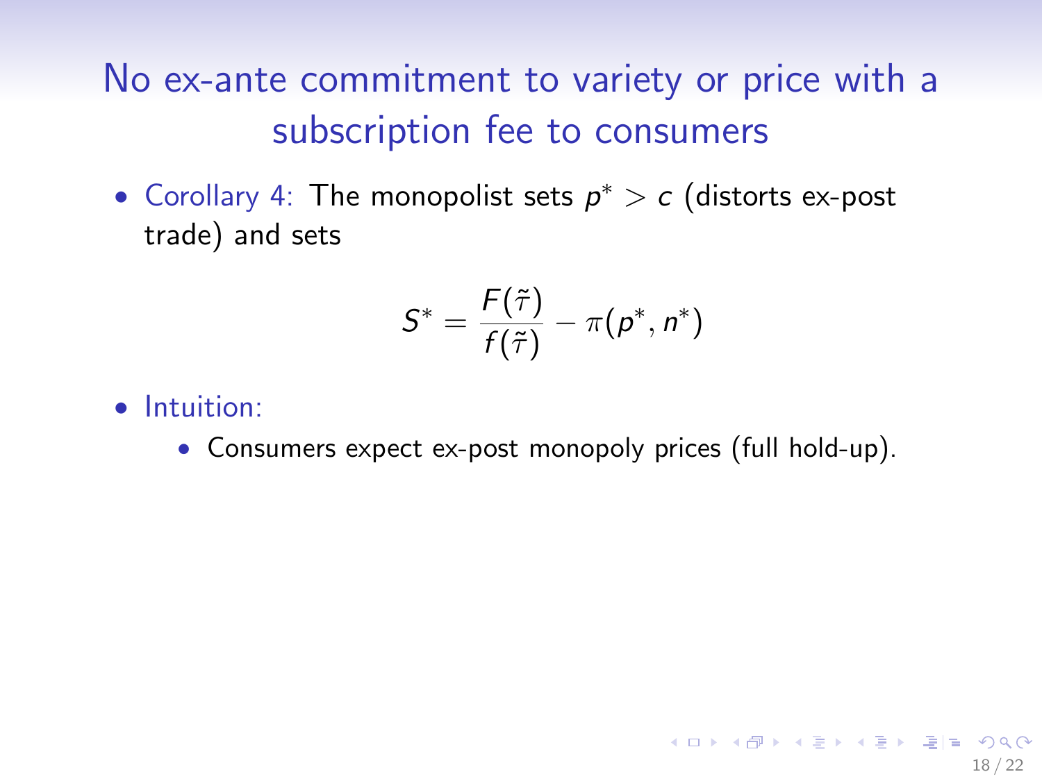# No ex-ante commitment to variety or price with a subscription fee to consumers

- Corollary 4: The monopolist sets $p^* > c$ (distorts ex-post trade) and sets

$$S^* = \frac{F(\tilde{\tau})}{f(\tilde{\tau})} - \pi(p^*, n^*)$$

- Intuition:
  - Consumers expect ex-post monopoly prices (full hold-up).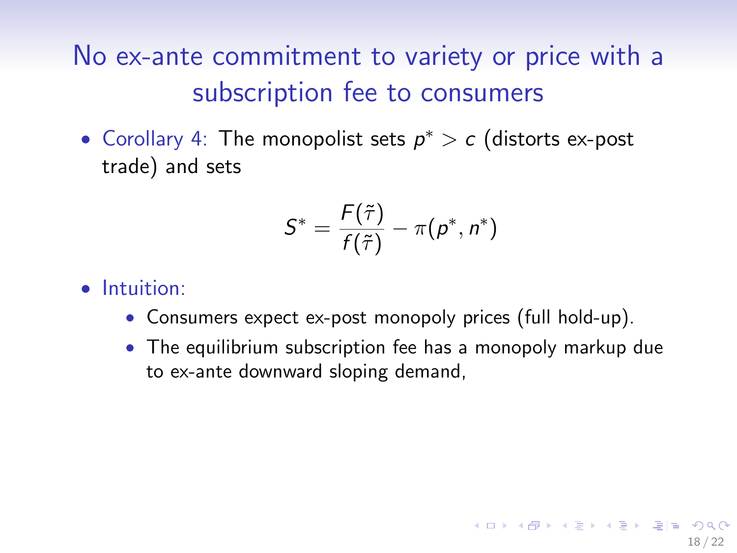# No ex-ante commitment to variety or price with a subscription fee to consumers

- Corollary 4: The monopolist sets $p^* > c$ (distorts ex-post trade) and sets

$$S^* = \frac{F(\tilde{\tau})}{f(\tilde{\tau})} - \pi(p^*, n^*)$$

- Intuition:
  - Consumers expect ex-post monopoly prices (full hold-up).
  - The equilibrium subscription fee has a monopoly markup due to ex-ante downward sloping demand,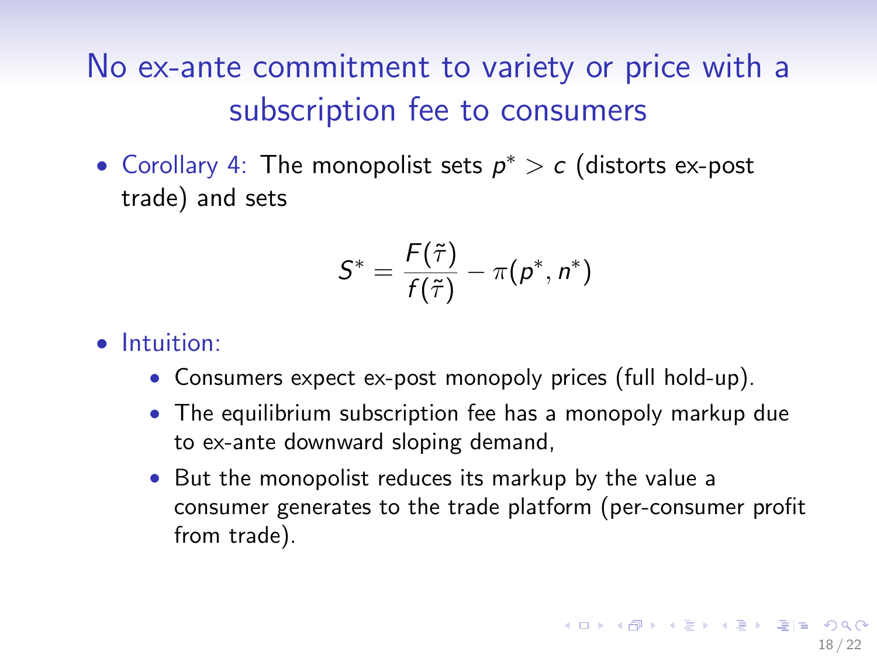# No ex-ante commitment to variety or price with a subscription fee to consumers

- Corollary 4: The monopolist sets $p^* > c$ (distorts ex-post trade) and sets

$$S^* = \frac{F(\tilde{\tau})}{f(\tilde{\tau})} - \pi(p^*, n^*)$$

- Intuition:
  - Consumers expect ex-post monopoly prices (full hold-up).
  - The equilibrium subscription fee has a monopoly markup due to ex-ante downward sloping demand,
  - But the monopolist reduces its markup by the value a consumer generates to the trade platform (per-consumer profit from trade).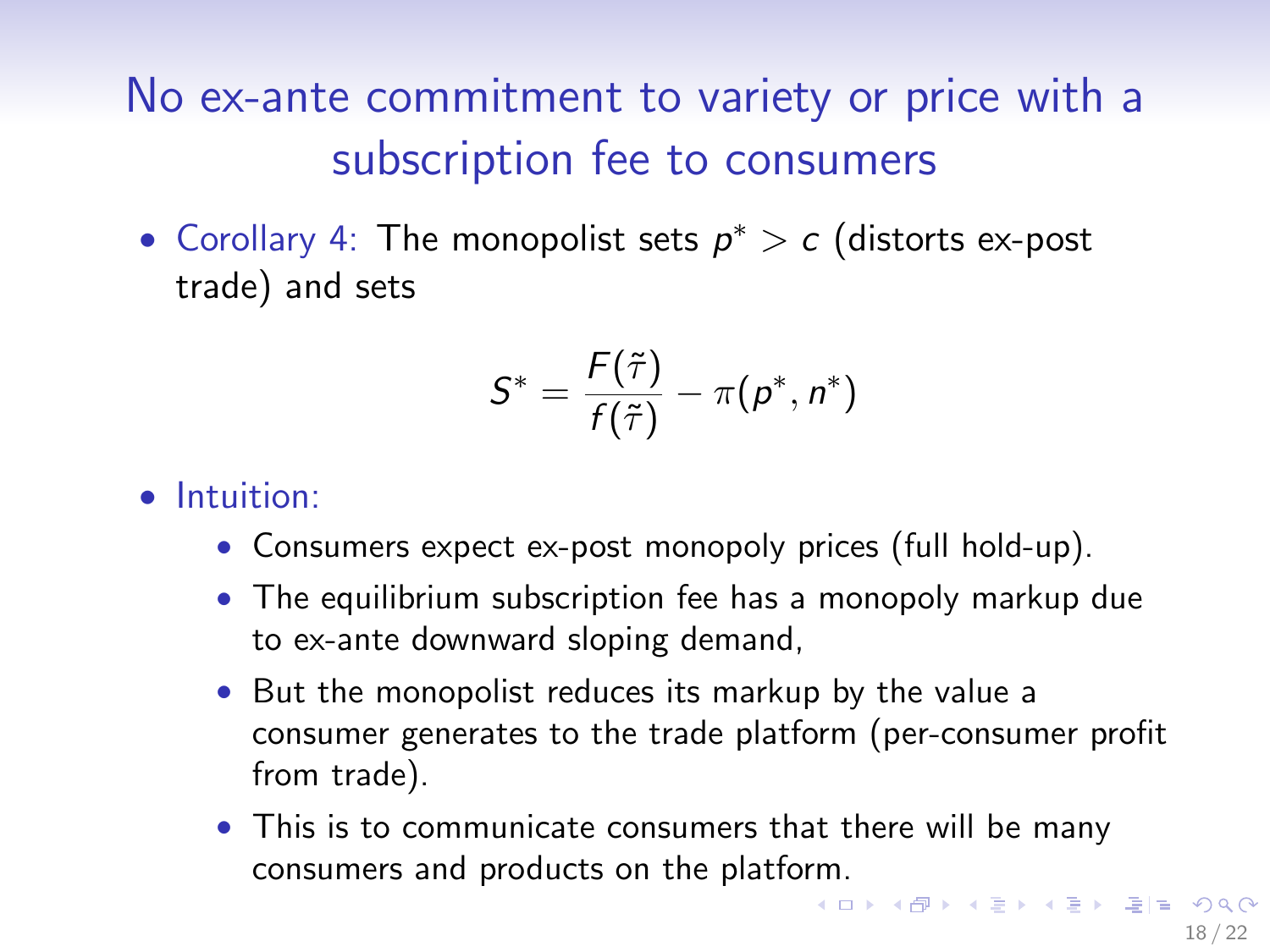# No ex-ante commitment to variety or price with a subscription fee to consumers

- Corollary 4: The monopolist sets $p^* > c$ (distorts ex-post trade) and sets

$$S^* = \frac{F(\tilde{\tau})}{f(\tilde{\tau})} - \pi(p^*, n^*)$$

- Intuition:
  - Consumers expect ex-post monopoly prices (full hold-up).
  - The equilibrium subscription fee has a monopoly markup due to ex-ante downward sloping demand,
  - But the monopolist reduces its markup by the value a consumer generates to the trade platform (per-consumer profit from trade).
  - This is to communicate consumers that there will be many consumers and products on the platform.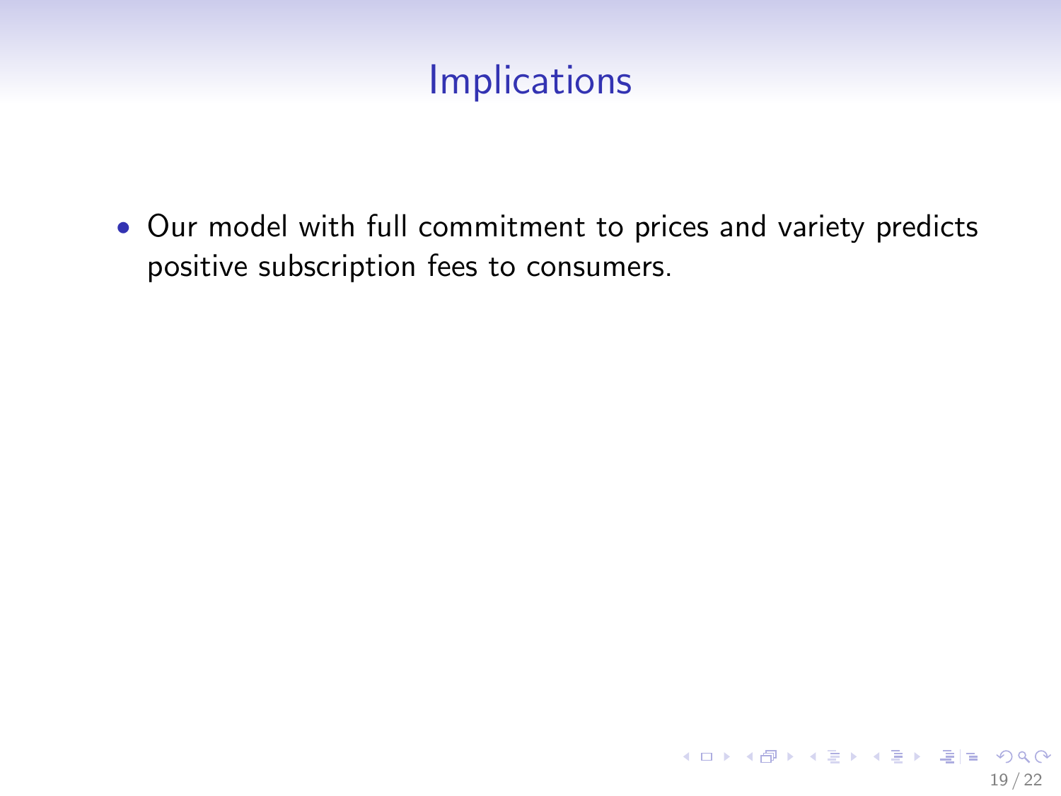# Implications

- Our model with full commitment to prices and variety predicts positive subscription fees to consumers.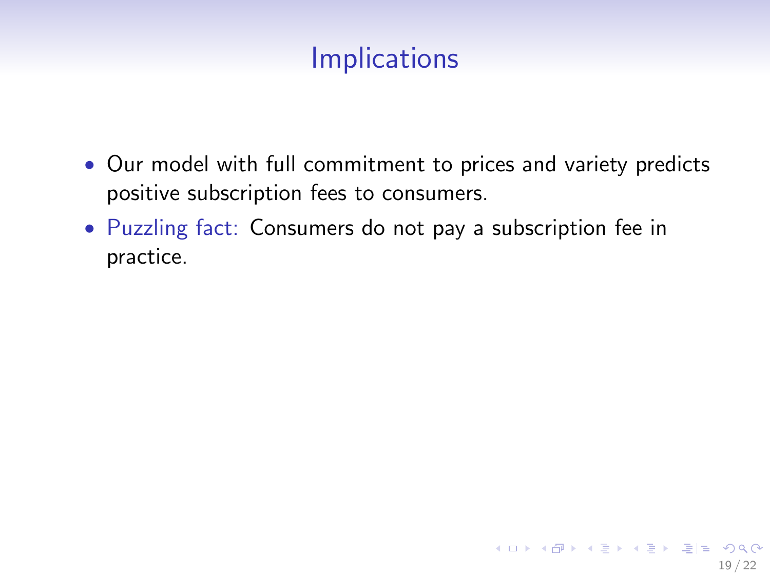# Implications

- Our model with full commitment to prices and variety predicts positive subscription fees to consumers.
- Puzzling fact: Consumers do not pay a subscription fee in practice.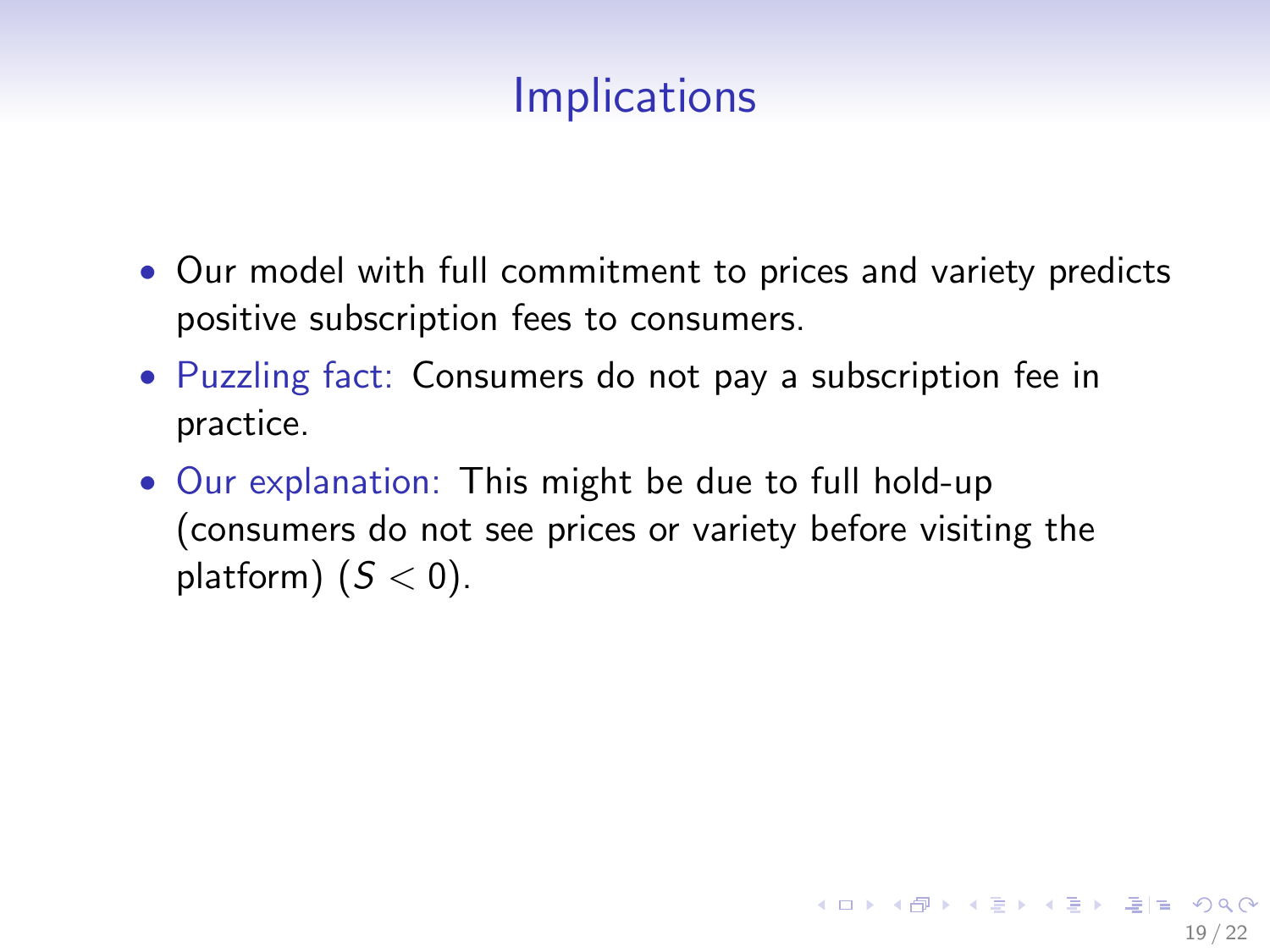# Implications

- Our model with full commitment to prices and variety predicts positive subscription fees to consumers.
- Puzzling fact: Consumers do not pay a subscription fee in practice.
- Our explanation: This might be due to full hold-up (consumers do not see prices or variety before visiting the platform) ($S < 0$).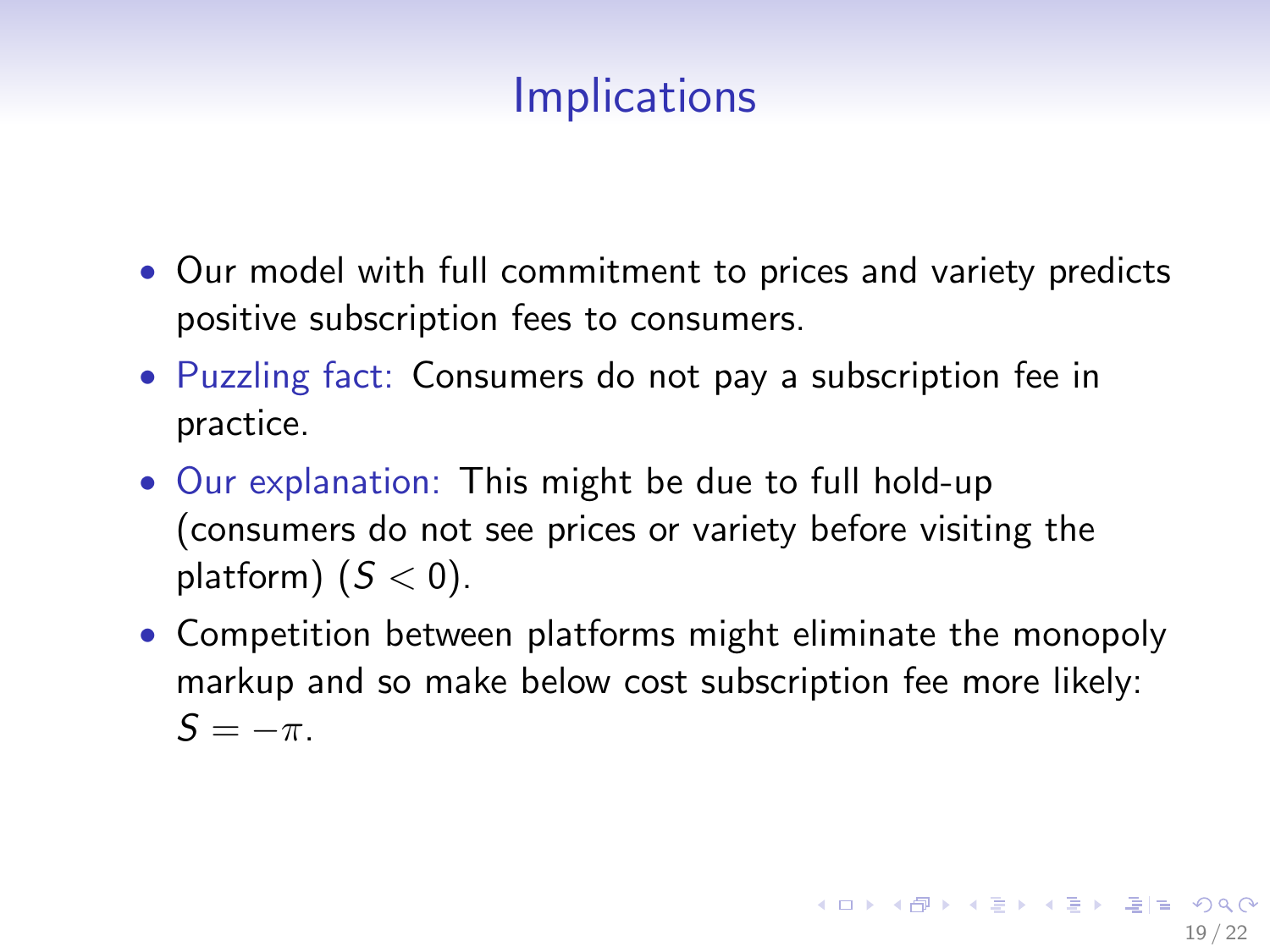# Implications

- Our model with full commitment to prices and variety predicts positive subscription fees to consumers.
- Puzzling fact: Consumers do not pay a subscription fee in practice.
- Our explanation: This might be due to full hold-up (consumers do not see prices or variety before visiting the platform) ($S < 0$).
- Competition between platforms might eliminate the monopoly markup and so make below cost subscription fee more likely: $S = -\pi$.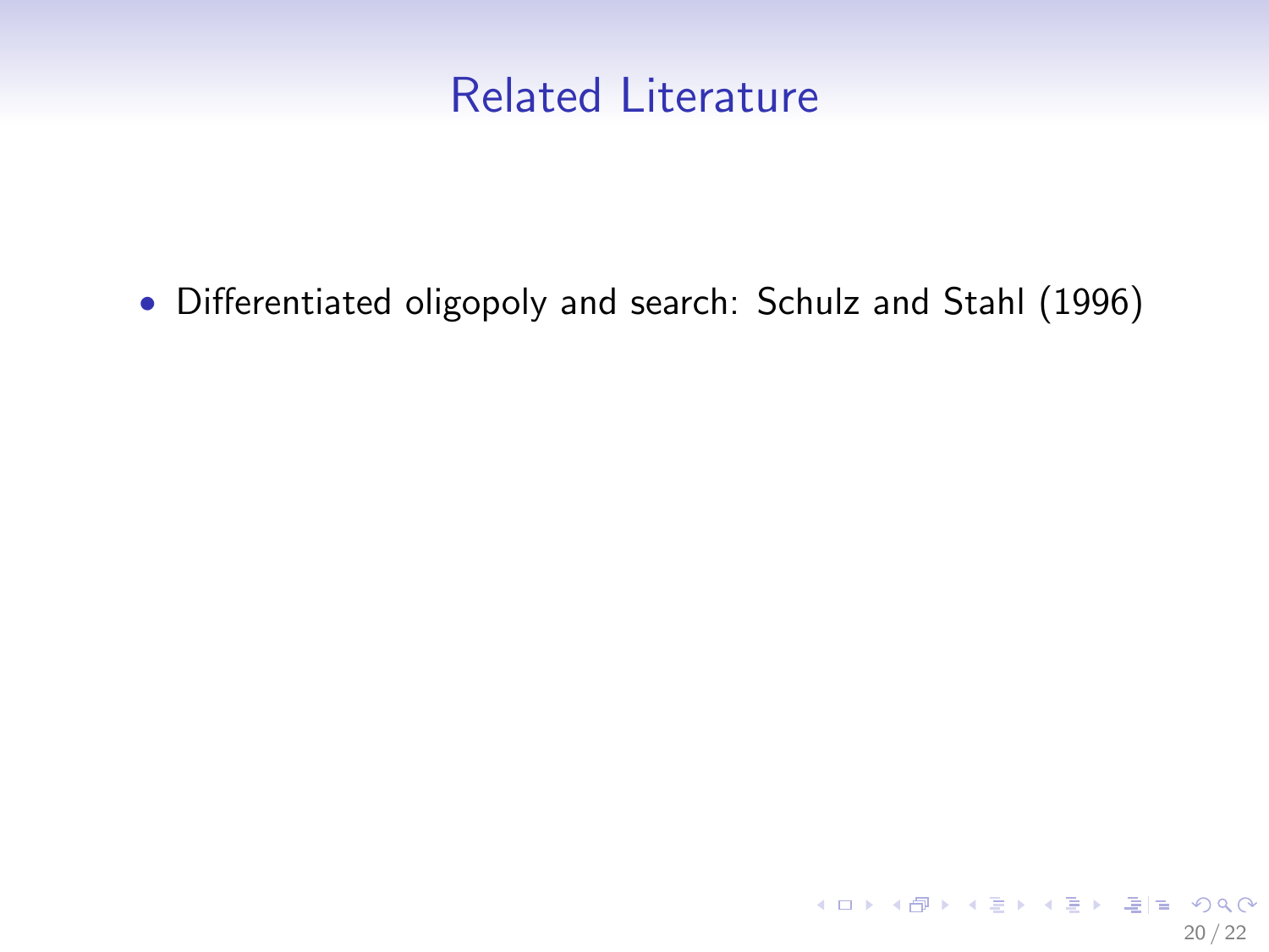# Related Literature

- Differentiated oligopoly and search: Schulz and Stahl (1996)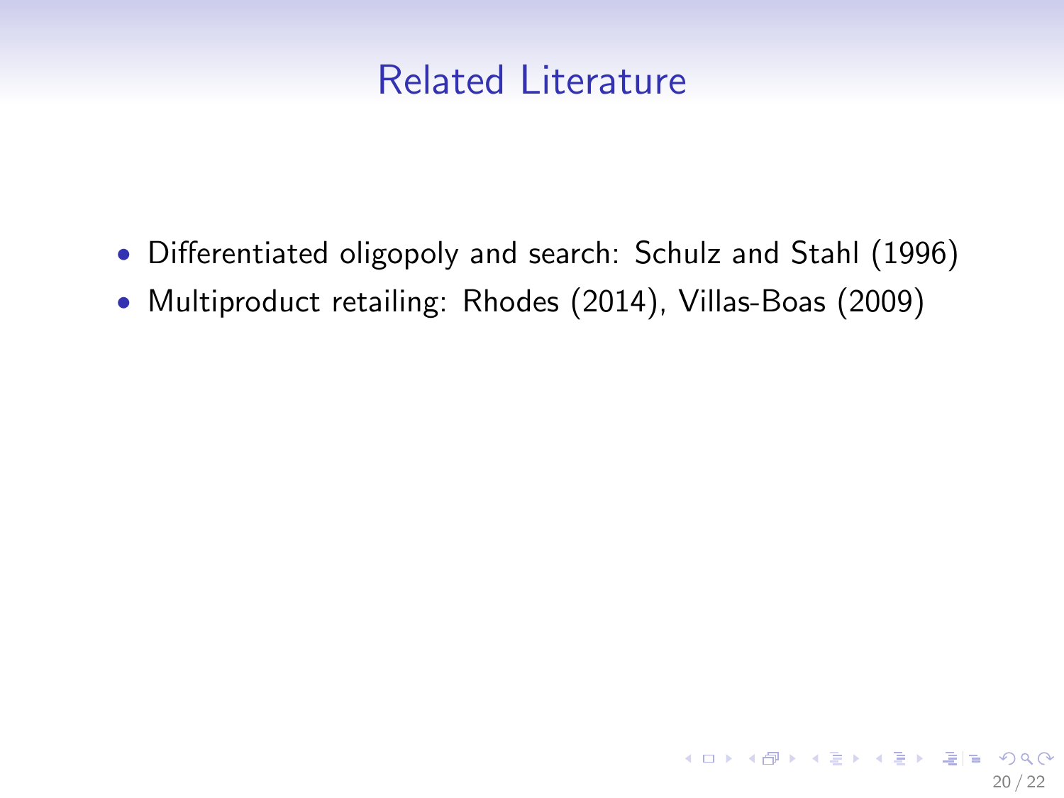# Related Literature

- Differentiated oligopoly and search: Schulz and Stahl (1996)
- Multiproduct retailing: Rhodes (2014), Villas-Boas (2009)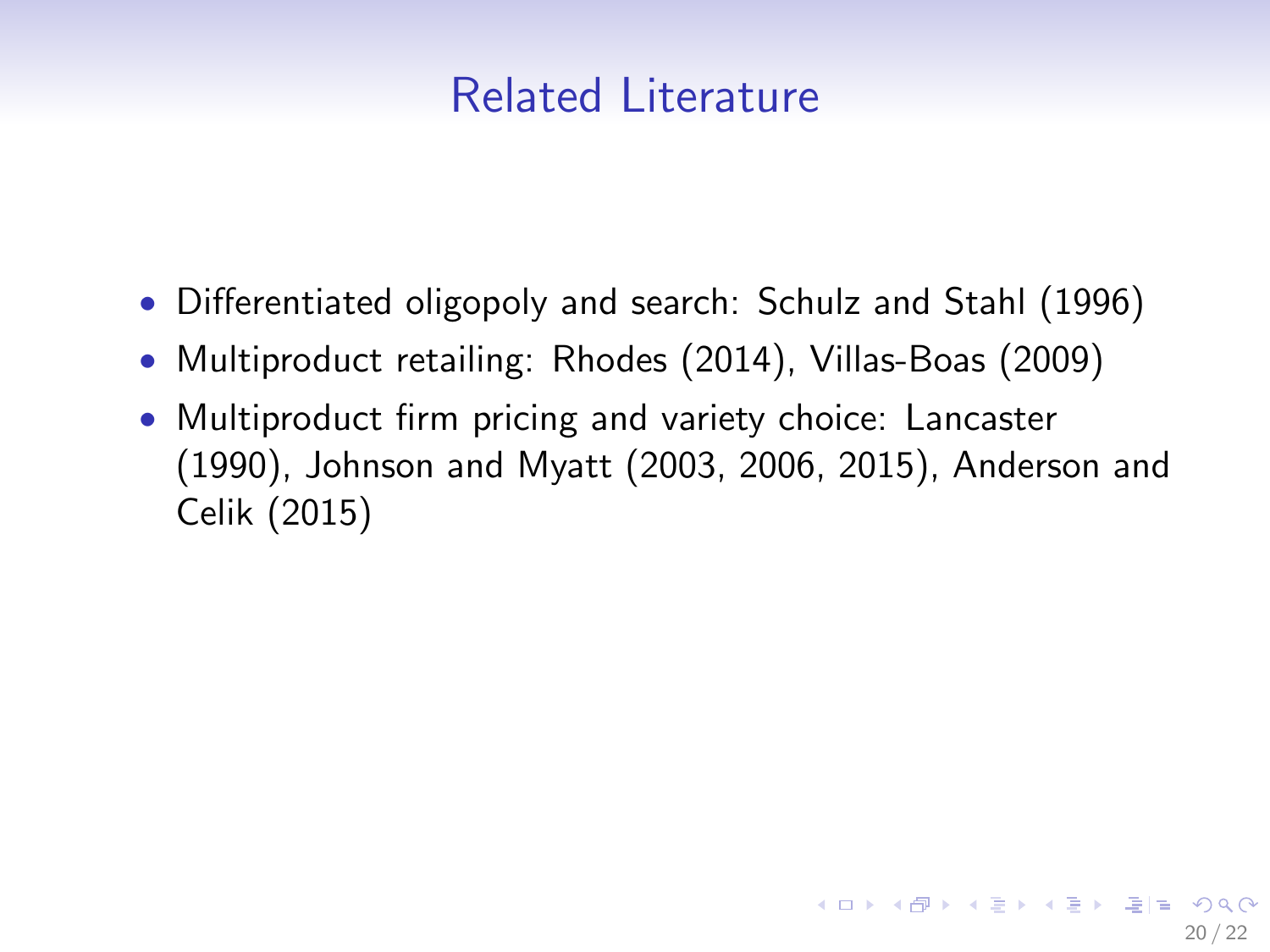## Related Literature

- Differentiated oligopoly and search: Schulz and Stahl (1996)
- Multiproduct retailing: Rhodes (2014), Villas-Boas (2009)
- Multiproduct firm pricing and variety choice: Lancaster (1990), Johnson and Myatt (2003, 2006, 2015), Anderson and Celik (2015)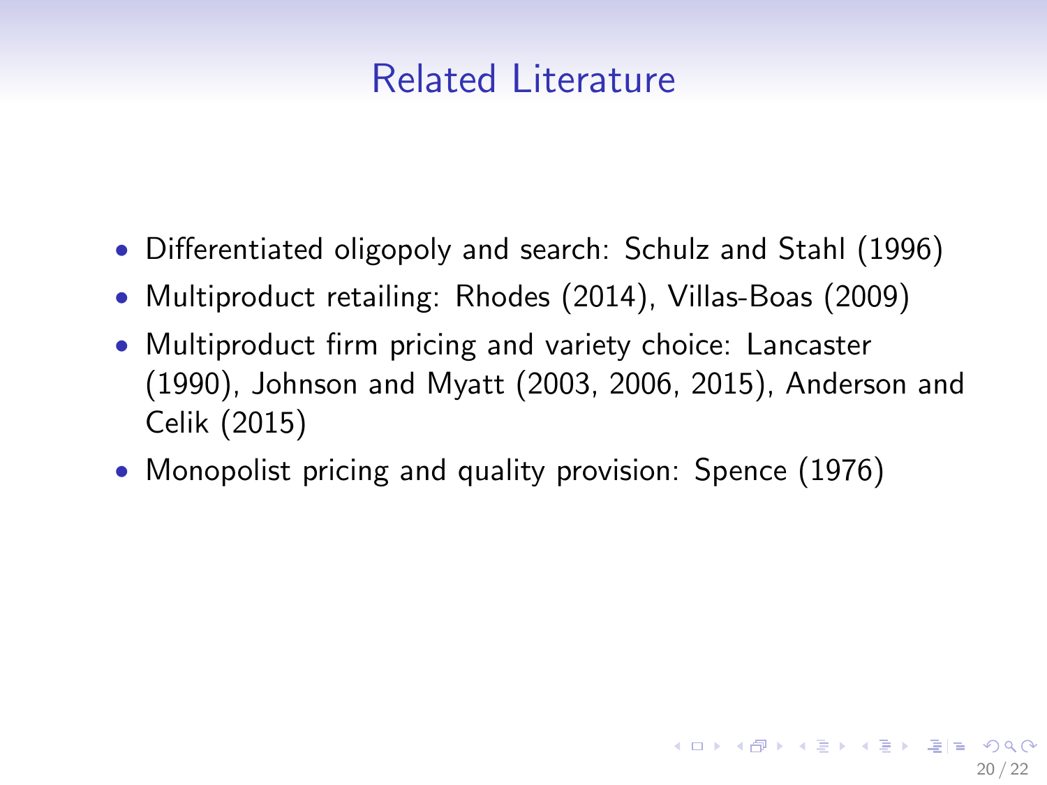# Related Literature

- Differentiated oligopoly and search: Schulz and Stahl (1996)
- Multiproduct retailing: Rhodes (2014), Villas-Boas (2009)
- Multiproduct firm pricing and variety choice: Lancaster (1990), Johnson and Myatt (2003, 2006, 2015), Anderson and Celik (2015)
- Monopolist pricing and quality provision: Spence (1976)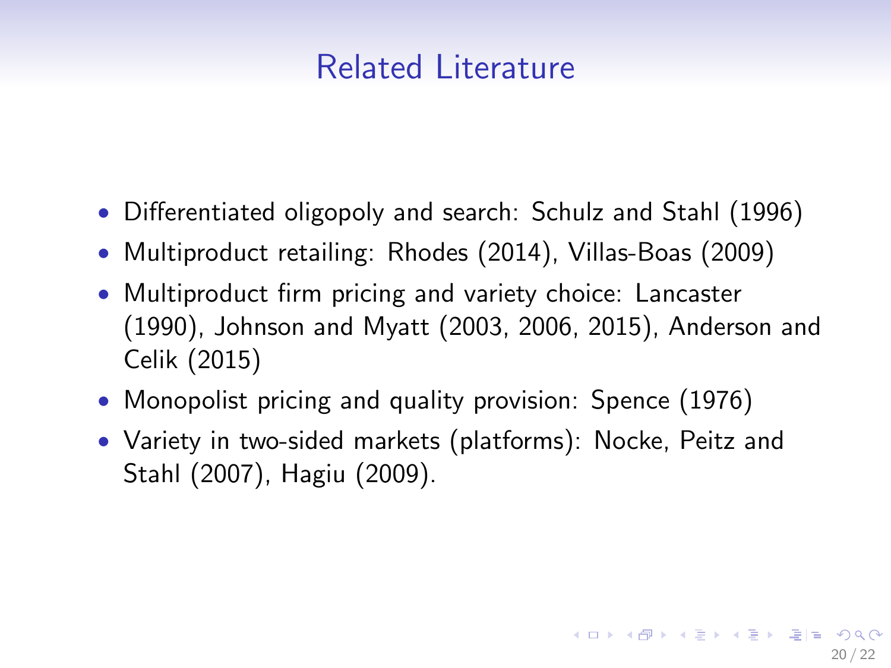# Related Literature

- Differentiated oligopoly and search: Schulz and Stahl (1996)
- Multiproduct retailing: Rhodes (2014), Villas-Boas (2009)
- Multiproduct firm pricing and variety choice: Lancaster (1990), Johnson and Myatt (2003, 2006, 2015), Anderson and Celik (2015)
- Monopolist pricing and quality provision: Spence (1976)
- Variety in two-sided markets (platforms): Nocke, Peitz and Stahl (2007), Hagiu (2009).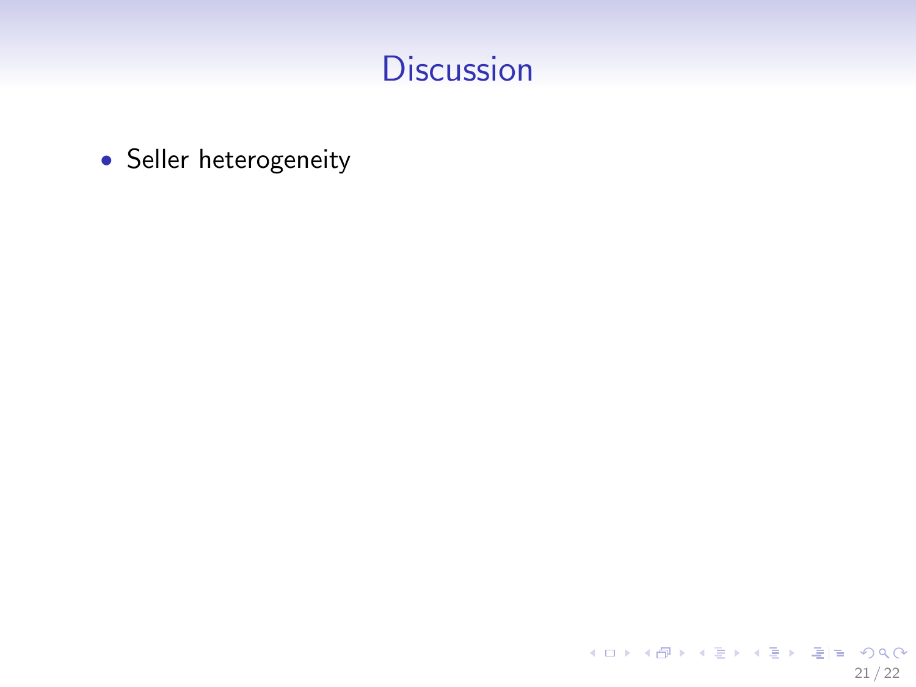# Discussion

- Seller heterogeneity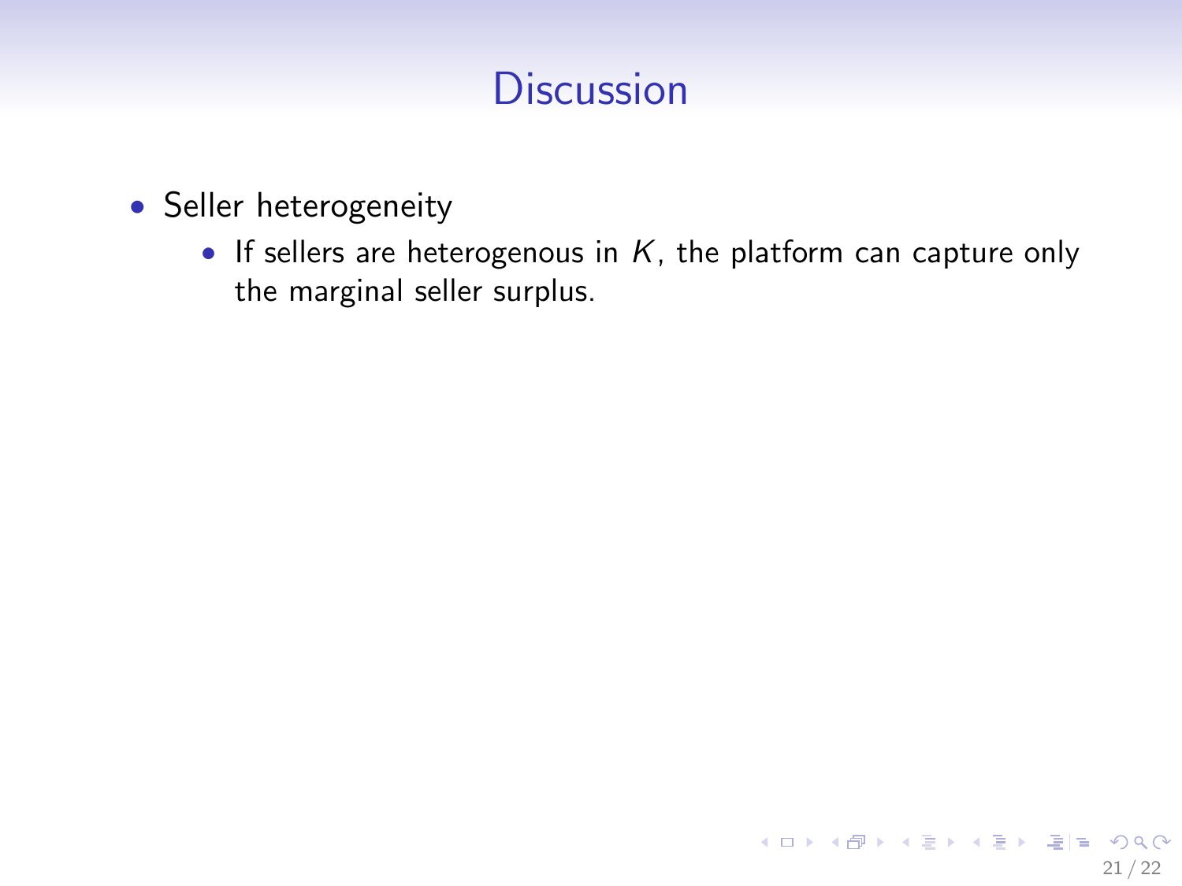# Discussion

- Seller heterogeneity
  - If sellers are heterogenous in $K$, the platform can capture only the marginal seller surplus.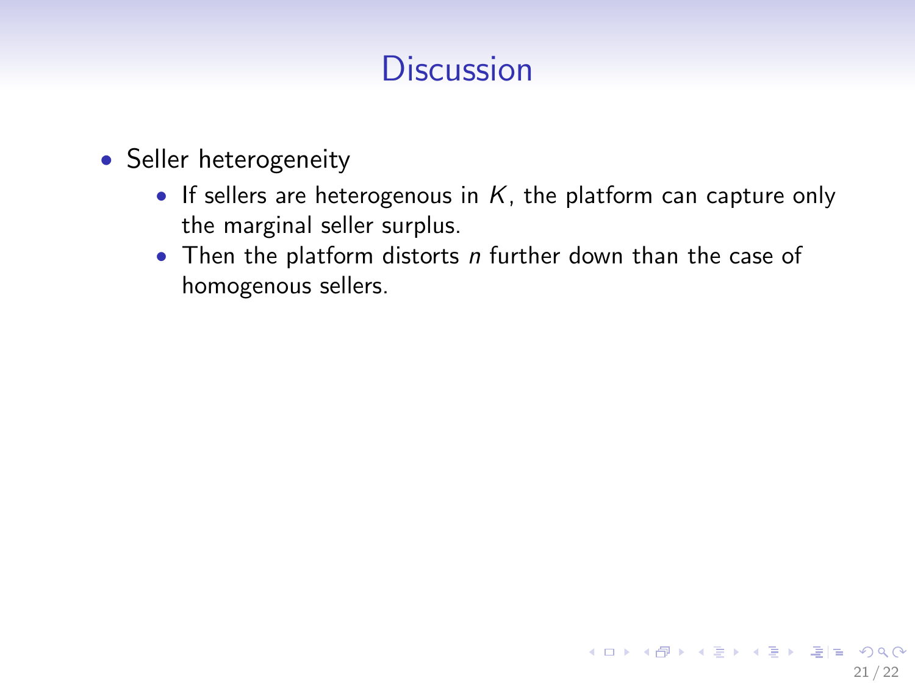# Discussion

- Seller heterogeneity
  - If sellers are heterogenous in $K$, the platform can capture only the marginal seller surplus.
  - Then the platform distorts $n$ further down than the case of homogenous sellers.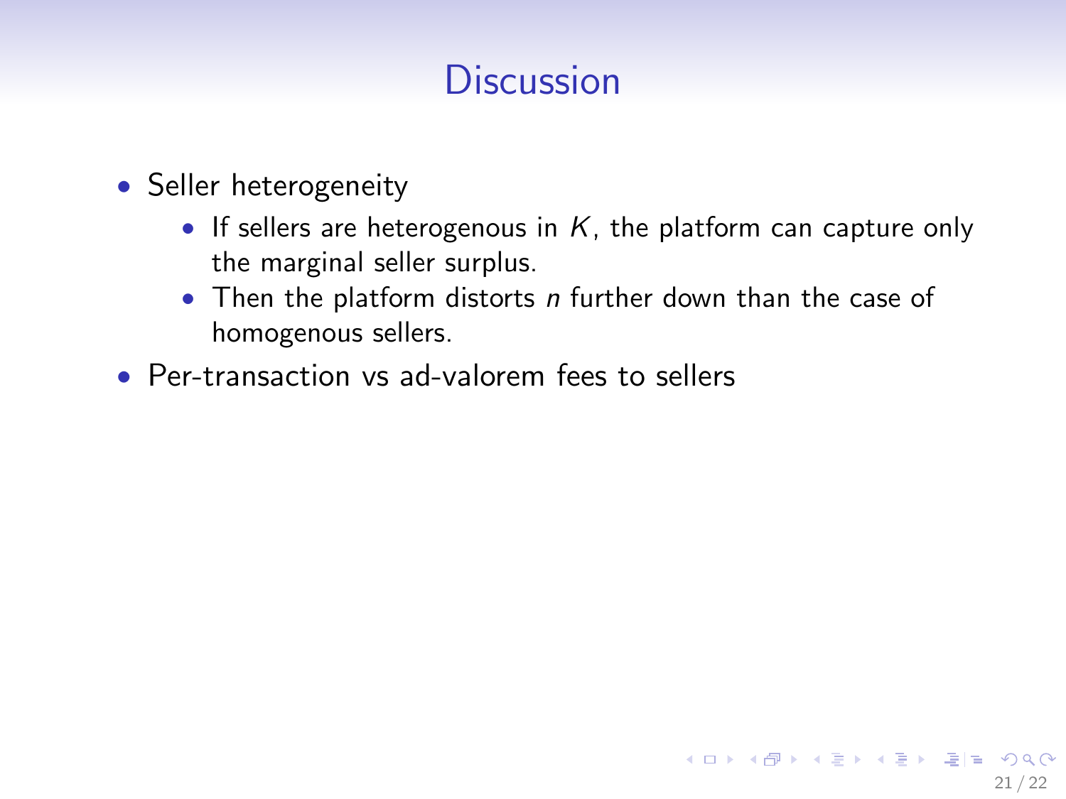# Discussion

- Seller heterogeneity
  - If sellers are heterogenous in $K$, the platform can capture only the marginal seller surplus.
  - Then the platform distorts $n$ further down than the case of homogenous sellers.
- Per-transaction vs ad-valorem fees to sellers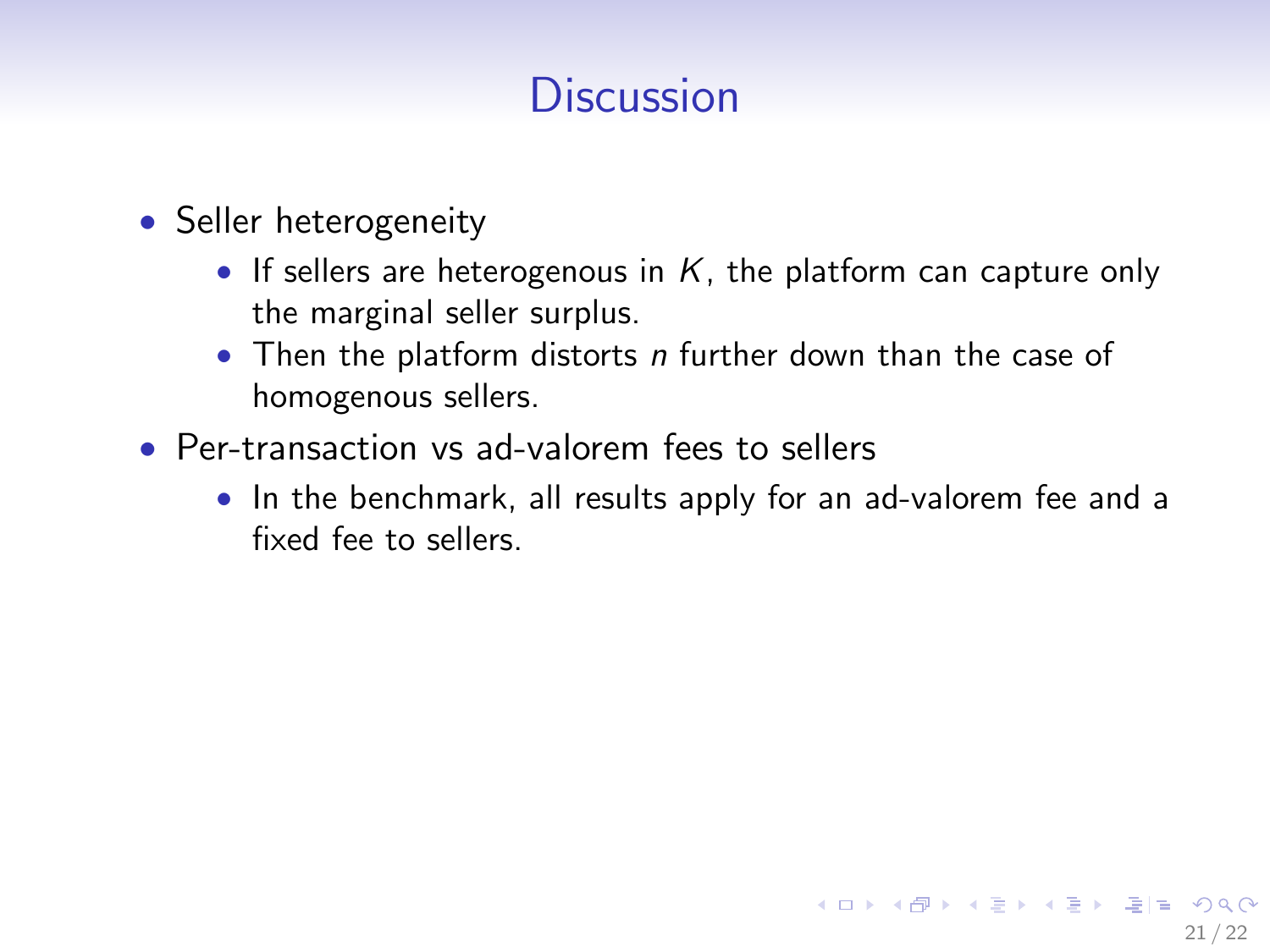# Discussion

- Seller heterogeneity
  - If sellers are heterogenous in $K$, the platform can capture only the marginal seller surplus.
  - Then the platform distorts $n$ further down than the case of homogenous sellers.
- Per-transaction vs ad-valorem fees to sellers
  - In the benchmark, all results apply for an ad-valorem fee and a fixed fee to sellers.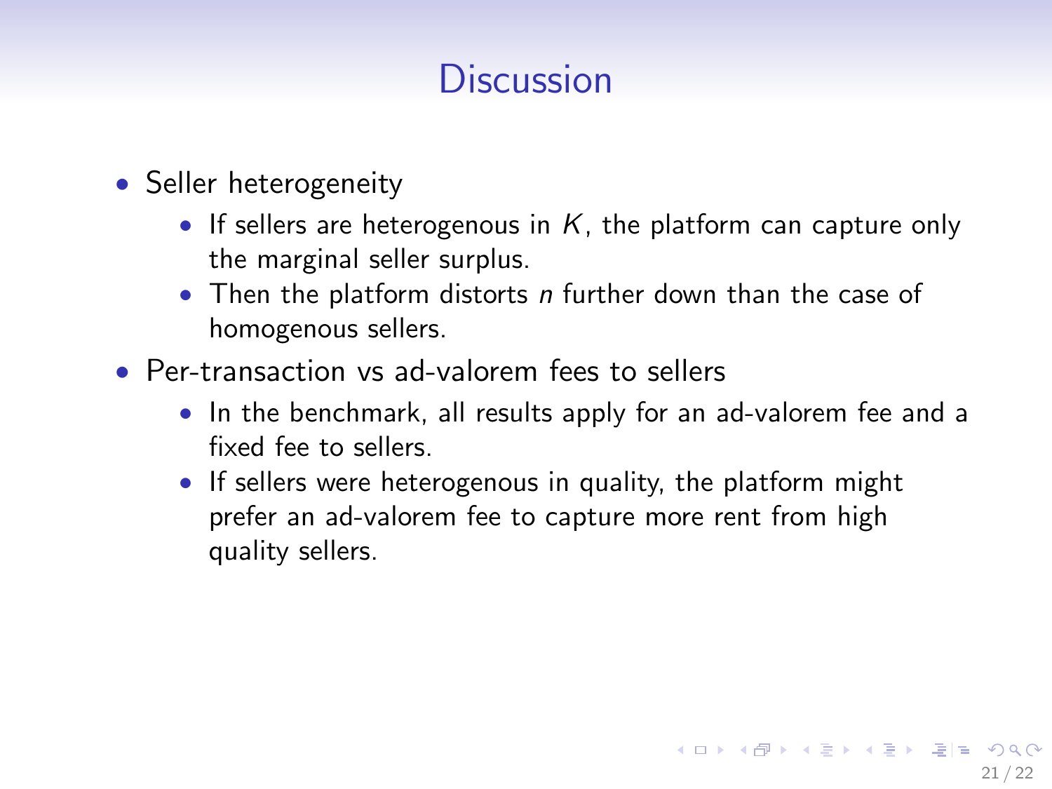# Discussion

- Seller heterogeneity
  - If sellers are heterogenous in $K$, the platform can capture only the marginal seller surplus.
  - Then the platform distorts $n$ further down than the case of homogenous sellers.
- Per-transaction vs ad-valorem fees to sellers
  - In the benchmark, all results apply for an ad-valorem fee and a fixed fee to sellers.
  - If sellers were heterogenous in quality, the platform might prefer an ad-valorem fee to capture more rent from high quality sellers.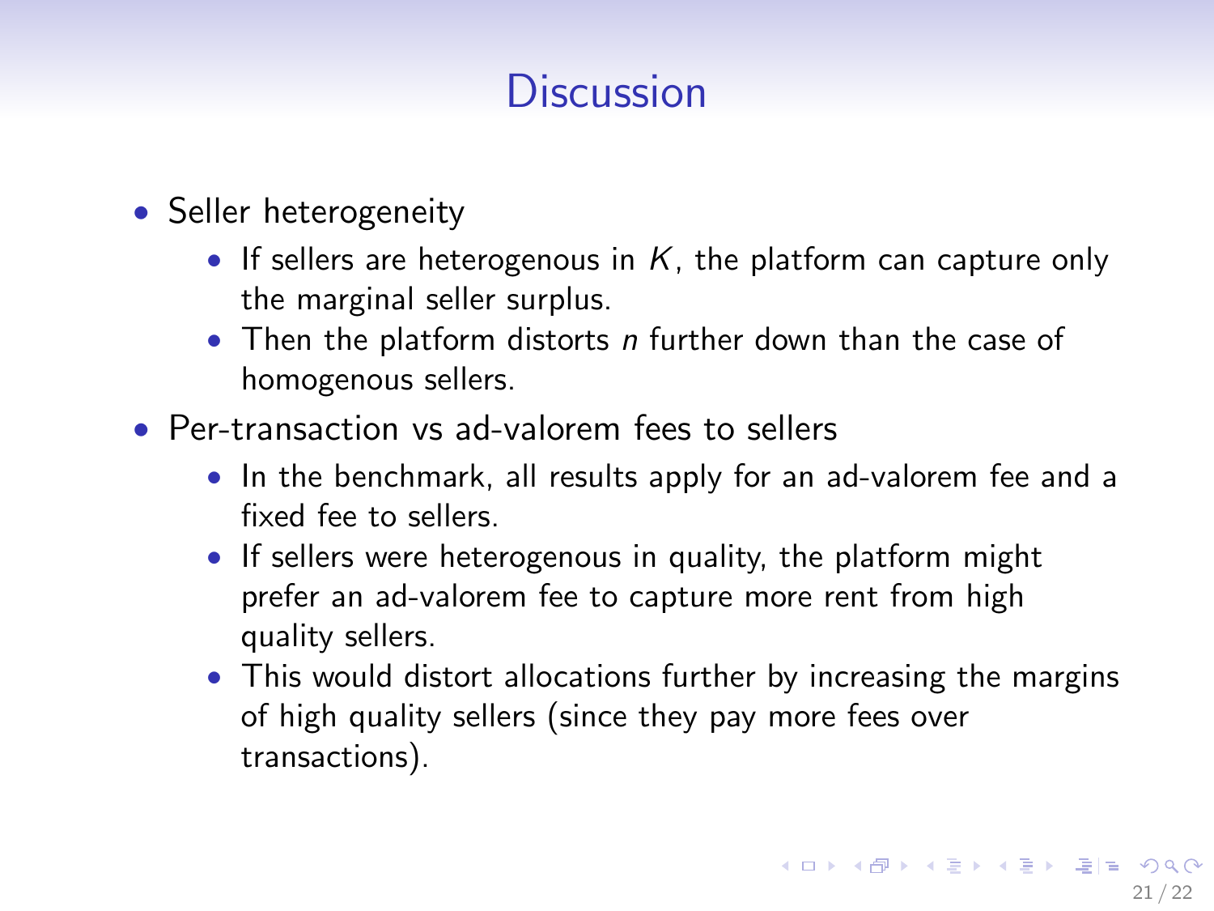# Discussion

- Seller heterogeneity
  - If sellers are heterogenous in $K$, the platform can capture only the marginal seller surplus.
  - Then the platform distorts $n$ further down than the case of homogenous sellers.
- Per-transaction vs ad-valorem fees to sellers
  - In the benchmark, all results apply for an ad-valorem fee and a fixed fee to sellers.
  - If sellers were heterogenous in quality, the platform might prefer an ad-valorem fee to capture more rent from high quality sellers.
  - This would distort allocations further by increasing the margins of high quality sellers (since they pay more fees over transactions).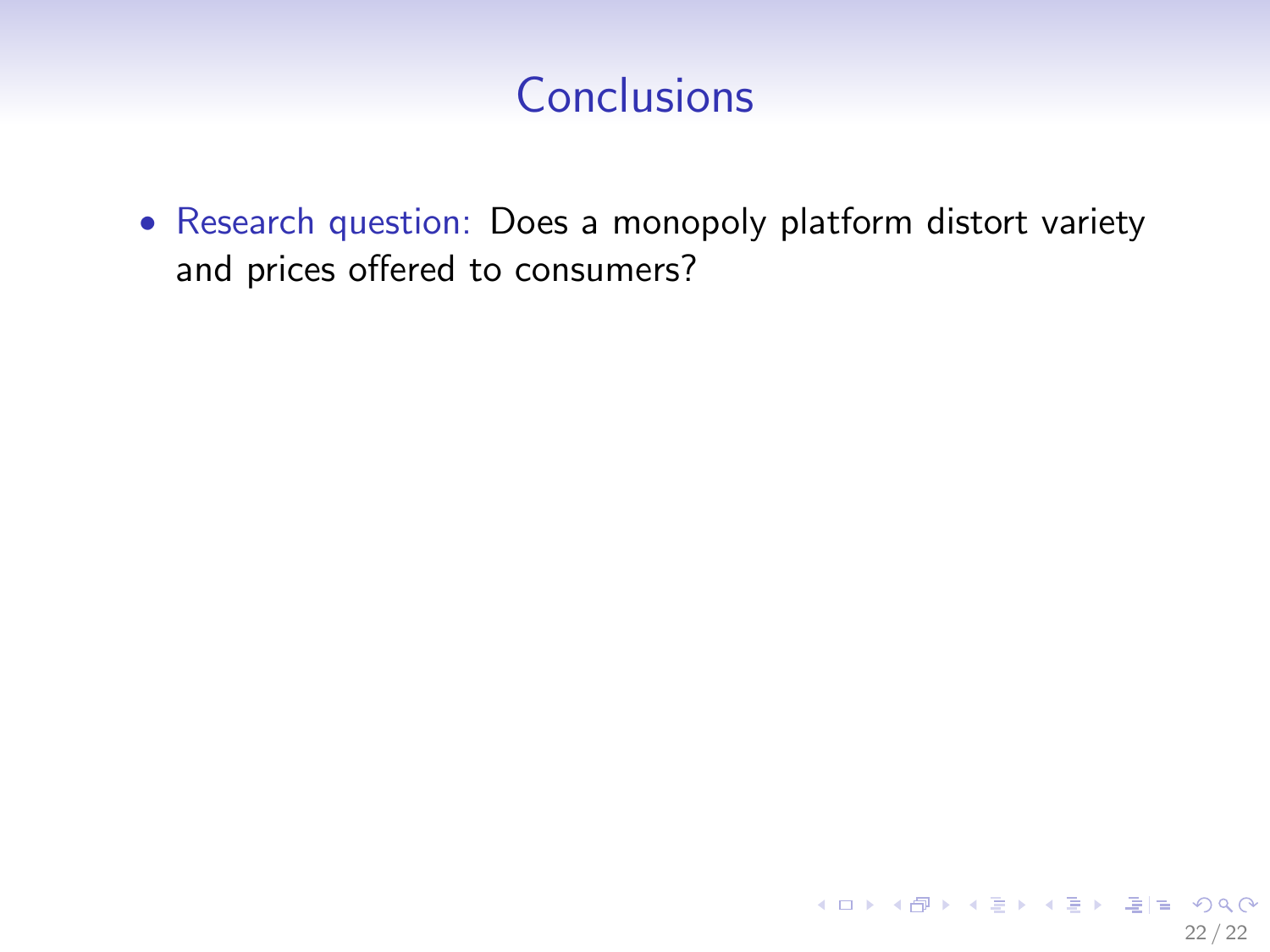# Conclusions

- Research question: Does a monopoly platform distort variety and prices offered to consumers?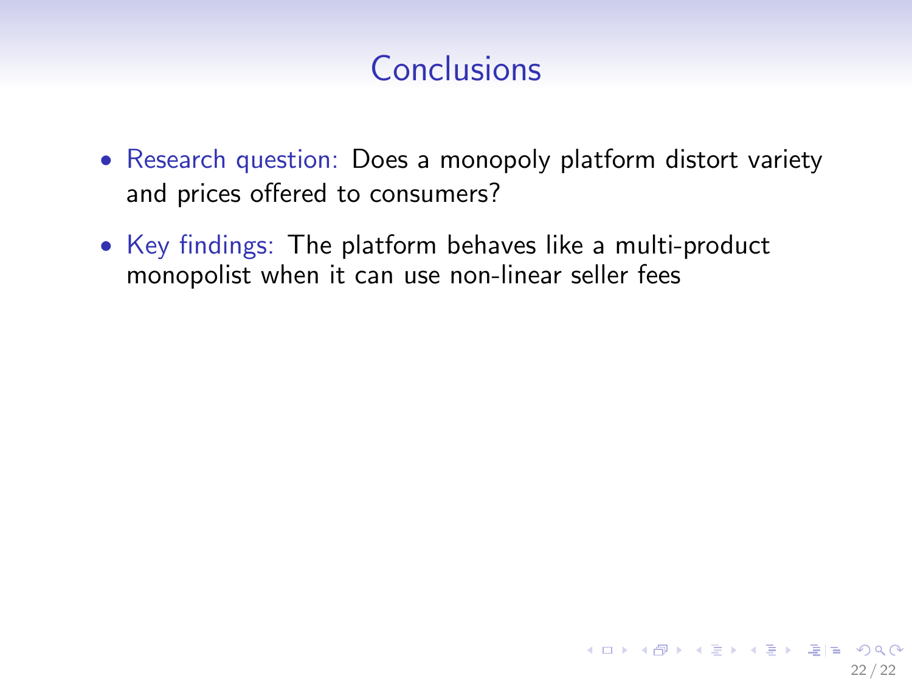# Conclusions

- Research question: Does a monopoly platform distort variety and prices offered to consumers?
- Key findings: The platform behaves like a multi-product monopolist when it can use non-linear seller fees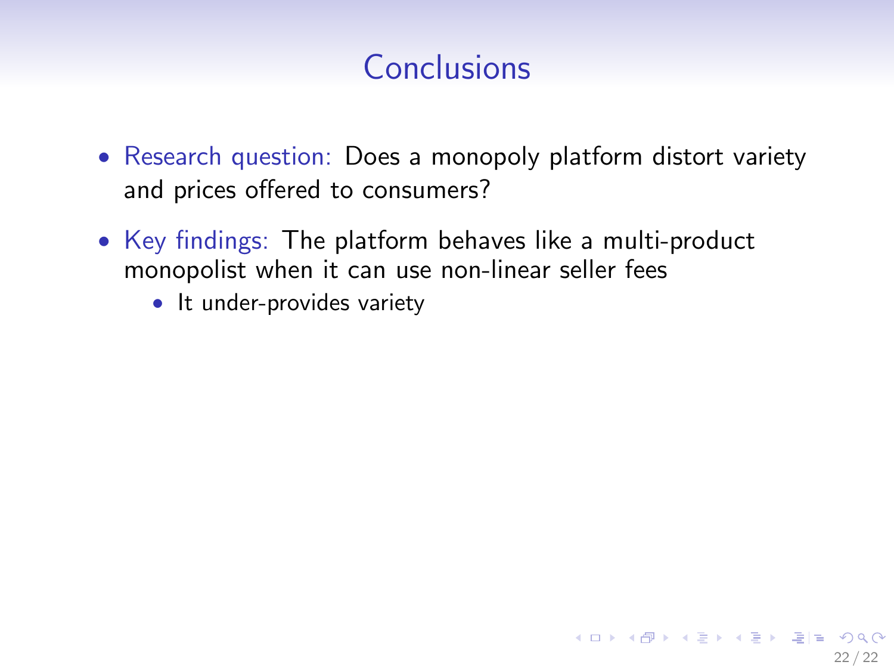# Conclusions

- Research question: Does a monopoly platform distort variety and prices offered to consumers?
- Key findings: The platform behaves like a multi-product monopolist when it can use non-linear seller fees
  - It under-provides variety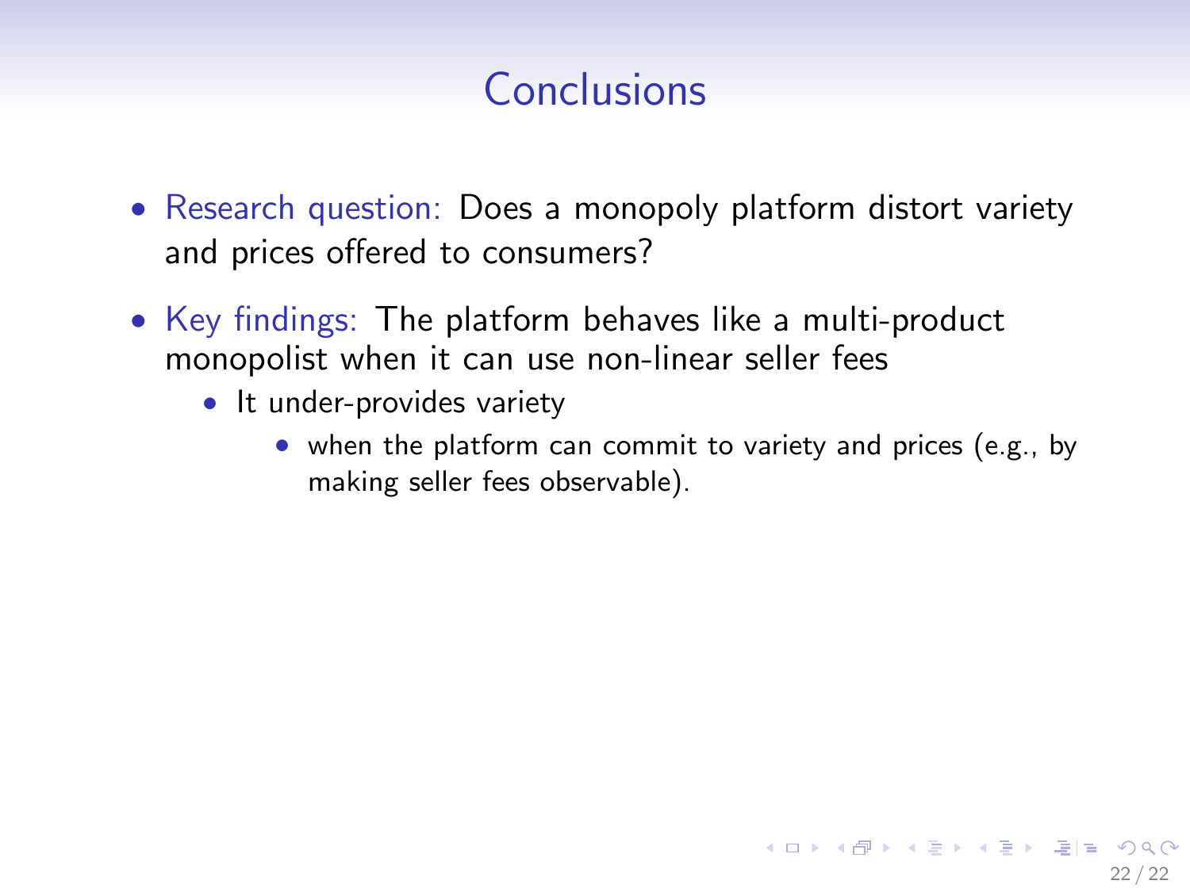# Conclusions

- Research question: Does a monopoly platform distort variety and prices offered to consumers?
- Key findings: The platform behaves like a multi-product monopolist when it can use non-linear seller fees
  - It under-provides variety
    - when the platform can commit to variety and prices (e.g., by making seller fees observable).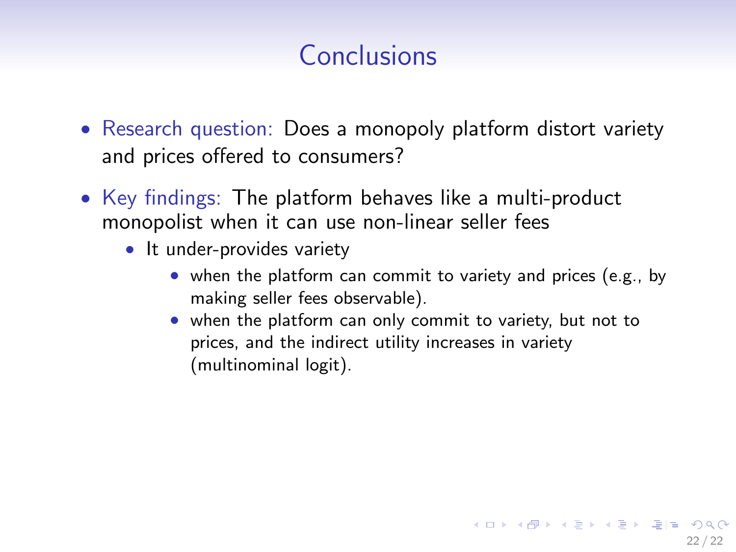# Conclusions

- Research question: Does a monopoly platform distort variety and prices offered to consumers?
- Key findings: The platform behaves like a multi-product monopolist when it can use non-linear seller fees
  - It under-provides variety
    - when the platform can commit to variety and prices (e.g., by making seller fees observable).
    - when the platform can only commit to variety, but not to prices, and the indirect utility increases in variety (multinominal logit).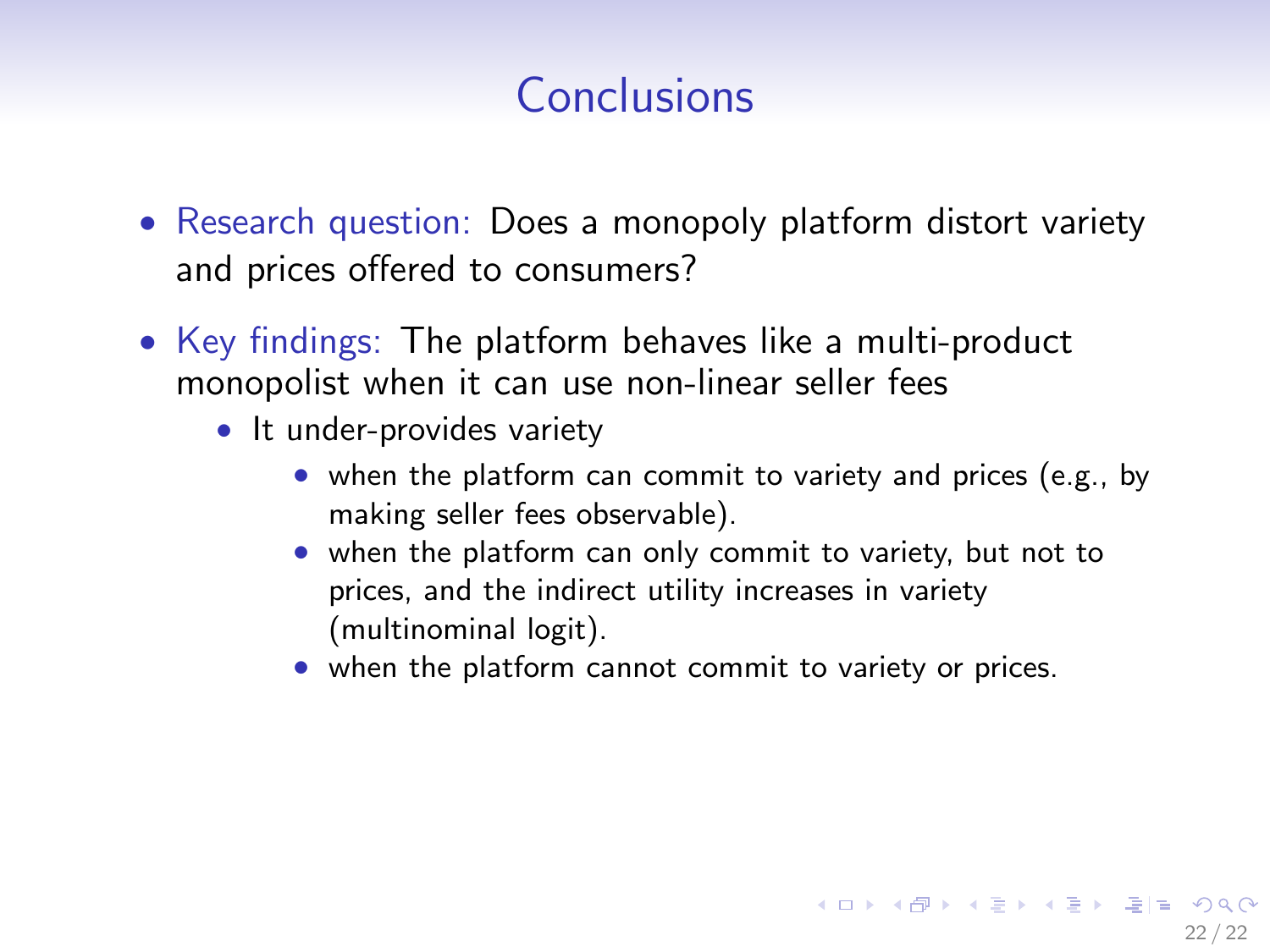# Conclusions

- Research question: Does a monopoly platform distort variety and prices offered to consumers?
- Key findings: The platform behaves like a multi-product monopolist when it can use non-linear seller fees
  - It under-provides variety
    - when the platform can commit to variety and prices (e.g., by making seller fees observable).
    - when the platform can only commit to variety, but not to prices, and the indirect utility increases in variety (multinominal logit).
    - when the platform cannot commit to variety or prices.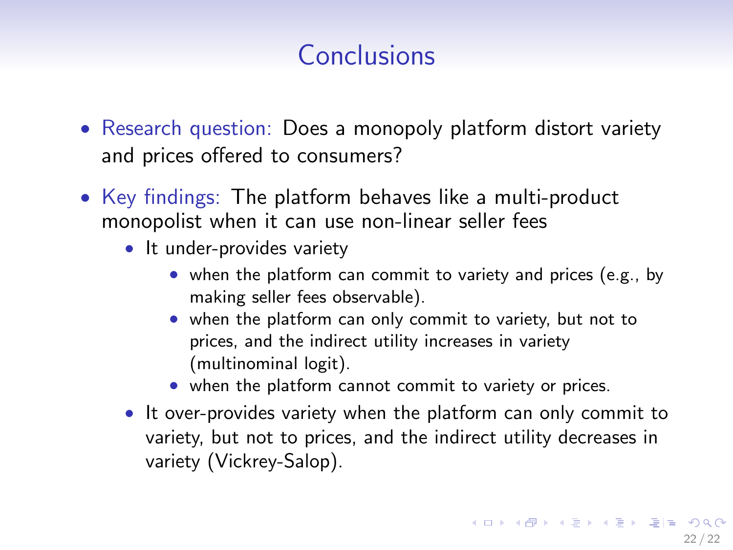# Conclusions

- Research question: Does a monopoly platform distort variety and prices offered to consumers?
- Key findings: The platform behaves like a multi-product monopolist when it can use non-linear seller fees
  - It under-provides variety
    - when the platform can commit to variety and prices (e.g., by making seller fees observable).
    - when the platform can only commit to variety, but not to prices, and the indirect utility increases in variety (multinominal logit).
    - when the platform cannot commit to variety or prices.
  - It over-provides variety when the platform can only commit to variety, but not to prices, and the indirect utility decreases in variety (Vickrey-Salop).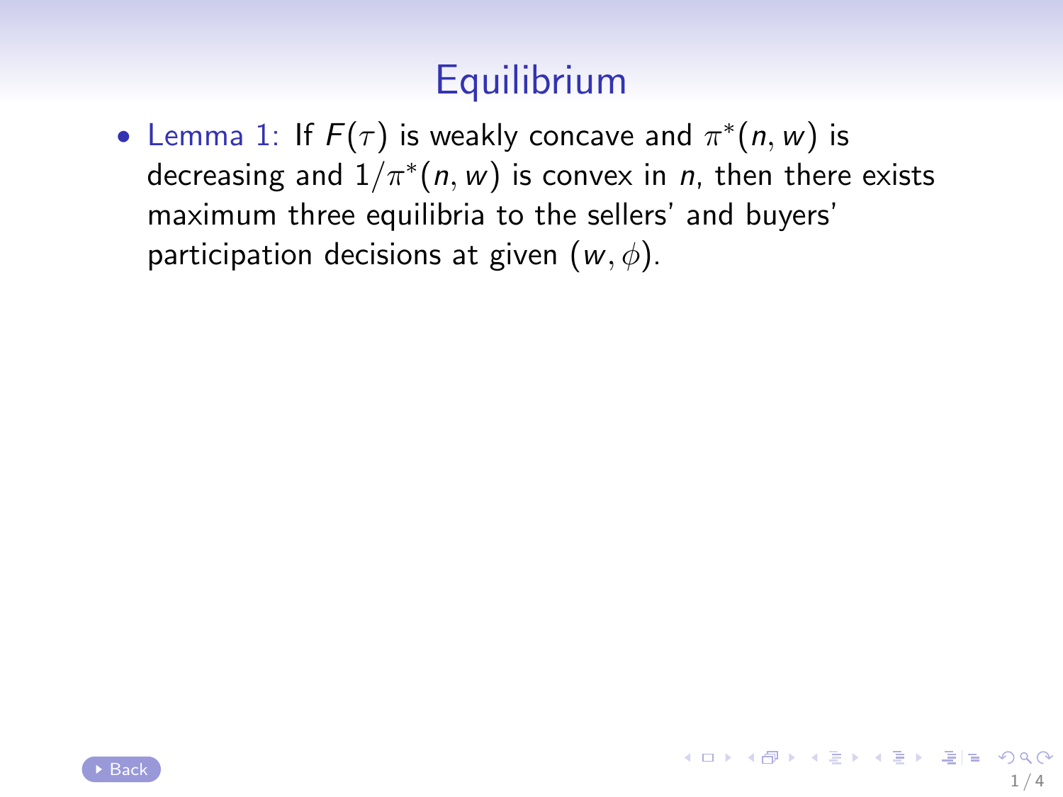# Equilibrium

- Lemma 1: If $F(\tau)$ is weakly concave and $\pi^*(n, w)$ is decreasing and $1/\pi^*(n, w)$ is convex in $n$, then there exists maximum three equilibria to the sellers' and buyers' participation decisions at given $(w, \phi)$.

Back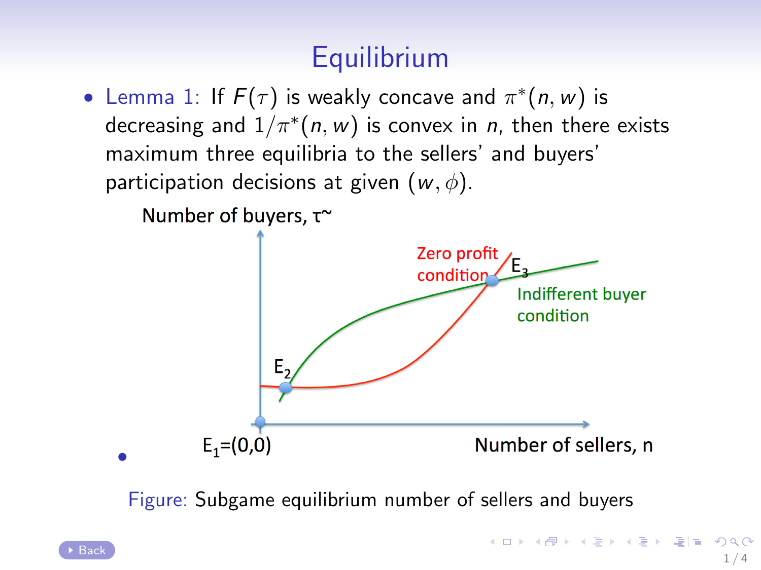# Equilibrium

- Lemma 1: If $F(\tau)$ is weakly concave and $\pi^*(n, w)$ is decreasing and $1/\pi^*(n, w)$ is convex in $n$, then there exists maximum three equilibria to the sellers' and buyers' participation decisions at given $(w, \phi)$.

Number of buyers, τ~

Zero profit condition

$E_3$

Indifferent buyer condition

$E_2$

$E_1$=(0,0)

Number of sellers, n

Figure: Subgame equilibrium number of sellers and buyers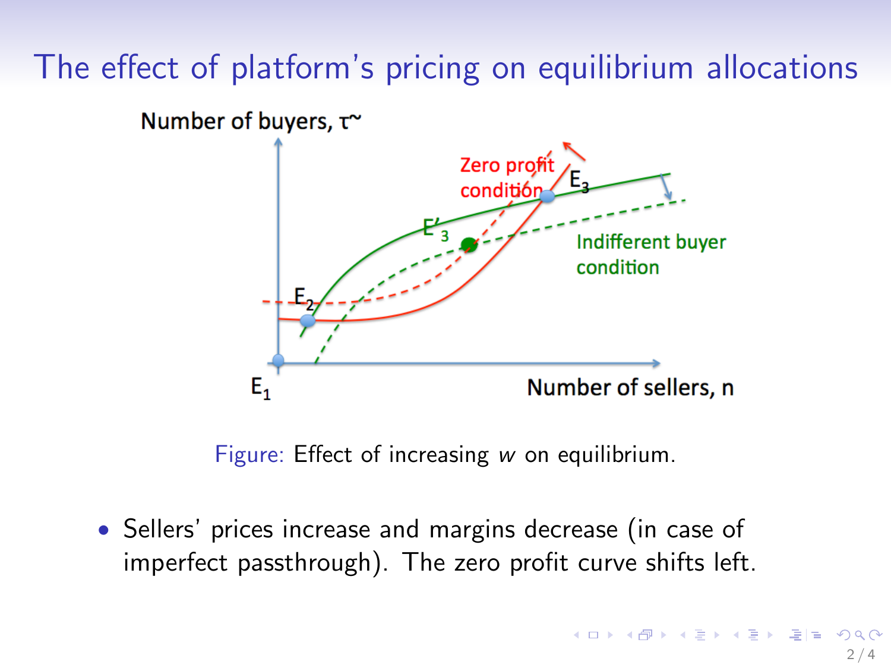# The effect of platform's pricing on equilibrium allocations

Figure: Effect of increasing $w$ on equilibrium.

- Sellers' prices increase and margins decrease (in case of imperfect passthrough). The zero profit curve shifts left.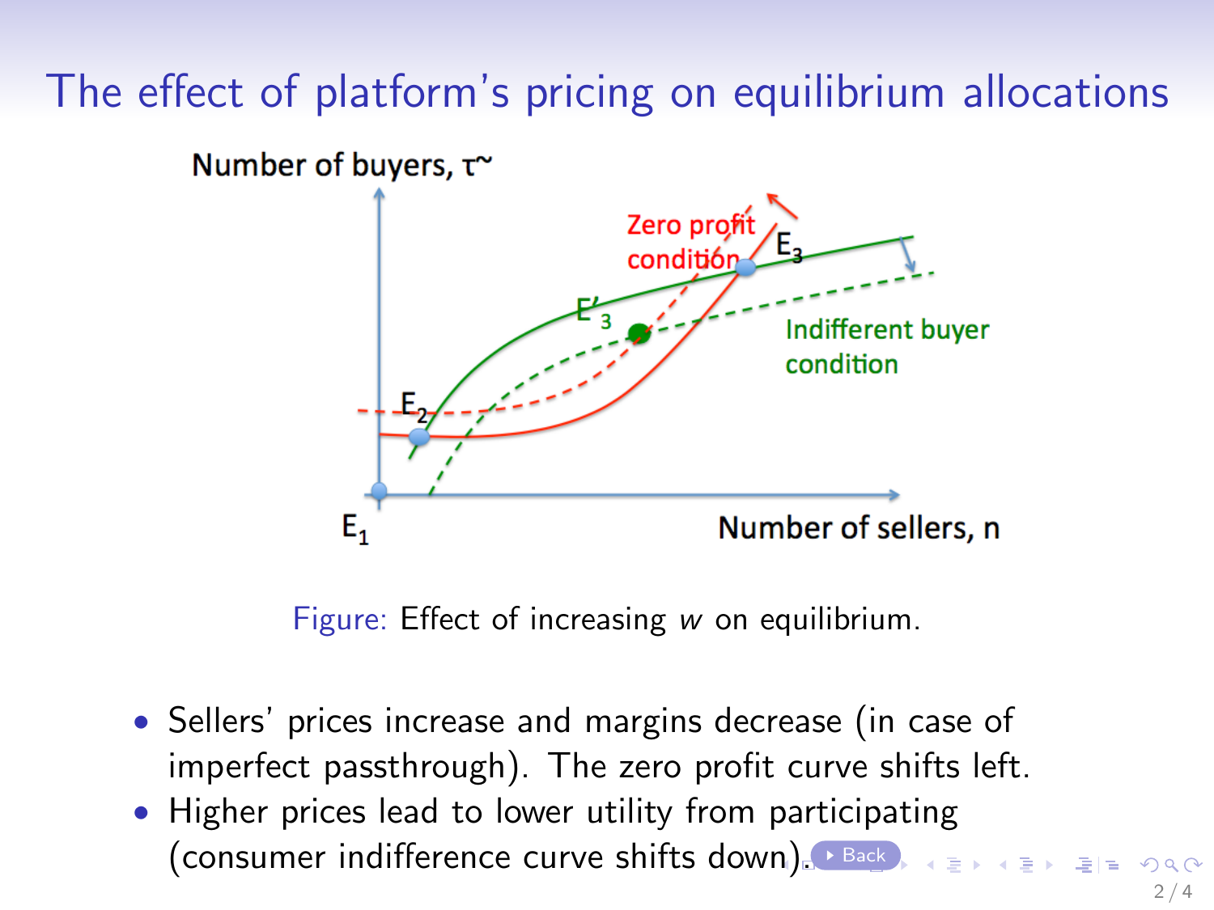# The effect of platform's pricing on equilibrium allocations

Figure: Effect of increasing $w$ on equilibrium.

- Sellers' prices increase and margins decrease (in case of imperfect passthrough). The zero profit curve shifts left.
- Higher prices lead to lower utility from participating (consumer indifference curve shifts down).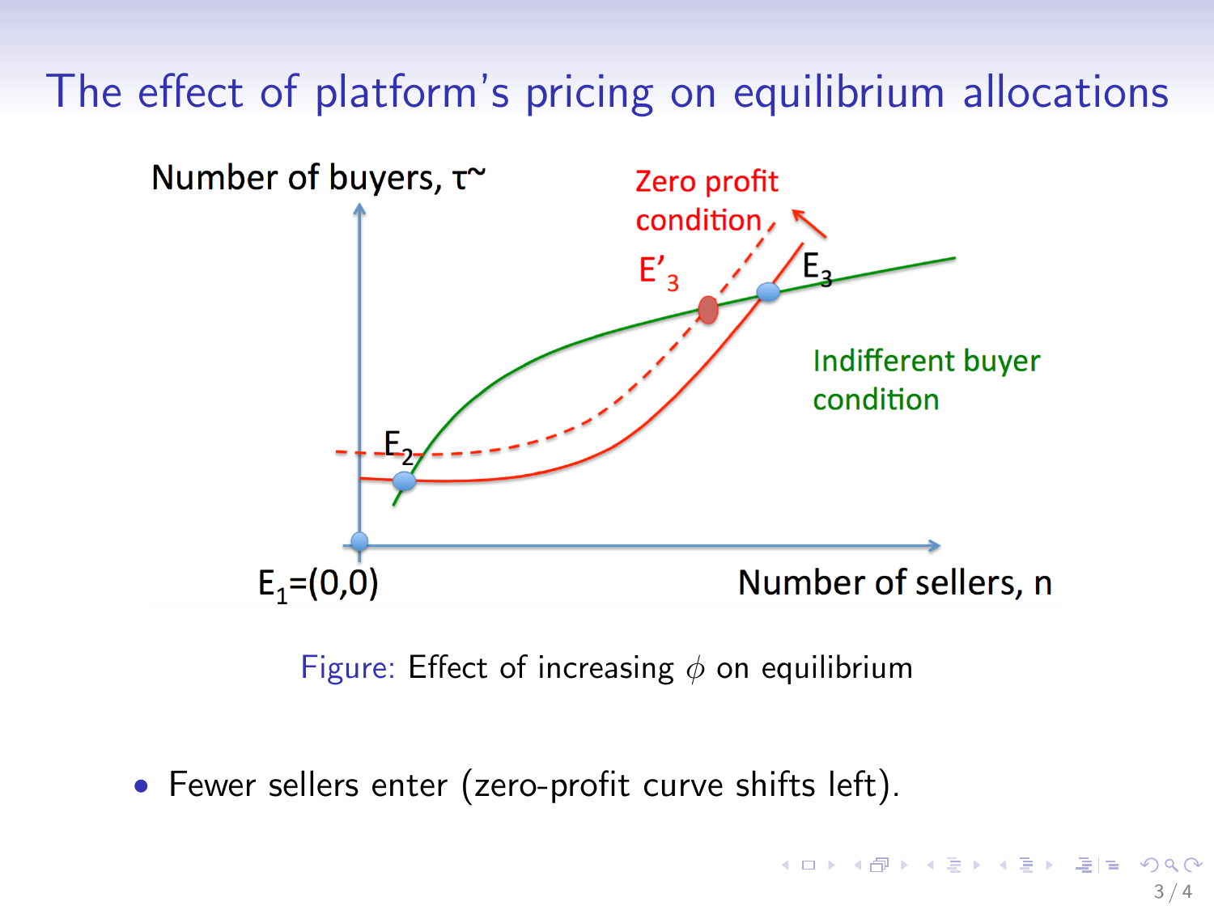# The effect of platform's pricing on equilibrium allocations

Figure: Effect of increasing $\phi$ on equilibrium

- Fewer sellers enter (zero-profit curve shifts left).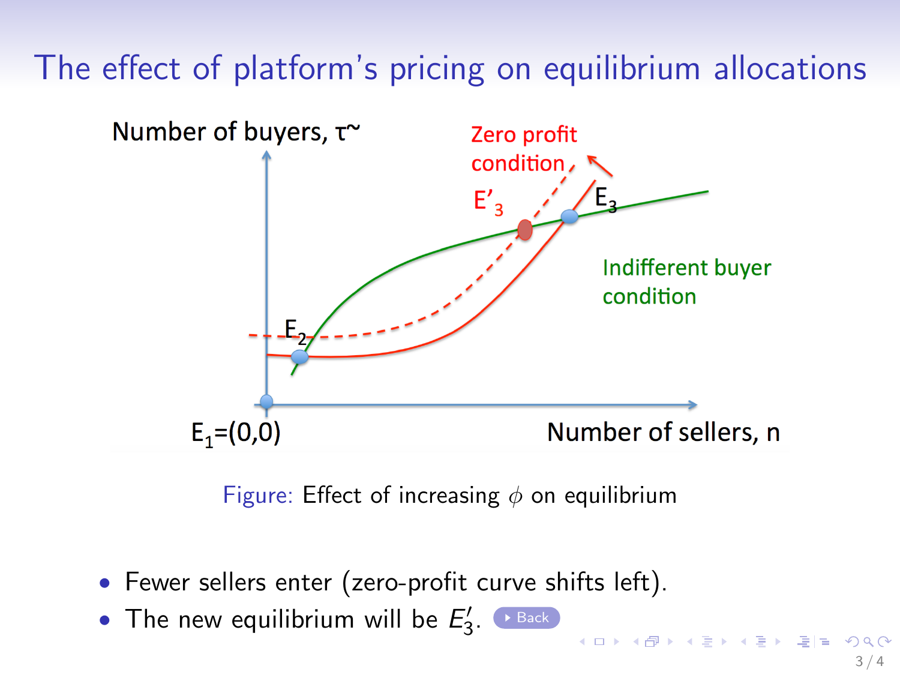# The effect of platform's pricing on equilibrium allocations

Figure: Effect of increasing $\phi$ on equilibrium

- Fewer sellers enter (zero-profit curve shifts left).
- The new equilibrium will be $E_3'$. Back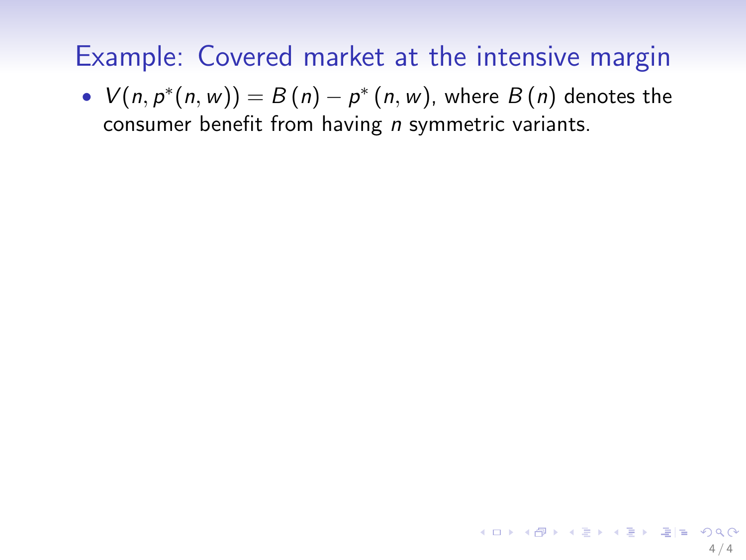# Example: Covered market at the intensive margin

- $V(n, p^*(n, w)) = B(n) - p^*(n, w)$, where $B(n)$ denotes the consumer benefit from having $n$ symmetric variants.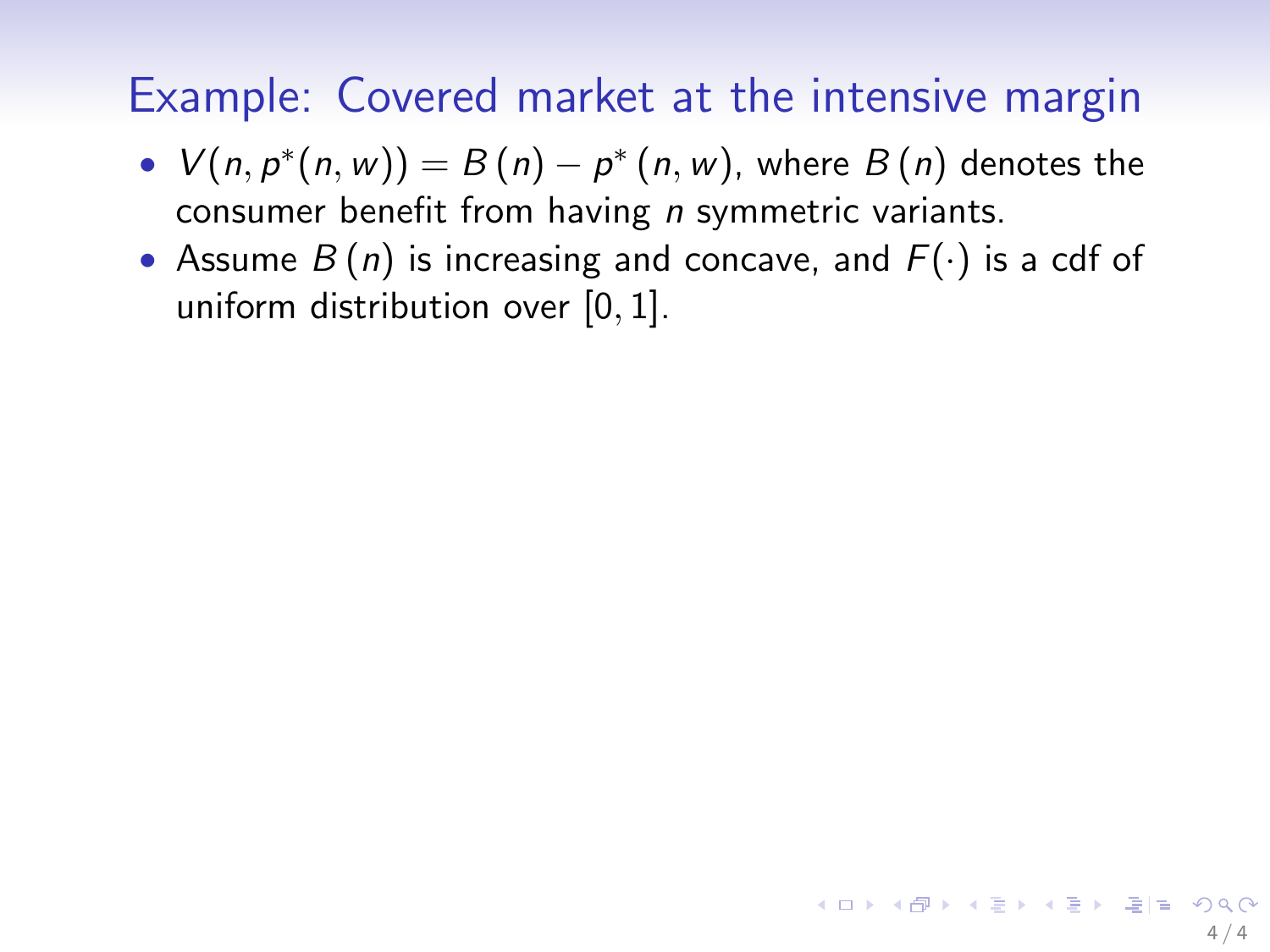# Example: Covered market at the intensive margin

- $V(n, p^*(n, w)) = B(n) - p^*(n, w)$, where $B(n)$ denotes the consumer benefit from having $n$ symmetric variants.
- Assume $B(n)$ is increasing and concave, and $F(\cdot)$ is a cdf of uniform distribution over $[0, 1]$.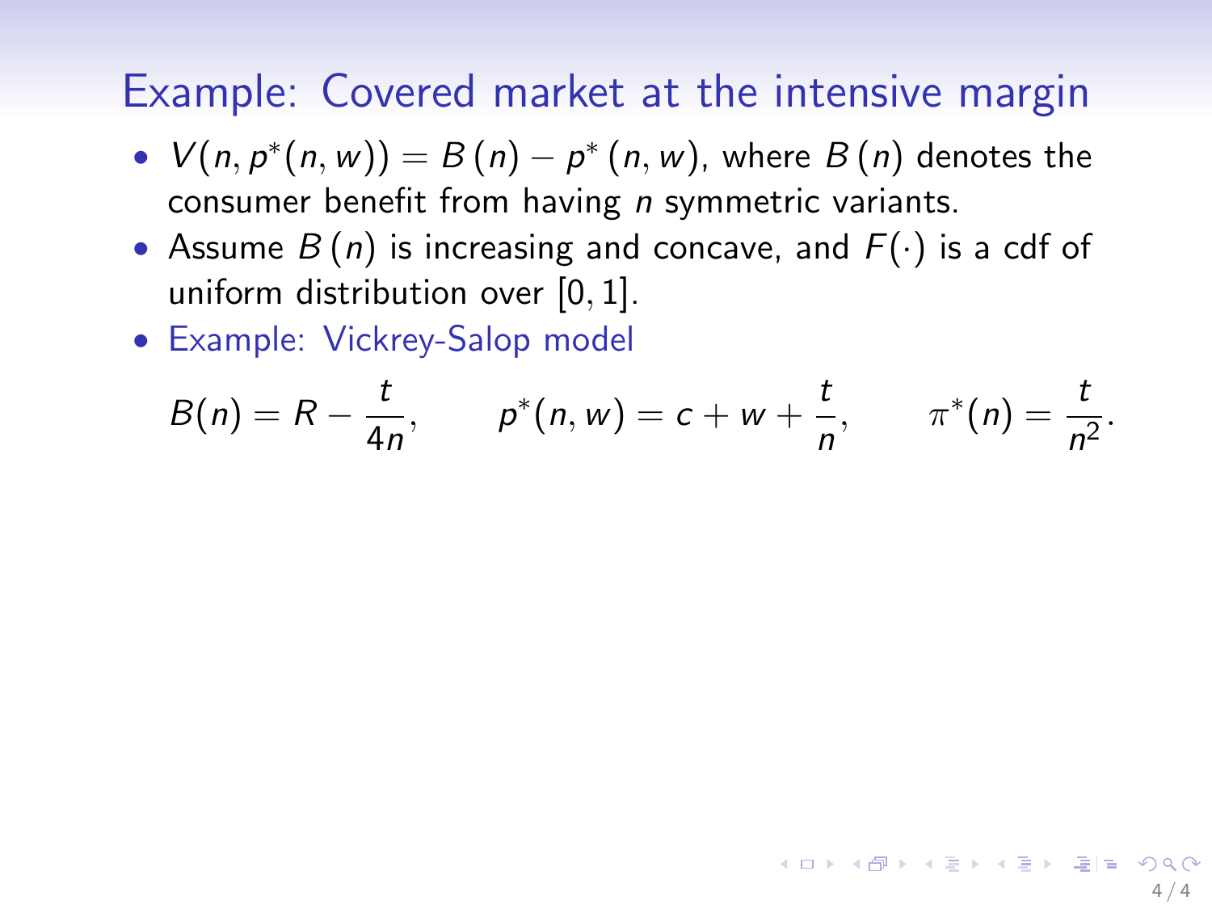## Example: Covered market at the intensive margin

- $V(n, p^*(n, w)) = B(n) - p^*(n, w)$, where $B(n)$ denotes the consumer benefit from having $n$ symmetric variants.
- Assume $B(n)$ is increasing and concave, and $F(\cdot)$ is a cdf of uniform distribution over $[0, 1]$.
- Example: Vickrey-Salop model

$$B(n) = R - \frac{t}{4n}, \qquad p^*(n, w) = c + w + \frac{t}{n}, \qquad \pi^*(n) = \frac{t}{n^2}.$$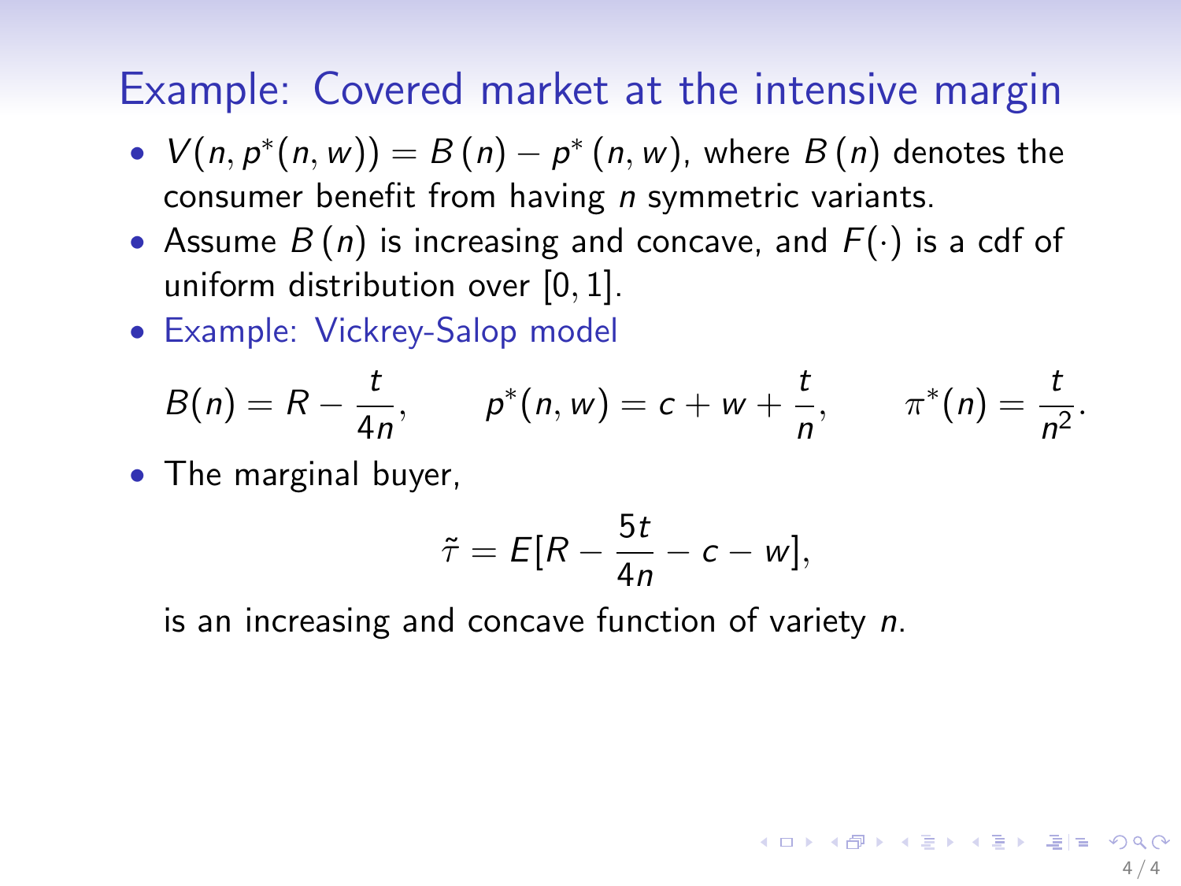## Example: Covered market at the intensive margin

- $V(n, p^*(n, w)) = B(n) - p^*(n, w)$, where $B(n)$ denotes the consumer benefit from having $n$ symmetric variants.
- Assume $B(n)$ is increasing and concave, and $F(\cdot)$ is a cdf of uniform distribution over $[0, 1]$.
- Example: Vickrey-Salop model

$$B(n) = R - \frac{t}{4n}, \qquad p^*(n, w) = c + w + \frac{t}{n}, \qquad \pi^*(n) = \frac{t}{n^2}.$$

- The marginal buyer,

$$\tilde{\tau} = E[R - \frac{5t}{4n} - c - w],$$

is an increasing and concave function of variety $n$.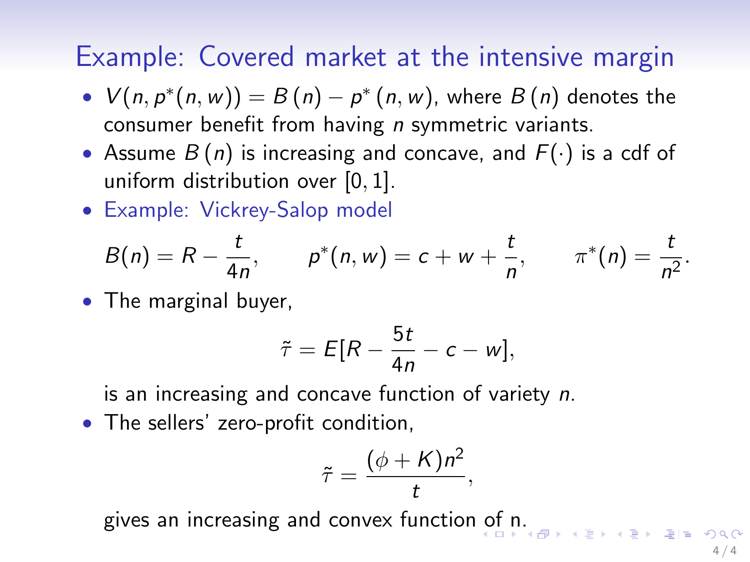# Example: Covered market at the intensive margin

- $V(n, p^*(n, w)) = B(n) - p^*(n, w)$, where $B(n)$ denotes the consumer benefit from having $n$ symmetric variants.
- Assume $B(n)$ is increasing and concave, and $F(\cdot)$ is a cdf of uniform distribution over $[0, 1]$.
- Example: Vickrey-Salop model

$$B(n) = R - \frac{t}{4n}, \qquad p^*(n, w) = c + w + \frac{t}{n}, \qquad \pi^*(n) = \frac{t}{n^2}.$$

- The marginal buyer,

$$\tilde{\tau} = E[R - \frac{5t}{4n} - c - w],$$

is an increasing and concave function of variety $n$.

- The sellers' zero-profit condition,

$$\tilde{\tau} = \frac{(\phi + K)n^2}{t},$$

gives an increasing and convex function of n.